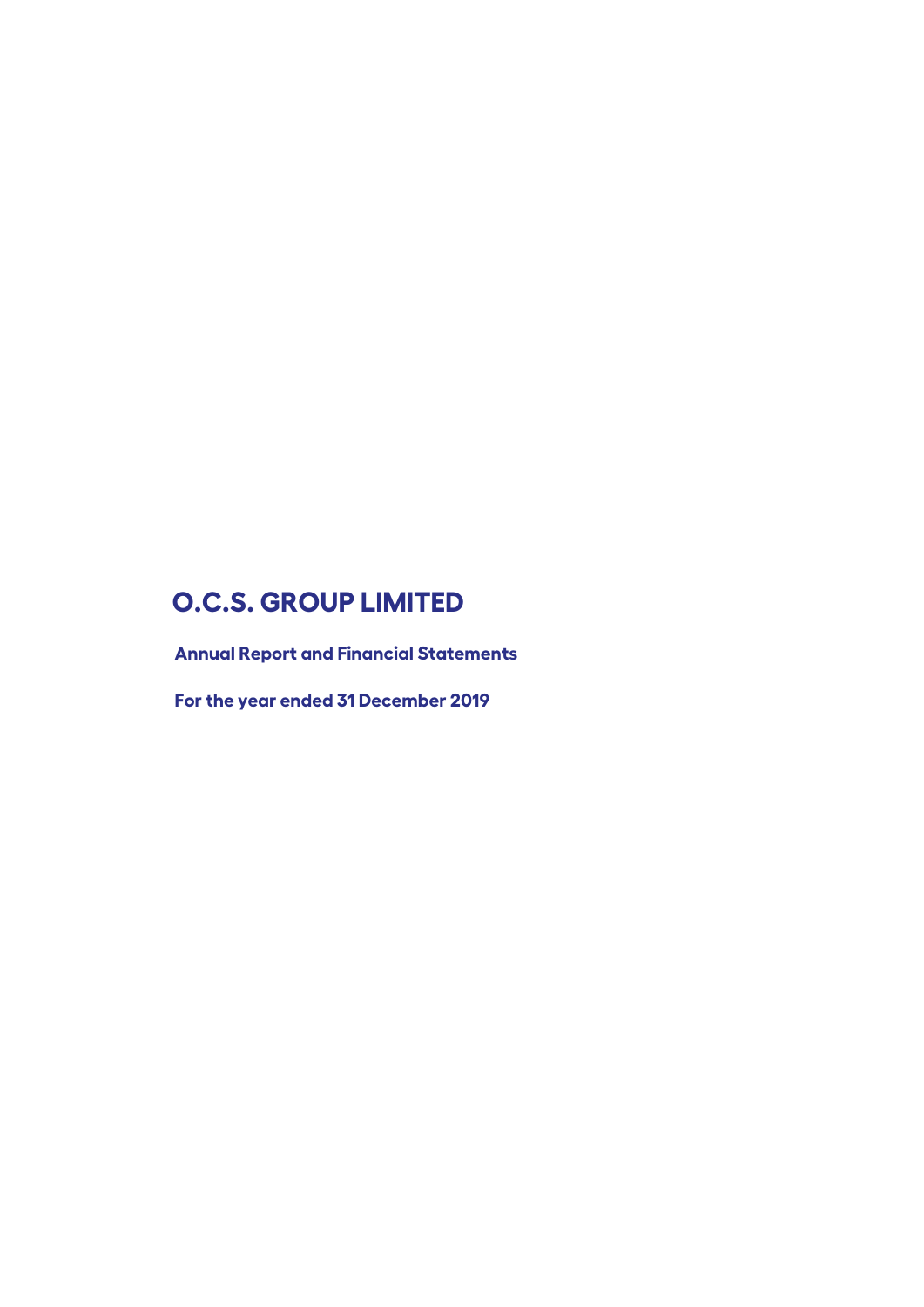# O.C.S. GROUP LIMITED

**Annual Report and Financial Statements**

**For the year ended 31 December 2019**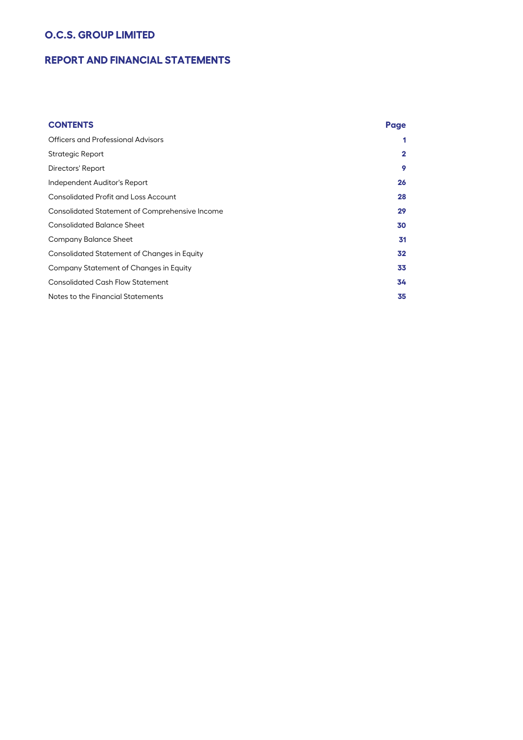# O.C.S. GROUP LIMITED

## REPORT AND FINANCIAL STATEMENTS

| CONTENTS | Page |
|---|---|
| Officers and Professional Advisors | 1 |
| Strategic Report | 2 |
| Directors' Report | 9 |
| Independent Auditor's Report | 26 |
| Consolidated Profit and Loss Account | 28 |
| Consolidated Statement of Comprehensive Income | 29 |
| Consolidated Balance Sheet | 30 |
| Company Balance Sheet | 31 |
| Consolidated Statement of Changes in Equity | 32 |
| Company Statement of Changes in Equity | 33 |
| Consolidated Cash Flow Statement | 34 |
| Notes to the Financial Statements | 35 |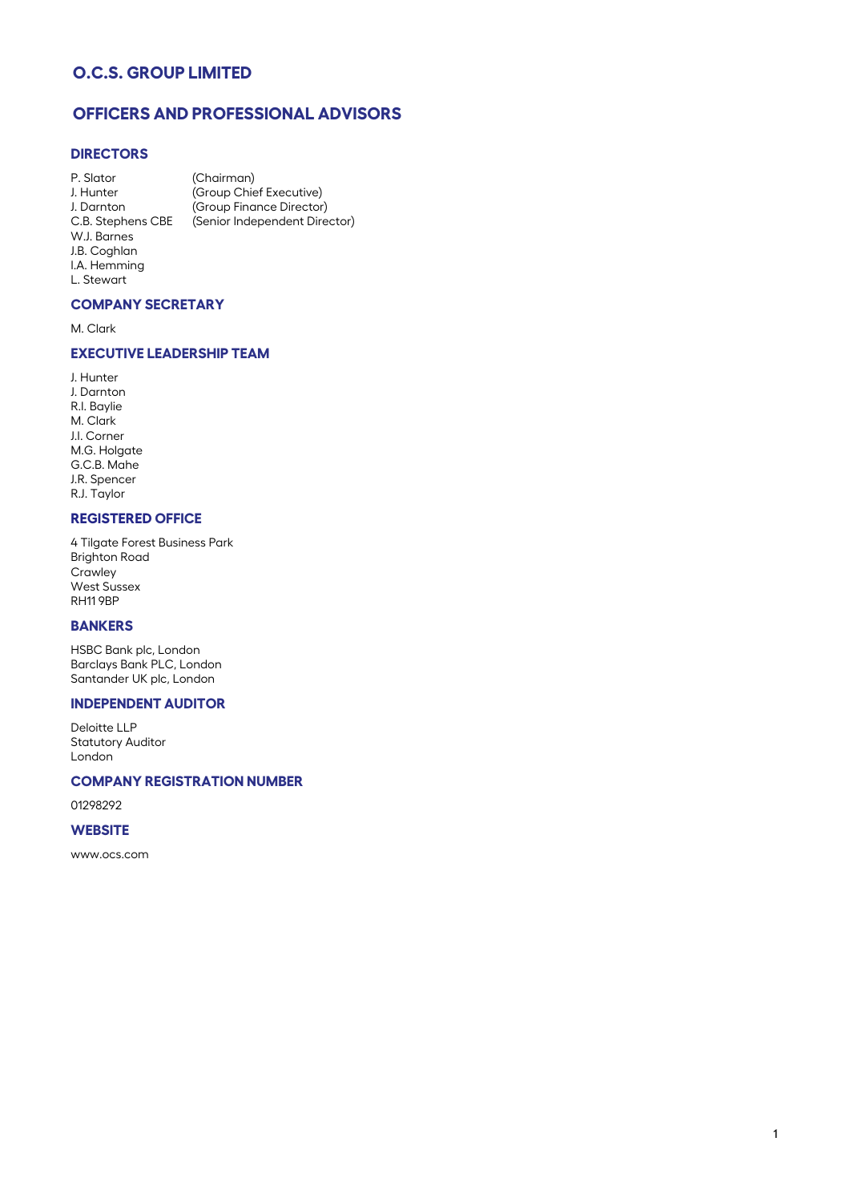# O.C.S. GROUP LIMITED

## OFFICERS AND PROFESSIONAL ADVISORS

### DIRECTORS

| | |
|---|---|
| P. Slator | (Chairman) |
| J. Hunter | (Group Chief Executive) |
| J. Darnton | (Group Finance Director) |
| C.B. Stephens CBE | (Senior Independent Director) |
| W.J. Barnes | |
| J.B. Coghlan | |
| I.A. Hemming | |
| L. Stewart | |

### COMPANY SECRETARY

M. Clark

### EXECUTIVE LEADERSHIP TEAM

J. Hunter
J. Darnton
R.I. Baylie
M. Clark
J.I. Corner
M.G. Holgate
G.C.B. Mahe
J.R. Spencer
R.J. Taylor

### REGISTERED OFFICE

4 Tilgate Forest Business Park
Brighton Road
Crawley
West Sussex
RH11 9BP

### BANKERS

HSBC Bank plc, London
Barclays Bank PLC, London
Santander UK plc, London

### INDEPENDENT AUDITOR

Deloitte LLP
Statutory Auditor
London

### COMPANY REGISTRATION NUMBER

01298292

### WEBSITE

www.ocs.com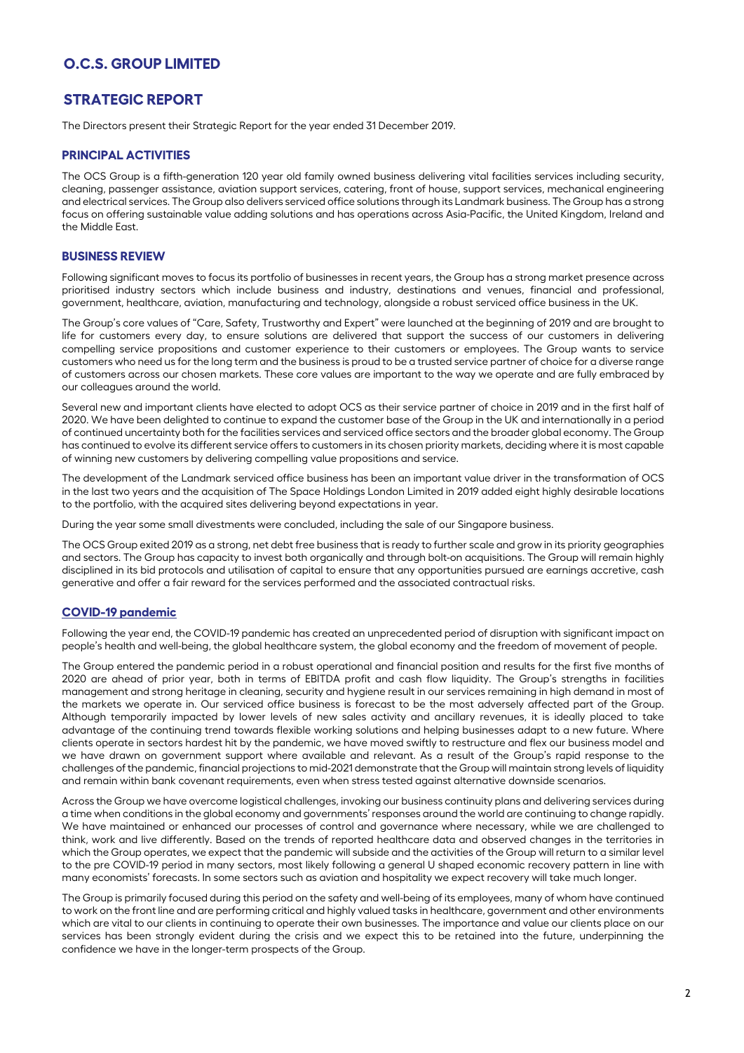# O.C.S. GROUP LIMITED

## STRATEGIC REPORT

The Directors present their Strategic Report for the year ended 31 December 2019.

### PRINCIPAL ACTIVITIES

The OCS Group is a fifth-generation 120 year old family owned business delivering vital facilities services including security, cleaning, passenger assistance, aviation support services, catering, front of house, support services, mechanical engineering and electrical services. The Group also delivers serviced office solutions through its Landmark business. The Group has a strong focus on offering sustainable value adding solutions and has operations across Asia-Pacific, the United Kingdom, Ireland and the Middle East.

### BUSINESS REVIEW

Following significant moves to focus its portfolio of businesses in recent years, the Group has a strong market presence across prioritised industry sectors which include business and industry, destinations and venues, financial and professional, government, healthcare, aviation, manufacturing and technology, alongside a robust serviced office business in the UK.

The Group's core values of "Care, Safety, Trustworthy and Expert" were launched at the beginning of 2019 and are brought to life for customers every day, to ensure solutions are delivered that support the success of our customers in delivering compelling service propositions and customer experience to their customers or employees. The Group wants to service customers who need us for the long term and the business is proud to be a trusted service partner of choice for a diverse range of customers across our chosen markets. These core values are important to the way we operate and are fully embraced by our colleagues around the world.

Several new and important clients have elected to adopt OCS as their service partner of choice in 2019 and in the first half of 2020. We have been delighted to continue to expand the customer base of the Group in the UK and internationally in a period of continued uncertainty both for the facilities services and serviced office sectors and the broader global economy. The Group has continued to evolve its different service offers to customers in its chosen priority markets, deciding where it is most capable of winning new customers by delivering compelling value propositions and service.

The development of the Landmark serviced office business has been an important value driver in the transformation of OCS in the last two years and the acquisition of The Space Holdings London Limited in 2019 added eight highly desirable locations to the portfolio, with the acquired sites delivering beyond expectations in year.

During the year some small divestments were concluded, including the sale of our Singapore business.

The OCS Group exited 2019 as a strong, net debt free business that is ready to further scale and grow in its priority geographies and sectors. The Group has capacity to invest both organically and through bolt-on acquisitions. The Group will remain highly disciplined in its bid protocols and utilisation of capital to ensure that any opportunities pursued are earnings accretive, cash generative and offer a fair reward for the services performed and the associated contractual risks.

### COVID-19 pandemic

Following the year end, the COVID-19 pandemic has created an unprecedented period of disruption with significant impact on people's health and well-being, the global healthcare system, the global economy and the freedom of movement of people.

The Group entered the pandemic period in a robust operational and financial position and results for the first five months of 2020 are ahead of prior year, both in terms of EBITDA profit and cash flow liquidity. The Group's strengths in facilities management and strong heritage in cleaning, security and hygiene result in our services remaining in high demand in most of the markets we operate in. Our serviced office business is forecast to be the most adversely affected part of the Group. Although temporarily impacted by lower levels of new sales activity and ancillary revenues, it is ideally placed to take advantage of the continuing trend towards flexible working solutions and helping businesses adapt to a new future. Where clients operate in sectors hardest hit by the pandemic, we have moved swiftly to restructure and flex our business model and we have drawn on government support where available and relevant. As a result of the Group's rapid response to the challenges of the pandemic, financial projections to mid-2021 demonstrate that the Group will maintain strong levels of liquidity and remain within bank covenant requirements, even when stress tested against alternative downside scenarios.

Across the Group we have overcome logistical challenges, invoking our business continuity plans and delivering services during a time when conditions in the global economy and governments' responses around the world are continuing to change rapidly. We have maintained or enhanced our processes of control and governance where necessary, while we are challenged to think, work and live differently. Based on the trends of reported healthcare data and observed changes in the territories in which the Group operates, we expect that the pandemic will subside and the activities of the Group will return to a similar level to the pre COVID-19 period in many sectors, most likely following a general U shaped economic recovery pattern in line with many economists' forecasts. In some sectors such as aviation and hospitality we expect recovery will take much longer.

The Group is primarily focused during this period on the safety and well-being of its employees, many of whom have continued to work on the front line and are performing critical and highly valued tasks in healthcare, government and other environments which are vital to our clients in continuing to operate their own businesses. The importance and value our clients place on our services has been strongly evident during the crisis and we expect this to be retained into the future, underpinning the confidence we have in the longer-term prospects of the Group.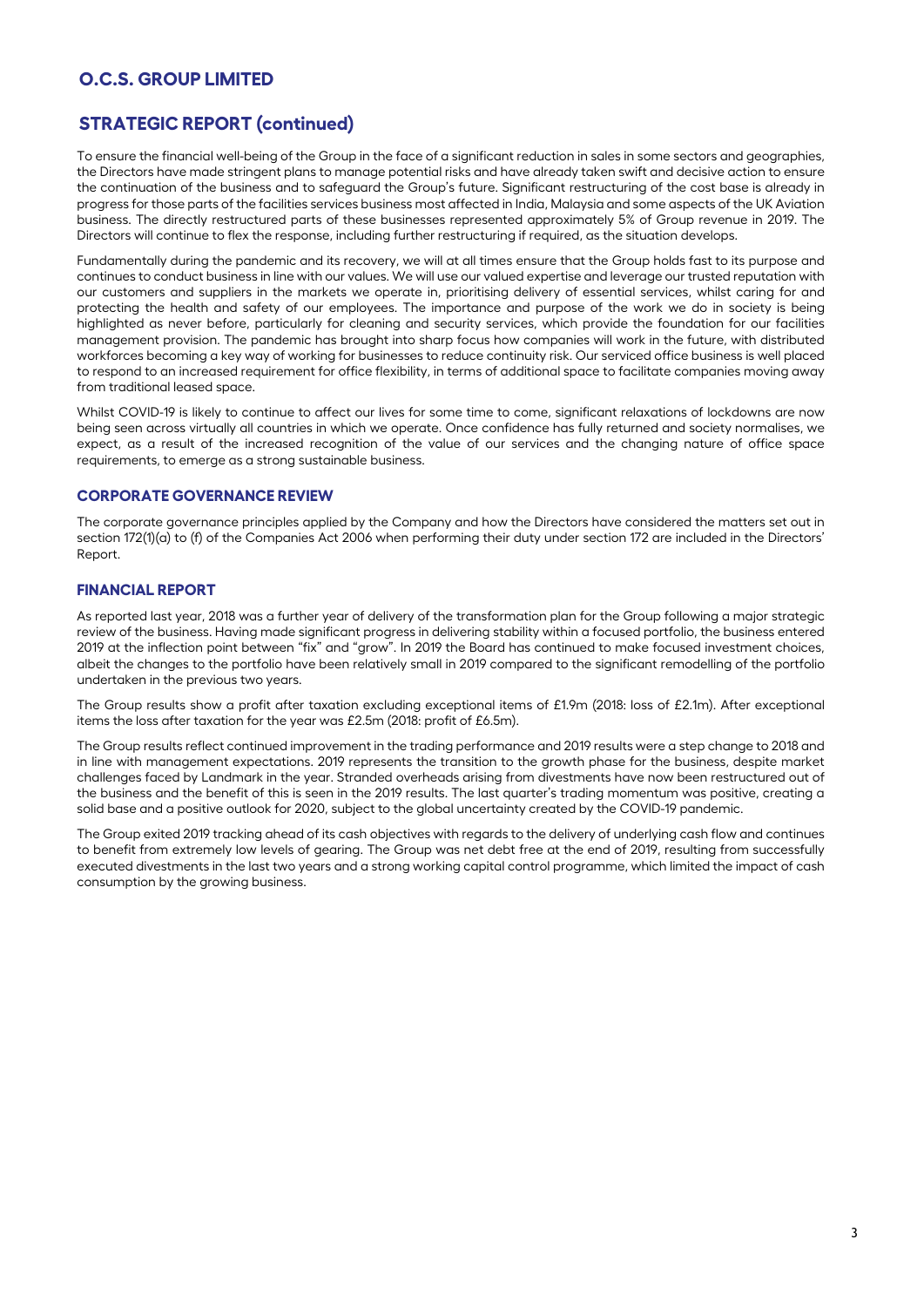# O.C.S. GROUP LIMITED

## STRATEGIC REPORT (continued)

To ensure the financial well-being of the Group in the face of a significant reduction in sales in some sectors and geographies, the Directors have made stringent plans to manage potential risks and have already taken swift and decisive action to ensure the continuation of the business and to safeguard the Group's future. Significant restructuring of the cost base is already in progress for those parts of the facilities services business most affected in India, Malaysia and some aspects of the UK Aviation business. The directly restructured parts of these businesses represented approximately 5% of Group revenue in 2019. The Directors will continue to flex the response, including further restructuring if required, as the situation develops.

Fundamentally during the pandemic and its recovery, we will at all times ensure that the Group holds fast to its purpose and continues to conduct business in line with our values. We will use our valued expertise and leverage our trusted reputation with our customers and suppliers in the markets we operate in, prioritising delivery of essential services, whilst caring for and protecting the health and safety of our employees. The importance and purpose of the work we do in society is being highlighted as never before, particularly for cleaning and security services, which provide the foundation for our facilities management provision. The pandemic has brought into sharp focus how companies will work in the future, with distributed workforces becoming a key way of working for businesses to reduce continuity risk. Our serviced office business is well placed to respond to an increased requirement for office flexibility, in terms of additional space to facilitate companies moving away from traditional leased space.

Whilst COVID-19 is likely to continue to affect our lives for some time to come, significant relaxations of lockdowns are now being seen across virtually all countries in which we operate. Once confidence has fully returned and society normalises, we expect, as a result of the increased recognition of the value of our services and the changing nature of office space requirements, to emerge as a strong sustainable business.

### CORPORATE GOVERNANCE REVIEW

The corporate governance principles applied by the Company and how the Directors have considered the matters set out in section 172(1)(a) to (f) of the Companies Act 2006 when performing their duty under section 172 are included in the Directors' Report.

### FINANCIAL REPORT

As reported last year, 2018 was a further year of delivery of the transformation plan for the Group following a major strategic review of the business. Having made significant progress in delivering stability within a focused portfolio, the business entered 2019 at the inflection point between "fix" and "grow". In 2019 the Board has continued to make focused investment choices, albeit the changes to the portfolio have been relatively small in 2019 compared to the significant remodelling of the portfolio undertaken in the previous two years.

The Group results show a profit after taxation excluding exceptional items of £1.9m (2018: loss of £2.1m). After exceptional items the loss after taxation for the year was £2.5m (2018: profit of £6.5m).

The Group results reflect continued improvement in the trading performance and 2019 results were a step change to 2018 and in line with management expectations. 2019 represents the transition to the growth phase for the business, despite market challenges faced by Landmark in the year. Stranded overheads arising from divestments have now been restructured out of the business and the benefit of this is seen in the 2019 results. The last quarter's trading momentum was positive, creating a solid base and a positive outlook for 2020, subject to the global uncertainty created by the COVID-19 pandemic.

The Group exited 2019 tracking ahead of its cash objectives with regards to the delivery of underlying cash flow and continues to benefit from extremely low levels of gearing. The Group was net debt free at the end of 2019, resulting from successfully executed divestments in the last two years and a strong working capital control programme, which limited the impact of cash consumption by the growing business.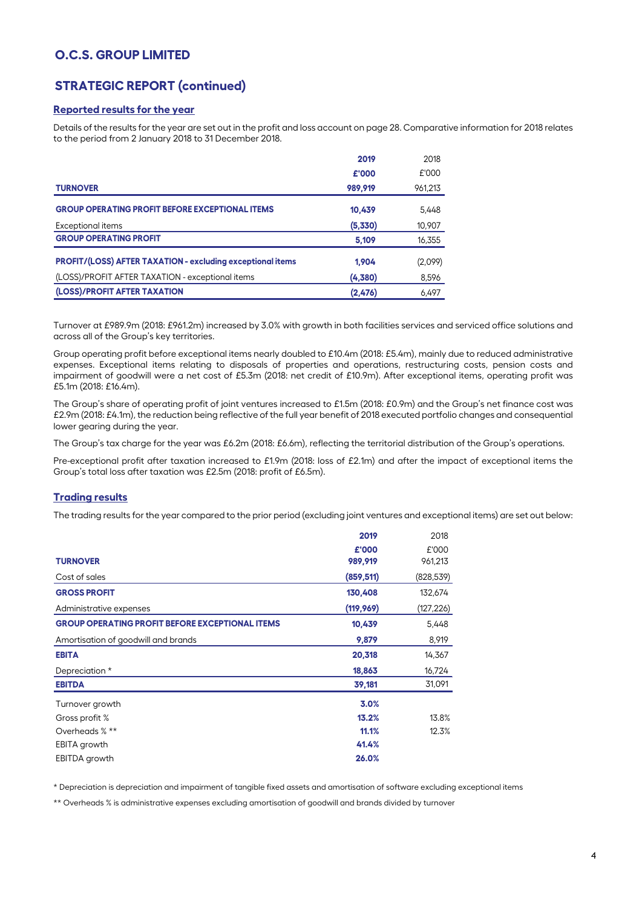# O.C.S. GROUP LIMITED

## STRATEGIC REPORT (continued)

### Reported results for the year

Details of the results for the year are set out in the profit and loss account on page 28. Comparative information for 2018 relates to the period from 2 January 2018 to 31 December 2018.

| | 2019 | 2018 |
|---|---|---|
| | £'000 | £'000 |
| **TURNOVER** | **989,919** | 961,213 |
| **GROUP OPERATING PROFIT BEFORE EXCEPTIONAL ITEMS** | **10,439** | 5,448 |
| Exceptional items | **(5,330)** | 10,907 |
| **GROUP OPERATING PROFIT** | **5,109** | 16,355 |
| **PROFIT/(LOSS) AFTER TAXATION - excluding exceptional items** | **1,904** | (2,099) |
| (LOSS)/PROFIT AFTER TAXATION - exceptional items | **(4,380)** | 8,596 |
| **(LOSS)/PROFIT AFTER TAXATION** | **(2,476)** | 6,497 |

Turnover at £989.9m (2018: £961.2m) increased by 3.0% with growth in both facilities services and serviced office solutions and across all of the Group's key territories.

Group operating profit before exceptional items nearly doubled to £10.4m (2018: £5.4m), mainly due to reduced administrative expenses. Exceptional items relating to disposals of properties and operations, restructuring costs, pension costs and impairment of goodwill were a net cost of £5.3m (2018: net credit of £10.9m). After exceptional items, operating profit was £5.1m (2018: £16.4m).

The Group's share of operating profit of joint ventures increased to £1.5m (2018: £0.9m) and the Group's net finance cost was £2.9m (2018: £4.1m), the reduction being reflective of the full year benefit of 2018 executed portfolio changes and consequential lower gearing during the year.

The Group's tax charge for the year was £6.2m (2018: £6.6m), reflecting the territorial distribution of the Group's operations.

Pre-exceptional profit after taxation increased to £1.9m (2018: loss of £2.1m) and after the impact of exceptional items the Group's total loss after taxation was £2.5m (2018: profit of £6.5m).

### Trading results

The trading results for the year compared to the prior period (excluding joint ventures and exceptional items) are set out below:

| | 2019 | 2018 |
|---|---|---|
| | £'000 | £'000 |
| **TURNOVER** | **989,919** | 961,213 |
| Cost of sales | **(859,511)** | (828,539) |
| **GROSS PROFIT** | **130,408** | 132,674 |
| Administrative expenses | **(119,969)** | (127,226) |
| **GROUP OPERATING PROFIT BEFORE EXCEPTIONAL ITEMS** | **10,439** | 5,448 |
| Amortisation of goodwill and brands | **9,879** | 8,919 |
| **EBITA** | **20,318** | 14,367 |
| Depreciation * | **18,863** | 16,724 |
| **EBITDA** | **39,181** | 31,091 |
| Turnover growth | **3.0%** | |
| Gross profit % | **13.2%** | 13.8% |
| Overheads % ** | **11.1%** | 12.3% |
| EBITA growth | **41.4%** | |
| EBITDA growth | **26.0%** | |

\* Depreciation is depreciation and impairment of tangible fixed assets and amortisation of software excluding exceptional items

\*\* Overheads % is administrative expenses excluding amortisation of goodwill and brands divided by turnover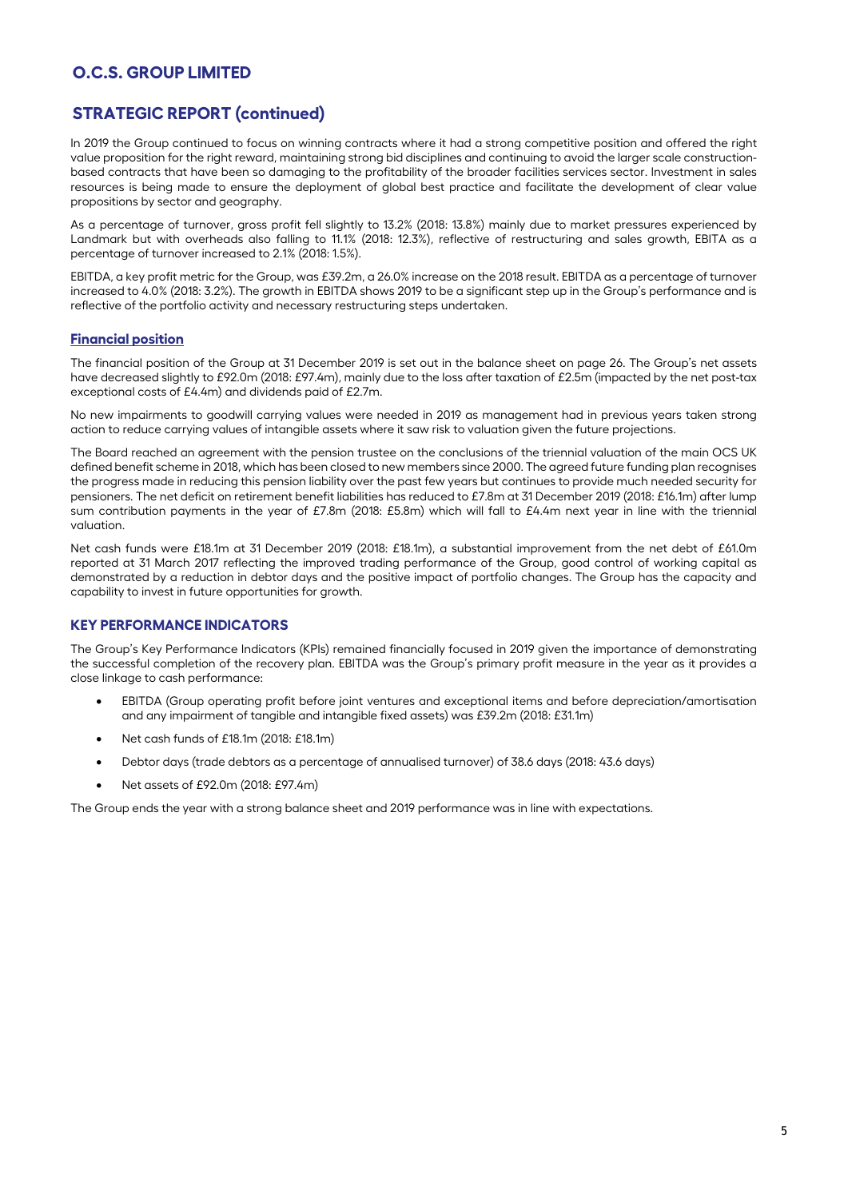# O.C.S. GROUP LIMITED

## STRATEGIC REPORT (continued)

In 2019 the Group continued to focus on winning contracts where it had a strong competitive position and offered the right value proposition for the right reward, maintaining strong bid disciplines and continuing to avoid the larger scale construction-based contracts that have been so damaging to the profitability of the broader facilities services sector. Investment in sales resources is being made to ensure the deployment of global best practice and facilitate the development of clear value propositions by sector and geography.

As a percentage of turnover, gross profit fell slightly to 13.2% (2018: 13.8%) mainly due to market pressures experienced by Landmark but with overheads also falling to 11.1% (2018: 12.3%), reflective of restructuring and sales growth, EBITA as a percentage of turnover increased to 2.1% (2018: 1.5%).

EBITDA, a key profit metric for the Group, was £39.2m, a 26.0% increase on the 2018 result. EBITDA as a percentage of turnover increased to 4.0% (2018: 3.2%). The growth in EBITDA shows 2019 to be a significant step up in the Group's performance and is reflective of the portfolio activity and necessary restructuring steps undertaken.

### Financial position

The financial position of the Group at 31 December 2019 is set out in the balance sheet on page 26. The Group's net assets have decreased slightly to £92.0m (2018: £97.4m), mainly due to the loss after taxation of £2.5m (impacted by the net post-tax exceptional costs of £4.4m) and dividends paid of £2.7m.

No new impairments to goodwill carrying values were needed in 2019 as management had in previous years taken strong action to reduce carrying values of intangible assets where it saw risk to valuation given the future projections.

The Board reached an agreement with the pension trustee on the conclusions of the triennial valuation of the main OCS UK defined benefit scheme in 2018, which has been closed to new members since 2000. The agreed future funding plan recognises the progress made in reducing this pension liability over the past few years but continues to provide much needed security for pensioners. The net deficit on retirement benefit liabilities has reduced to £7.8m at 31 December 2019 (2018: £16.1m) after lump sum contribution payments in the year of £7.8m (2018: £5.8m) which will fall to £4.4m next year in line with the triennial valuation.

Net cash funds were £18.1m at 31 December 2019 (2018: £18.1m), a substantial improvement from the net debt of £61.0m reported at 31 March 2017 reflecting the improved trading performance of the Group, good control of working capital as demonstrated by a reduction in debtor days and the positive impact of portfolio changes. The Group has the capacity and capability to invest in future opportunities for growth.

### KEY PERFORMANCE INDICATORS

The Group's Key Performance Indicators (KPIs) remained financially focused in 2019 given the importance of demonstrating the successful completion of the recovery plan. EBITDA was the Group's primary profit measure in the year as it provides a close linkage to cash performance:

- EBITDA (Group operating profit before joint ventures and exceptional items and before depreciation/amortisation and any impairment of tangible and intangible fixed assets) was £39.2m (2018: £31.1m)
- Net cash funds of £18.1m (2018: £18.1m)
- Debtor days (trade debtors as a percentage of annualised turnover) of 38.6 days (2018: 43.6 days)
- Net assets of £92.0m (2018: £97.4m)

The Group ends the year with a strong balance sheet and 2019 performance was in line with expectations.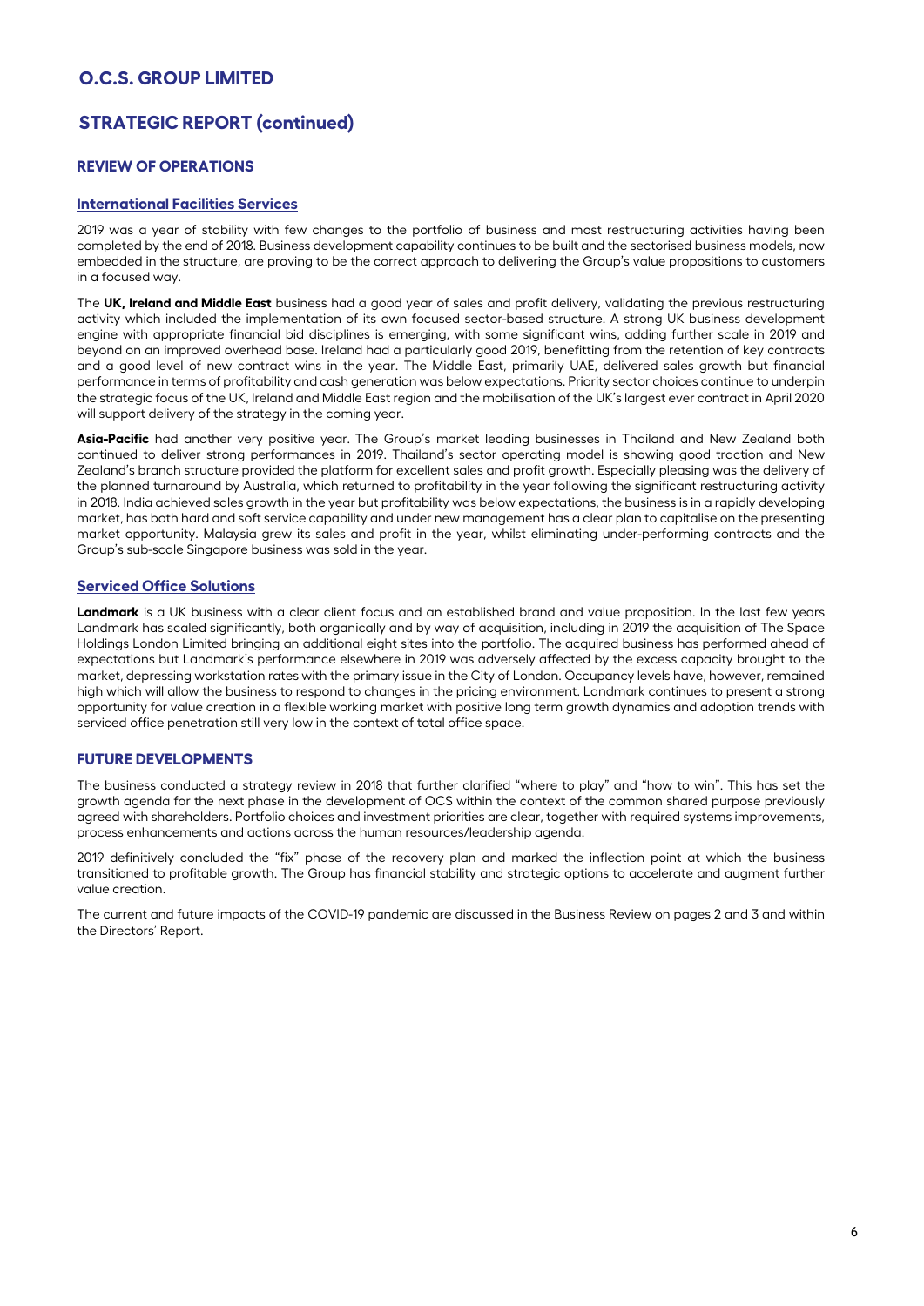# O.C.S. GROUP LIMITED

## STRATEGIC REPORT (continued)

### REVIEW OF OPERATIONS

#### International Facilities Services

2019 was a year of stability with few changes to the portfolio of business and most restructuring activities having been completed by the end of 2018. Business development capability continues to be built and the sectorised business models, now embedded in the structure, are proving to be the correct approach to delivering the Group's value propositions to customers in a focused way.

The **UK, Ireland and Middle East** business had a good year of sales and profit delivery, validating the previous restructuring activity which included the implementation of its own focused sector-based structure. A strong UK business development engine with appropriate financial bid disciplines is emerging, with some significant wins, adding further scale in 2019 and beyond on an improved overhead base. Ireland had a particularly good 2019, benefitting from the retention of key contracts and a good level of new contract wins in the year. The Middle East, primarily UAE, delivered sales growth but financial performance in terms of profitability and cash generation was below expectations. Priority sector choices continue to underpin the strategic focus of the UK, Ireland and Middle East region and the mobilisation of the UK's largest ever contract in April 2020 will support delivery of the strategy in the coming year.

**Asia-Pacific** had another very positive year. The Group's market leading businesses in Thailand and New Zealand both continued to deliver strong performances in 2019. Thailand's sector operating model is showing good traction and New Zealand's branch structure provided the platform for excellent sales and profit growth. Especially pleasing was the delivery of the planned turnaround by Australia, which returned to profitability in the year following the significant restructuring activity in 2018. India achieved sales growth in the year but profitability was below expectations, the business is in a rapidly developing market, has both hard and soft service capability and under new management has a clear plan to capitalise on the presenting market opportunity. Malaysia grew its sales and profit in the year, whilst eliminating under-performing contracts and the Group's sub-scale Singapore business was sold in the year.

#### Serviced Office Solutions

**Landmark** is a UK business with a clear client focus and an established brand and value proposition. In the last few years Landmark has scaled significantly, both organically and by way of acquisition, including in 2019 the acquisition of The Space Holdings London Limited bringing an additional eight sites into the portfolio. The acquired business has performed ahead of expectations but Landmark's performance elsewhere in 2019 was adversely affected by the excess capacity brought to the market, depressing workstation rates with the primary issue in the City of London. Occupancy levels have, however, remained high which will allow the business to respond to changes in the pricing environment. Landmark continues to present a strong opportunity for value creation in a flexible working market with positive long term growth dynamics and adoption trends with serviced office penetration still very low in the context of total office space.

### FUTURE DEVELOPMENTS

The business conducted a strategy review in 2018 that further clarified "where to play" and "how to win". This has set the growth agenda for the next phase in the development of OCS within the context of the common shared purpose previously agreed with shareholders. Portfolio choices and investment priorities are clear, together with required systems improvements, process enhancements and actions across the human resources/leadership agenda.

2019 definitively concluded the "fix" phase of the recovery plan and marked the inflection point at which the business transitioned to profitable growth. The Group has financial stability and strategic options to accelerate and augment further value creation.

The current and future impacts of the COVID-19 pandemic are discussed in the Business Review on pages 2 and 3 and within the Directors' Report.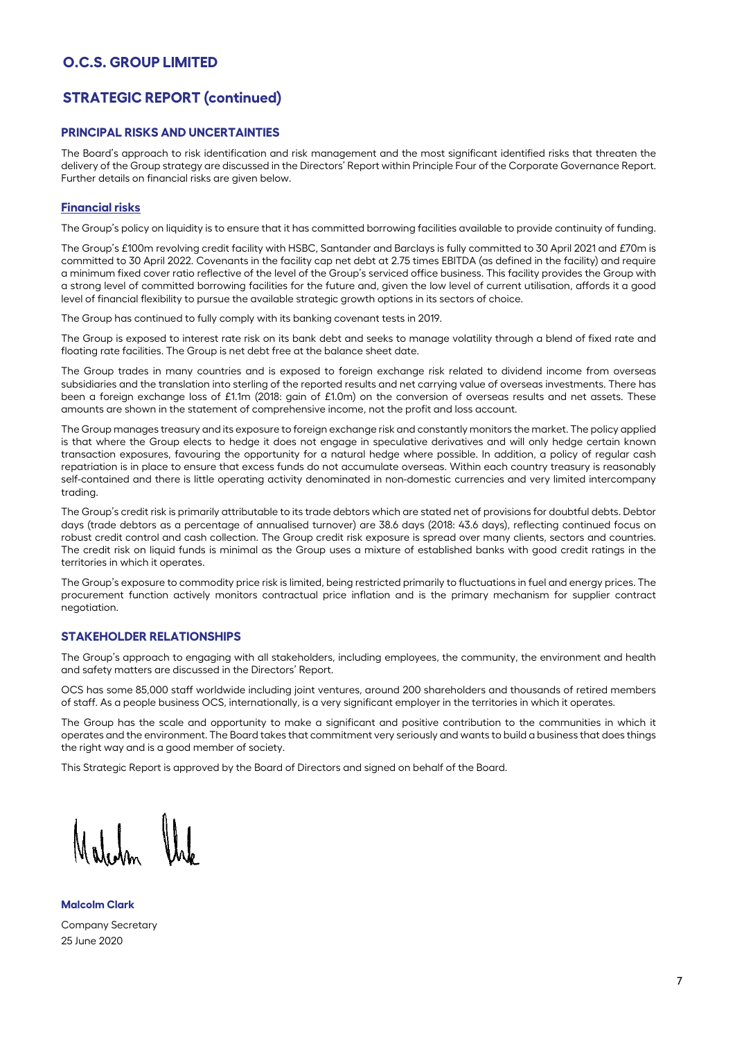# O.C.S. GROUP LIMITED

## STRATEGIC REPORT (continued)

### PRINCIPAL RISKS AND UNCERTAINTIES

The Board's approach to risk identification and risk management and the most significant identified risks that threaten the delivery of the Group strategy are discussed in the Directors' Report within Principle Four of the Corporate Governance Report. Further details on financial risks are given below.

#### Financial risks

The Group's policy on liquidity is to ensure that it has committed borrowing facilities available to provide continuity of funding.

The Group's £100m revolving credit facility with HSBC, Santander and Barclays is fully committed to 30 April 2021 and £70m is committed to 30 April 2022. Covenants in the facility cap net debt at 2.75 times EBITDA (as defined in the facility) and require a minimum fixed cover ratio reflective of the level of the Group's serviced office business. This facility provides the Group with a strong level of committed borrowing facilities for the future and, given the low level of current utilisation, affords it a good level of financial flexibility to pursue the available strategic growth options in its sectors of choice.

The Group has continued to fully comply with its banking covenant tests in 2019.

The Group is exposed to interest rate risk on its bank debt and seeks to manage volatility through a blend of fixed rate and floating rate facilities. The Group is net debt free at the balance sheet date.

The Group trades in many countries and is exposed to foreign exchange risk related to dividend income from overseas subsidiaries and the translation into sterling of the reported results and net carrying value of overseas investments. There has been a foreign exchange loss of £1.1m (2018: gain of £1.0m) on the conversion of overseas results and net assets. These amounts are shown in the statement of comprehensive income, not the profit and loss account.

The Group manages treasury and its exposure to foreign exchange risk and constantly monitors the market. The policy applied is that where the Group elects to hedge it does not engage in speculative derivatives and will only hedge certain known transaction exposures, favouring the opportunity for a natural hedge where possible. In addition, a policy of regular cash repatriation is in place to ensure that excess funds do not accumulate overseas. Within each country treasury is reasonably self-contained and there is little operating activity denominated in non-domestic currencies and very limited intercompany trading.

The Group's credit risk is primarily attributable to its trade debtors which are stated net of provisions for doubtful debts. Debtor days (trade debtors as a percentage of annualised turnover) are 38.6 days (2018: 43.6 days), reflecting continued focus on robust credit control and cash collection. The Group credit risk exposure is spread over many clients, sectors and countries. The credit risk on liquid funds is minimal as the Group uses a mixture of established banks with good credit ratings in the territories in which it operates.

The Group's exposure to commodity price risk is limited, being restricted primarily to fluctuations in fuel and energy prices. The procurement function actively monitors contractual price inflation and is the primary mechanism for supplier contract negotiation.

### STAKEHOLDER RELATIONSHIPS

The Group's approach to engaging with all stakeholders, including employees, the community, the environment and health and safety matters are discussed in the Directors' Report.

OCS has some 85,000 staff worldwide including joint ventures, around 200 shareholders and thousands of retired members of staff. As a people business OCS, internationally, is a very significant employer in the territories in which it operates.

The Group has the scale and opportunity to make a significant and positive contribution to the communities in which it operates and the environment. The Board takes that commitment very seriously and wants to build a business that does things the right way and is a good member of society.

This Strategic Report is approved by the Board of Directors and signed on behalf of the Board.

**Malcolm Clark**
Company Secretary
25 June 2020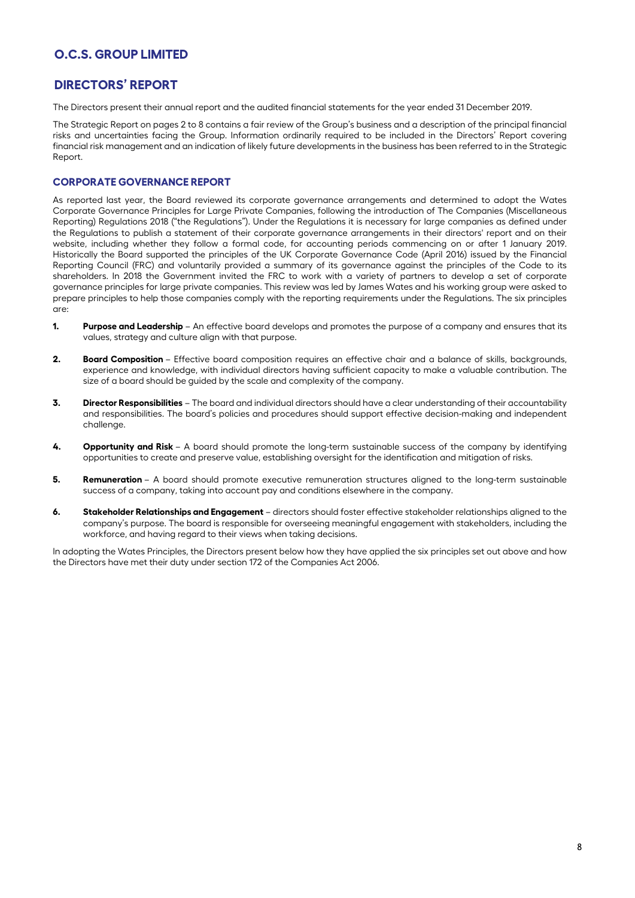# O.C.S. GROUP LIMITED

## DIRECTORS' REPORT

The Directors present their annual report and the audited financial statements for the year ended 31 December 2019.

The Strategic Report on pages 2 to 8 contains a fair review of the Group's business and a description of the principal financial risks and uncertainties facing the Group. Information ordinarily required to be included in the Directors' Report covering financial risk management and an indication of likely future developments in the business has been referred to in the Strategic Report.

### CORPORATE GOVERNANCE REPORT

As reported last year, the Board reviewed its corporate governance arrangements and determined to adopt the Wates Corporate Governance Principles for Large Private Companies, following the introduction of The Companies (Miscellaneous Reporting) Regulations 2018 ("the Regulations"). Under the Regulations it is necessary for large companies as defined under the Regulations to publish a statement of their corporate governance arrangements in their directors' report and on their website, including whether they follow a formal code, for accounting periods commencing on or after 1 January 2019. Historically the Board supported the principles of the UK Corporate Governance Code (April 2016) issued by the Financial Reporting Council (FRC) and voluntarily provided a summary of its governance against the principles of the Code to its shareholders. In 2018 the Government invited the FRC to work with a variety of partners to develop a set of corporate governance principles for large private companies. This review was led by James Wates and his working group were asked to prepare principles to help those companies comply with the reporting requirements under the Regulations. The six principles are:

1. **Purpose and Leadership** – An effective board develops and promotes the purpose of a company and ensures that its values, strategy and culture align with that purpose.

2. **Board Composition** – Effective board composition requires an effective chair and a balance of skills, backgrounds, experience and knowledge, with individual directors having sufficient capacity to make a valuable contribution. The size of a board should be guided by the scale and complexity of the company.

3. **Director Responsibilities** – The board and individual directors should have a clear understanding of their accountability and responsibilities. The board's policies and procedures should support effective decision-making and independent challenge.

4. **Opportunity and Risk** – A board should promote the long-term sustainable success of the company by identifying opportunities to create and preserve value, establishing oversight for the identification and mitigation of risks.

5. **Remuneration** – A board should promote executive remuneration structures aligned to the long-term sustainable success of a company, taking into account pay and conditions elsewhere in the company.

6. **Stakeholder Relationships and Engagement** – directors should foster effective stakeholder relationships aligned to the company's purpose. The board is responsible for overseeing meaningful engagement with stakeholders, including the workforce, and having regard to their views when taking decisions.

In adopting the Wates Principles, the Directors present below how they have applied the six principles set out above and how the Directors have met their duty under section 172 of the Companies Act 2006.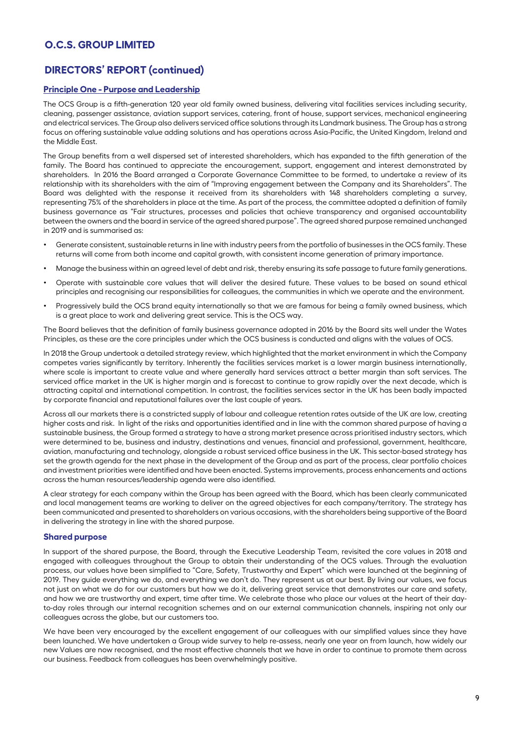# O.C.S. GROUP LIMITED

## DIRECTORS' REPORT (continued)

### Principle One - Purpose and Leadership

The OCS Group is a fifth-generation 120 year old family owned business, delivering vital facilities services including security, cleaning, passenger assistance, aviation support services, catering, front of house, support services, mechanical engineering and electrical services. The Group also delivers serviced office solutions through its Landmark business. The Group has a strong focus on offering sustainable value adding solutions and has operations across Asia-Pacific, the United Kingdom, Ireland and the Middle East.

The Group benefits from a well dispersed set of interested shareholders, which has expanded to the fifth generation of the family. The Board has continued to appreciate the encouragement, support, engagement and interest demonstrated by shareholders. In 2016 the Board arranged a Corporate Governance Committee to be formed, to undertake a review of its relationship with its shareholders with the aim of "Improving engagement between the Company and its Shareholders". The Board was delighted with the response it received from its shareholders with 148 shareholders completing a survey, representing 75% of the shareholders in place at the time. As part of the process, the committee adopted a definition of family business governance as "Fair structures, processes and policies that achieve transparency and organised accountability between the owners and the board in service of the agreed shared purpose". The agreed shared purpose remained unchanged in 2019 and is summarised as:

- Generate consistent, sustainable returns in line with industry peers from the portfolio of businesses in the OCS family. These returns will come from both income and capital growth, with consistent income generation of primary importance.
- Manage the business within an agreed level of debt and risk, thereby ensuring its safe passage to future family generations.
- Operate with sustainable core values that will deliver the desired future. These values to be based on sound ethical principles and recognising our responsibilities for colleagues, the communities in which we operate and the environment.
- Progressively build the OCS brand equity internationally so that we are famous for being a family owned business, which is a great place to work and delivering great service. This is the OCS way.

The Board believes that the definition of family business governance adopted in 2016 by the Board sits well under the Wates Principles, as these are the core principles under which the OCS business is conducted and aligns with the values of OCS.

In 2018 the Group undertook a detailed strategy review, which highlighted that the market environment in which the Company competes varies significantly by territory. Inherently the facilities services market is a lower margin business internationally, where scale is important to create value and where generally hard services attract a better margin than soft services. The serviced office market in the UK is higher margin and is forecast to continue to grow rapidly over the next decade, which is attracting capital and international competition. In contrast, the facilities services sector in the UK has been badly impacted by corporate financial and reputational failures over the last couple of years.

Across all our markets there is a constricted supply of labour and colleague retention rates outside of the UK are low, creating higher costs and risk. In light of the risks and opportunities identified and in line with the common shared purpose of having a sustainable business, the Group formed a strategy to have a strong market presence across prioritised industry sectors, which were determined to be, business and industry, destinations and venues, financial and professional, government, healthcare, aviation, manufacturing and technology, alongside a robust serviced office business in the UK. This sector-based strategy has set the growth agenda for the next phase in the development of the Group and as part of the process, clear portfolio choices and investment priorities were identified and have been enacted. Systems improvements, process enhancements and actions across the human resources/leadership agenda were also identified.

A clear strategy for each company within the Group has been agreed with the Board, which has been clearly communicated and local management teams are working to deliver on the agreed objectives for each company/territory. The strategy has been communicated and presented to shareholders on various occasions, with the shareholders being supportive of the Board in delivering the strategy in line with the shared purpose.

### Shared purpose

In support of the shared purpose, the Board, through the Executive Leadership Team, revisited the core values in 2018 and engaged with colleagues throughout the Group to obtain their understanding of the OCS values. Through the evaluation process, our values have been simplified to "Care, Safety, Trustworthy and Expert" which were launched at the beginning of 2019. They guide everything we do, and everything we don't do. They represent us at our best. By living our values, we focus not just on what we do for our customers but how we do it, delivering great service that demonstrates our care and safety, and how we are trustworthy and expert, time after time. We celebrate those who place our values at the heart of their day-to-day roles through our internal recognition schemes and on our external communication channels, inspiring not only our colleagues across the globe, but our customers too.

We have been very encouraged by the excellent engagement of our colleagues with our simplified values since they have been launched. We have undertaken a Group wide survey to help re-assess, nearly one year on from launch, how widely our new Values are now recognised, and the most effective channels that we have in order to continue to promote them across our business. Feedback from colleagues has been overwhelmingly positive.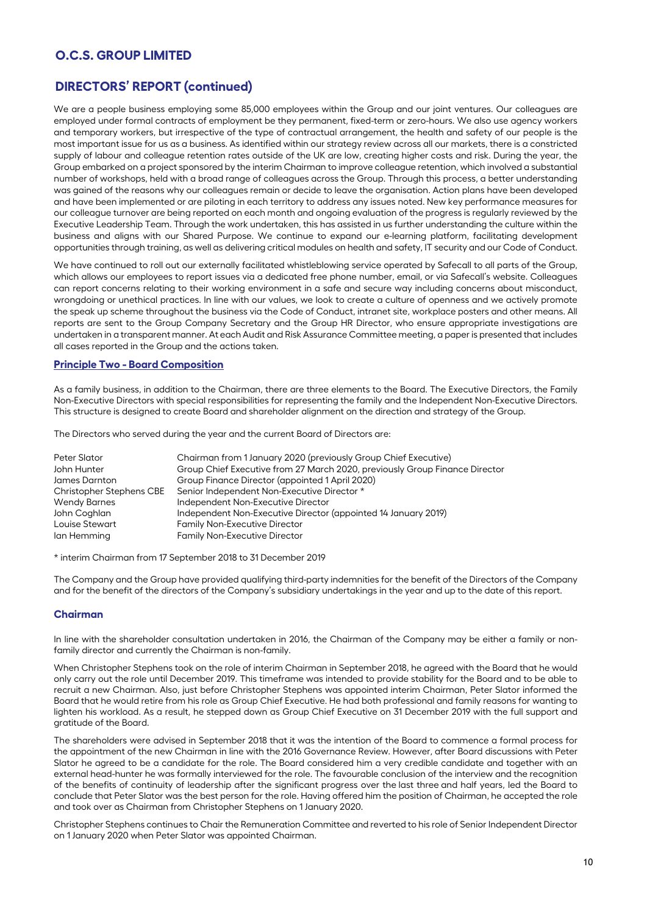# O.C.S. GROUP LIMITED

## DIRECTORS' REPORT (continued)

We are a people business employing some 85,000 employees within the Group and our joint ventures. Our colleagues are employed under formal contracts of employment be they permanent, fixed-term or zero-hours. We also use agency workers and temporary workers, but irrespective of the type of contractual arrangement, the health and safety of our people is the most important issue for us as a business. As identified within our strategy review across all our markets, there is a constricted supply of labour and colleague retention rates outside of the UK are low, creating higher costs and risk. During the year, the Group embarked on a project sponsored by the interim Chairman to improve colleague retention, which involved a substantial number of workshops, held with a broad range of colleagues across the Group. Through this process, a better understanding was gained of the reasons why our colleagues remain or decide to leave the organisation. Action plans have been developed and have been implemented or are piloting in each territory to address any issues noted. New key performance measures for our colleague turnover are being reported on each month and ongoing evaluation of the progress is regularly reviewed by the Executive Leadership Team. Through the work undertaken, this has assisted in us further understanding the culture within the business and aligns with our Shared Purpose. We continue to expand our e-learning platform, facilitating development opportunities through training, as well as delivering critical modules on health and safety, IT security and our Code of Conduct.

We have continued to roll out our externally facilitated whistleblowing service operated by Safecall to all parts of the Group, which allows our employees to report issues via a dedicated free phone number, email, or via Safecall's website. Colleagues can report concerns relating to their working environment in a safe and secure way including concerns about misconduct, wrongdoing or unethical practices. In line with our values, we look to create a culture of openness and we actively promote the speak up scheme throughout the business via the Code of Conduct, intranet site, workplace posters and other means. All reports are sent to the Group Company Secretary and the Group HR Director, who ensure appropriate investigations are undertaken in a transparent manner. At each Audit and Risk Assurance Committee meeting, a paper is presented that includes all cases reported in the Group and the actions taken.

### Principle Two - Board Composition

As a family business, in addition to the Chairman, there are three elements to the Board. The Executive Directors, the Family Non-Executive Directors with special responsibilities for representing the family and the Independent Non-Executive Directors. This structure is designed to create Board and shareholder alignment on the direction and strategy of the Group.

The Directors who served during the year and the current Board of Directors are:

| | |
|---|---|
| Peter Slator | Chairman from 1 January 2020 (previously Group Chief Executive) |
| John Hunter | Group Chief Executive from 27 March 2020, previously Group Finance Director |
| James Darnton | Group Finance Director (appointed 1 April 2020) |
| Christopher Stephens CBE | Senior Independent Non-Executive Director * |
| Wendy Barnes | Independent Non-Executive Director |
| John Coghlan | Independent Non-Executive Director (appointed 14 January 2019) |
| Louise Stewart | Family Non-Executive Director |
| Ian Hemming | Family Non-Executive Director |

* interim Chairman from 17 September 2018 to 31 December 2019

The Company and the Group have provided qualifying third-party indemnities for the benefit of the Directors of the Company and for the benefit of the directors of the Company's subsidiary undertakings in the year and up to the date of this report.

### Chairman

In line with the shareholder consultation undertaken in 2016, the Chairman of the Company may be either a family or non-family director and currently the Chairman is non-family.

When Christopher Stephens took on the role of interim Chairman in September 2018, he agreed with the Board that he would only carry out the role until December 2019. This timeframe was intended to provide stability for the Board and to be able to recruit a new Chairman. Also, just before Christopher Stephens was appointed interim Chairman, Peter Slator informed the Board that he would retire from his role as Group Chief Executive. He had both professional and family reasons for wanting to lighten his workload. As a result, he stepped down as Group Chief Executive on 31 December 2019 with the full support and gratitude of the Board.

The shareholders were advised in September 2018 that it was the intention of the Board to commence a formal process for the appointment of the new Chairman in line with the 2016 Governance Review. However, after Board discussions with Peter Slator he agreed to be a candidate for the role. The Board considered him a very credible candidate and together with an external head-hunter he was formally interviewed for the role. The favourable conclusion of the interview and the recognition of the benefits of continuity of leadership after the significant progress over the last three and half years, led the Board to conclude that Peter Slator was the best person for the role. Having offered him the position of Chairman, he accepted the role and took over as Chairman from Christopher Stephens on 1 January 2020.

Christopher Stephens continues to Chair the Remuneration Committee and reverted to his role of Senior Independent Director on 1 January 2020 when Peter Slator was appointed Chairman.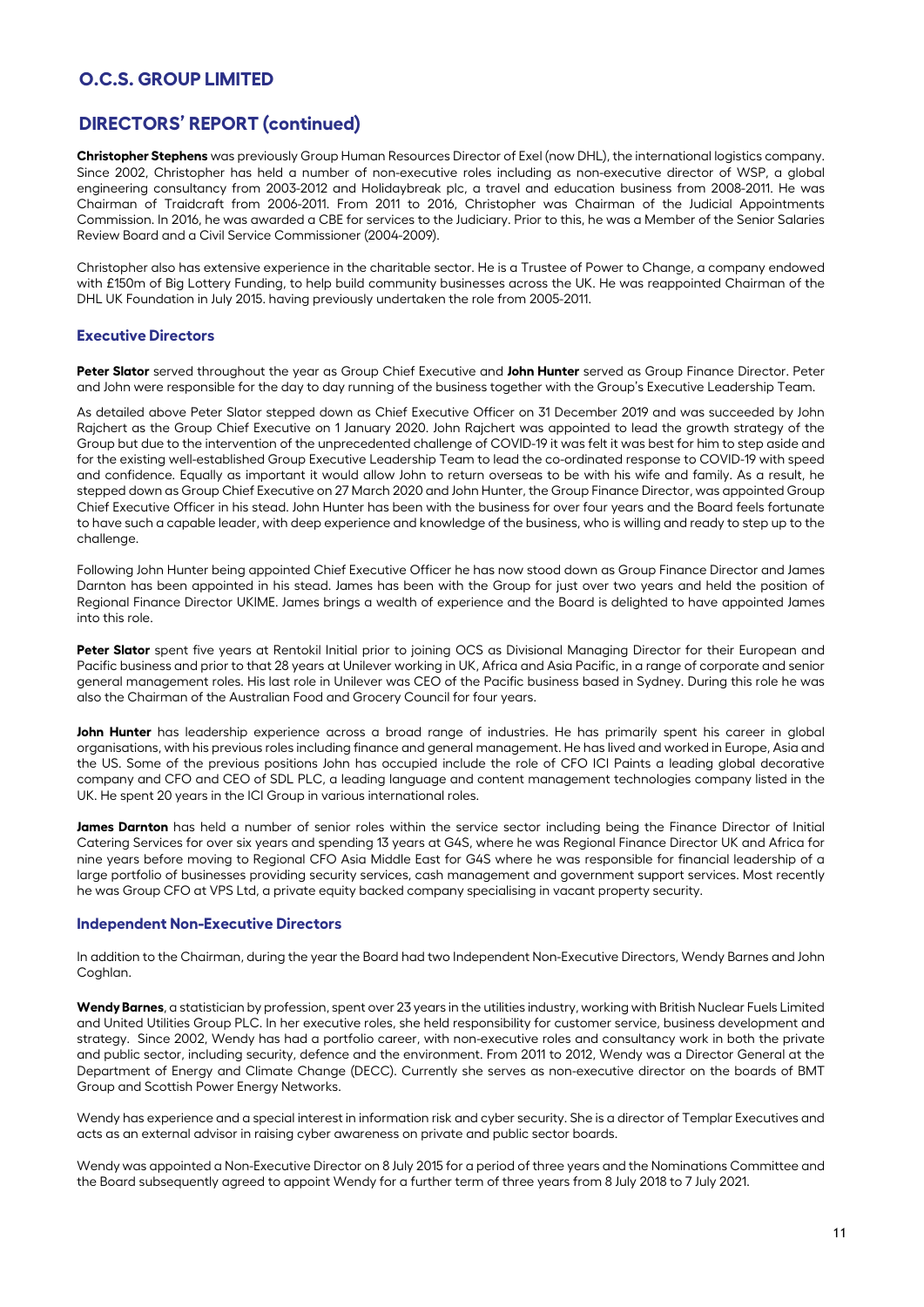## DIRECTORS' REPORT (continued)

**Christopher Stephens** was previously Group Human Resources Director of Exel (now DHL), the international logistics company. Since 2002, Christopher has held a number of non-executive roles including as non-executive director of WSP, a global engineering consultancy from 2003-2012 and Holidaybreak plc, a travel and education business from 2008-2011. He was Chairman of Traidcraft from 2006-2011. From 2011 to 2016, Christopher was Chairman of the Judicial Appointments Commission. In 2016, he was awarded a CBE for services to the Judiciary. Prior to this, he was a Member of the Senior Salaries Review Board and a Civil Service Commissioner (2004-2009).

Christopher also has extensive experience in the charitable sector. He is a Trustee of Power to Change, a company endowed with £150m of Big Lottery Funding, to help build community businesses across the UK. He was reappointed Chairman of the DHL UK Foundation in July 2015. having previously undertaken the role from 2005-2011.

### Executive Directors

**Peter Slator** served throughout the year as Group Chief Executive and **John Hunter** served as Group Finance Director. Peter and John were responsible for the day to day running of the business together with the Group's Executive Leadership Team.

As detailed above Peter Slator stepped down as Chief Executive Officer on 31 December 2019 and was succeeded by John Rajchert as the Group Chief Executive on 1 January 2020. John Rajchert was appointed to lead the growth strategy of the Group but due to the intervention of the unprecedented challenge of COVID-19 it was felt it was best for him to step aside and for the existing well-established Group Executive Leadership Team to lead the co-ordinated response to COVID-19 with speed and confidence. Equally as important it would allow John to return overseas to be with his wife and family. As a result, he stepped down as Group Chief Executive on 27 March 2020 and John Hunter, the Group Finance Director, was appointed Group Chief Executive Officer in his stead. John Hunter has been with the business for over four years and the Board feels fortunate to have such a capable leader, with deep experience and knowledge of the business, who is willing and ready to step up to the challenge.

Following John Hunter being appointed Chief Executive Officer he has now stood down as Group Finance Director and James Darnton has been appointed in his stead. James has been with the Group for just over two years and held the position of Regional Finance Director UKIME. James brings a wealth of experience and the Board is delighted to have appointed James into this role.

**Peter Slator** spent five years at Rentokil Initial prior to joining OCS as Divisional Managing Director for their European and Pacific business and prior to that 28 years at Unilever working in UK, Africa and Asia Pacific, in a range of corporate and senior general management roles. His last role in Unilever was CEO of the Pacific business based in Sydney. During this role he was also the Chairman of the Australian Food and Grocery Council for four years.

**John Hunter** has leadership experience across a broad range of industries. He has primarily spent his career in global organisations, with his previous roles including finance and general management. He has lived and worked in Europe, Asia and the US. Some of the previous positions John has occupied include the role of CFO ICI Paints a leading global decorative company and CFO and CEO of SDL PLC, a leading language and content management technologies company listed in the UK. He spent 20 years in the ICI Group in various international roles.

**James Darnton** has held a number of senior roles within the service sector including being the Finance Director of Initial Catering Services for over six years and spending 13 years at G4S, where he was Regional Finance Director UK and Africa for nine years before moving to Regional CFO Asia Middle East for G4S where he was responsible for financial leadership of a large portfolio of businesses providing security services, cash management and government support services. Most recently he was Group CFO at VPS Ltd, a private equity backed company specialising in vacant property security.

### Independent Non-Executive Directors

In addition to the Chairman, during the year the Board had two Independent Non-Executive Directors, Wendy Barnes and John Coghlan.

**Wendy Barnes**, a statistician by profession, spent over 23 years in the utilities industry, working with British Nuclear Fuels Limited and United Utilities Group PLC. In her executive roles, she held responsibility for customer service, business development and strategy. Since 2002, Wendy has had a portfolio career, with non-executive roles and consultancy work in both the private and public sector, including security, defence and the environment. From 2011 to 2012, Wendy was a Director General at the Department of Energy and Climate Change (DECC). Currently she serves as non-executive director on the boards of BMT Group and Scottish Power Energy Networks.

Wendy has experience and a special interest in information risk and cyber security. She is a director of Templar Executives and acts as an external advisor in raising cyber awareness on private and public sector boards.

Wendy was appointed a Non-Executive Director on 8 July 2015 for a period of three years and the Nominations Committee and the Board subsequently agreed to appoint Wendy for a further term of three years from 8 July 2018 to 7 July 2021.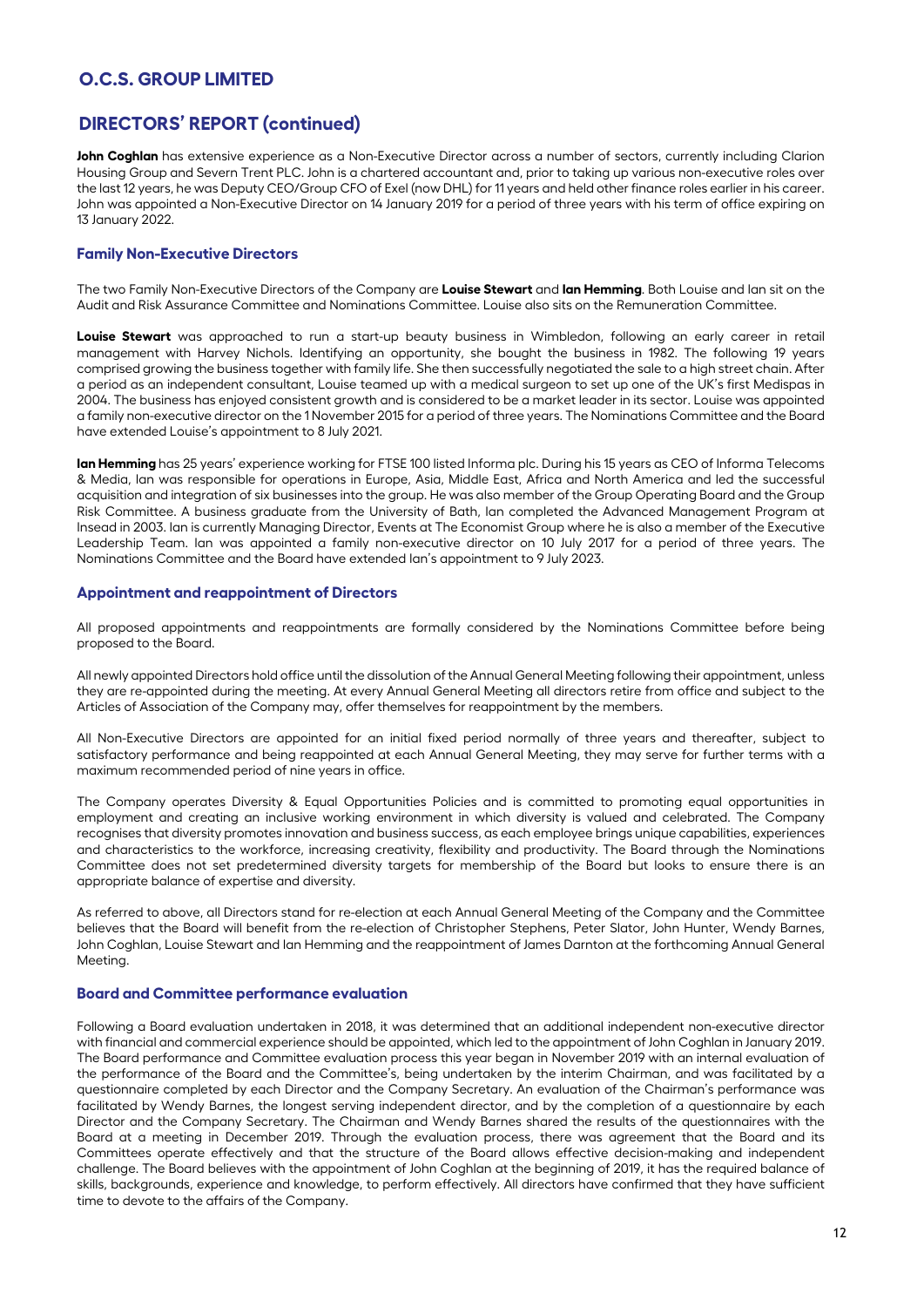# O.C.S. GROUP LIMITED

## DIRECTORS' REPORT (continued)

**John Coghlan** has extensive experience as a Non-Executive Director across a number of sectors, currently including Clarion Housing Group and Severn Trent PLC. John is a chartered accountant and, prior to taking up various non-executive roles over the last 12 years, he was Deputy CEO/Group CFO of Exel (now DHL) for 11 years and held other finance roles earlier in his career. John was appointed a Non-Executive Director on 14 January 2019 for a period of three years with his term of office expiring on 13 January 2022.

### Family Non-Executive Directors

The two Family Non-Executive Directors of the Company are **Louise Stewart** and **Ian Hemming**. Both Louise and Ian sit on the Audit and Risk Assurance Committee and Nominations Committee. Louise also sits on the Remuneration Committee.

**Louise Stewart** was approached to run a start-up beauty business in Wimbledon, following an early career in retail management with Harvey Nichols. Identifying an opportunity, she bought the business in 1982. The following 19 years comprised growing the business together with family life. She then successfully negotiated the sale to a high street chain. After a period as an independent consultant, Louise teamed up with a medical surgeon to set up one of the UK's first Medispas in 2004. The business has enjoyed consistent growth and is considered to be a market leader in its sector. Louise was appointed a family non-executive director on the 1 November 2015 for a period of three years. The Nominations Committee and the Board have extended Louise's appointment to 8 July 2021.

**Ian Hemming** has 25 years' experience working for FTSE 100 listed Informa plc. During his 15 years as CEO of Informa Telecoms & Media, Ian was responsible for operations in Europe, Asia, Middle East, Africa and North America and led the successful acquisition and integration of six businesses into the group. He was also member of the Group Operating Board and the Group Risk Committee. A business graduate from the University of Bath, Ian completed the Advanced Management Program at Insead in 2003. Ian is currently Managing Director, Events at The Economist Group where he is also a member of the Executive Leadership Team. Ian was appointed a family non-executive director on 10 July 2017 for a period of three years. The Nominations Committee and the Board have extended Ian's appointment to 9 July 2023.

### Appointment and reappointment of Directors

All proposed appointments and reappointments are formally considered by the Nominations Committee before being proposed to the Board.

All newly appointed Directors hold office until the dissolution of the Annual General Meeting following their appointment, unless they are re-appointed during the meeting. At every Annual General Meeting all directors retire from office and subject to the Articles of Association of the Company may, offer themselves for reappointment by the members.

All Non-Executive Directors are appointed for an initial fixed period normally of three years and thereafter, subject to satisfactory performance and being reappointed at each Annual General Meeting, they may serve for further terms with a maximum recommended period of nine years in office.

The Company operates Diversity & Equal Opportunities Policies and is committed to promoting equal opportunities in employment and creating an inclusive working environment in which diversity is valued and celebrated. The Company recognises that diversity promotes innovation and business success, as each employee brings unique capabilities, experiences and characteristics to the workforce, increasing creativity, flexibility and productivity. The Board through the Nominations Committee does not set predetermined diversity targets for membership of the Board but looks to ensure there is an appropriate balance of expertise and diversity.

As referred to above, all Directors stand for re-election at each Annual General Meeting of the Company and the Committee believes that the Board will benefit from the re-election of Christopher Stephens, Peter Slator, John Hunter, Wendy Barnes, John Coghlan, Louise Stewart and Ian Hemming and the reappointment of James Darnton at the forthcoming Annual General Meeting.

### Board and Committee performance evaluation

Following a Board evaluation undertaken in 2018, it was determined that an additional independent non-executive director with financial and commercial experience should be appointed, which led to the appointment of John Coghlan in January 2019. The Board performance and Committee evaluation process this year began in November 2019 with an internal evaluation of the performance of the Board and the Committee's, being undertaken by the interim Chairman, and was facilitated by a questionnaire completed by each Director and the Company Secretary. An evaluation of the Chairman's performance was facilitated by Wendy Barnes, the longest serving independent director, and by the completion of a questionnaire by each Director and the Company Secretary. The Chairman and Wendy Barnes shared the results of the questionnaires with the Board at a meeting in December 2019. Through the evaluation process, there was agreement that the Board and its Committees operate effectively and that the structure of the Board allows effective decision-making and independent challenge. The Board believes with the appointment of John Coghlan at the beginning of 2019, it has the required balance of skills, backgrounds, experience and knowledge, to perform effectively. All directors have confirmed that they have sufficient time to devote to the affairs of the Company.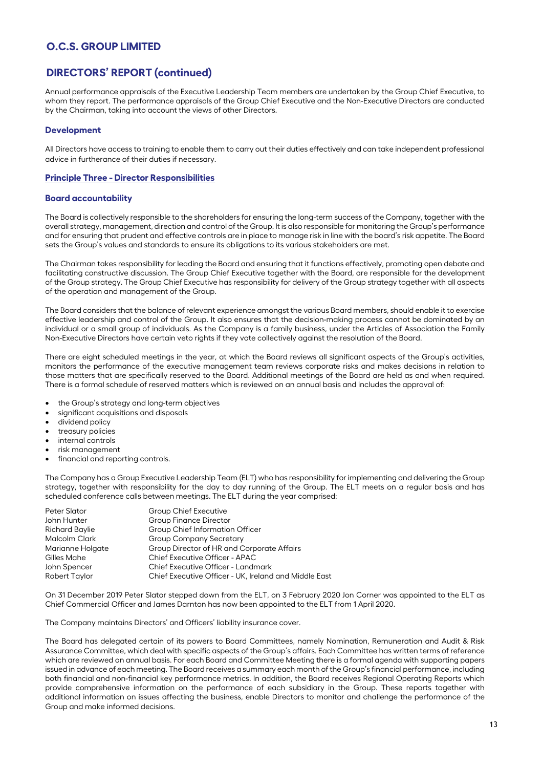# O.C.S. GROUP LIMITED

## DIRECTORS' REPORT (continued)

Annual performance appraisals of the Executive Leadership Team members are undertaken by the Group Chief Executive, to whom they report. The performance appraisals of the Group Chief Executive and the Non-Executive Directors are conducted by the Chairman, taking into account the views of other Directors.

### Development

All Directors have access to training to enable them to carry out their duties effectively and can take independent professional advice in furtherance of their duties if necessary.

### Principle Three - Director Responsibilities

### Board accountability

The Board is collectively responsible to the shareholders for ensuring the long-term success of the Company, together with the overall strategy, management, direction and control of the Group. It is also responsible for monitoring the Group's performance and for ensuring that prudent and effective controls are in place to manage risk in line with the board's risk appetite. The Board sets the Group's values and standards to ensure its obligations to its various stakeholders are met.

The Chairman takes responsibility for leading the Board and ensuring that it functions effectively, promoting open debate and facilitating constructive discussion. The Group Chief Executive together with the Board, are responsible for the development of the Group strategy. The Group Chief Executive has responsibility for delivery of the Group strategy together with all aspects of the operation and management of the Group.

The Board considers that the balance of relevant experience amongst the various Board members, should enable it to exercise effective leadership and control of the Group. It also ensures that the decision-making process cannot be dominated by an individual or a small group of individuals. As the Company is a family business, under the Articles of Association the Family Non-Executive Directors have certain veto rights if they vote collectively against the resolution of the Board.

There are eight scheduled meetings in the year, at which the Board reviews all significant aspects of the Group's activities, monitors the performance of the executive management team reviews corporate risks and makes decisions in relation to those matters that are specifically reserved to the Board. Additional meetings of the Board are held as and when required. There is a formal schedule of reserved matters which is reviewed on an annual basis and includes the approval of:

- the Group's strategy and long-term objectives
- significant acquisitions and disposals
- dividend policy
- treasury policies
- internal controls
- risk management
- financial and reporting controls.

The Company has a Group Executive Leadership Team (ELT) who has responsibility for implementing and delivering the Group strategy, together with responsibility for the day to day running of the Group. The ELT meets on a regular basis and has scheduled conference calls between meetings. The ELT during the year comprised:

| | |
|---|---|
| Peter Slator | Group Chief Executive |
| John Hunter | Group Finance Director |
| Richard Baylie | Group Chief Information Officer |
| Malcolm Clark | Group Company Secretary |
| Marianne Holgate | Group Director of HR and Corporate Affairs |
| Gilles Mahe | Chief Executive Officer - APAC |
| John Spencer | Chief Executive Officer - Landmark |
| Robert Taylor | Chief Executive Officer - UK, Ireland and Middle East |

On 31 December 2019 Peter Slator stepped down from the ELT, on 3 February 2020 Jon Corner was appointed to the ELT as Chief Commercial Officer and James Darnton has now been appointed to the ELT from 1 April 2020.

The Company maintains Directors' and Officers' liability insurance cover.

The Board has delegated certain of its powers to Board Committees, namely Nomination, Remuneration and Audit & Risk Assurance Committee, which deal with specific aspects of the Group's affairs. Each Committee has written terms of reference which are reviewed on annual basis. For each Board and Committee Meeting there is a formal agenda with supporting papers issued in advance of each meeting. The Board receives a summary each month of the Group's financial performance, including both financial and non-financial key performance metrics. In addition, the Board receives Regional Operating Reports which provide comprehensive information on the performance of each subsidiary in the Group. These reports together with additional information on issues affecting the business, enable Directors to monitor and challenge the performance of the Group and make informed decisions.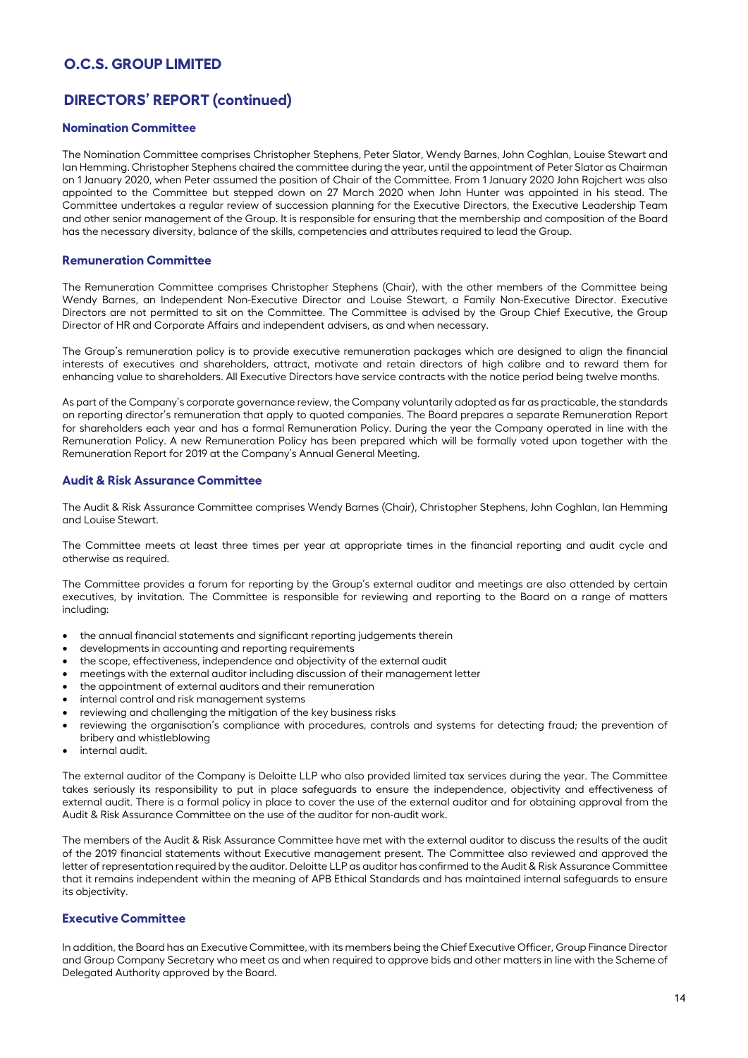# O.C.S. GROUP LIMITED

## DIRECTORS' REPORT (continued)

### Nomination Committee

The Nomination Committee comprises Christopher Stephens, Peter Slator, Wendy Barnes, John Coghlan, Louise Stewart and Ian Hemming. Christopher Stephens chaired the committee during the year, until the appointment of Peter Slator as Chairman on 1 January 2020, when Peter assumed the position of Chair of the Committee. From 1 January 2020 John Rajchert was also appointed to the Committee but stepped down on 27 March 2020 when John Hunter was appointed in his stead. The Committee undertakes a regular review of succession planning for the Executive Directors, the Executive Leadership Team and other senior management of the Group. It is responsible for ensuring that the membership and composition of the Board has the necessary diversity, balance of the skills, competencies and attributes required to lead the Group.

### Remuneration Committee

The Remuneration Committee comprises Christopher Stephens (Chair), with the other members of the Committee being Wendy Barnes, an Independent Non-Executive Director and Louise Stewart, a Family Non-Executive Director. Executive Directors are not permitted to sit on the Committee. The Committee is advised by the Group Chief Executive, the Group Director of HR and Corporate Affairs and independent advisers, as and when necessary.

The Group's remuneration policy is to provide executive remuneration packages which are designed to align the financial interests of executives and shareholders, attract, motivate and retain directors of high calibre and to reward them for enhancing value to shareholders. All Executive Directors have service contracts with the notice period being twelve months.

As part of the Company's corporate governance review, the Company voluntarily adopted as far as practicable, the standards on reporting director's remuneration that apply to quoted companies. The Board prepares a separate Remuneration Report for shareholders each year and has a formal Remuneration Policy. During the year the Company operated in line with the Remuneration Policy. A new Remuneration Policy has been prepared which will be formally voted upon together with the Remuneration Report for 2019 at the Company's Annual General Meeting.

### Audit & Risk Assurance Committee

The Audit & Risk Assurance Committee comprises Wendy Barnes (Chair), Christopher Stephens, John Coghlan, Ian Hemming and Louise Stewart.

The Committee meets at least three times per year at appropriate times in the financial reporting and audit cycle and otherwise as required.

The Committee provides a forum for reporting by the Group's external auditor and meetings are also attended by certain executives, by invitation. The Committee is responsible for reviewing and reporting to the Board on a range of matters including:

- the annual financial statements and significant reporting judgements therein
- developments in accounting and reporting requirements
- the scope, effectiveness, independence and objectivity of the external audit
- meetings with the external auditor including discussion of their management letter
- the appointment of external auditors and their remuneration
- internal control and risk management systems
- reviewing and challenging the mitigation of the key business risks
- reviewing the organisation's compliance with procedures, controls and systems for detecting fraud; the prevention of bribery and whistleblowing
- internal audit.

The external auditor of the Company is Deloitte LLP who also provided limited tax services during the year. The Committee takes seriously its responsibility to put in place safeguards to ensure the independence, objectivity and effectiveness of external audit. There is a formal policy in place to cover the use of the external auditor and for obtaining approval from the Audit & Risk Assurance Committee on the use of the auditor for non-audit work.

The members of the Audit & Risk Assurance Committee have met with the external auditor to discuss the results of the audit of the 2019 financial statements without Executive management present. The Committee also reviewed and approved the letter of representation required by the auditor. Deloitte LLP as auditor has confirmed to the Audit & Risk Assurance Committee that it remains independent within the meaning of APB Ethical Standards and has maintained internal safeguards to ensure its objectivity.

### Executive Committee

In addition, the Board has an Executive Committee, with its members being the Chief Executive Officer, Group Finance Director and Group Company Secretary who meet as and when required to approve bids and other matters in line with the Scheme of Delegated Authority approved by the Board.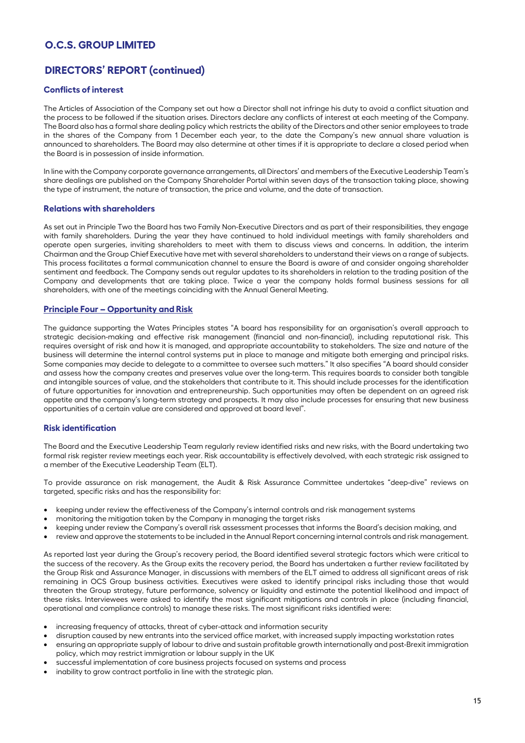# O.C.S. GROUP LIMITED

## DIRECTORS' REPORT (continued)

### Conflicts of interest

The Articles of Association of the Company set out how a Director shall not infringe his duty to avoid a conflict situation and the process to be followed if the situation arises. Directors declare any conflicts of interest at each meeting of the Company. The Board also has a formal share dealing policy which restricts the ability of the Directors and other senior employees to trade in the shares of the Company from 1 December each year, to the date the Company's new annual share valuation is announced to shareholders. The Board may also determine at other times if it is appropriate to declare a closed period when the Board is in possession of inside information.

In line with the Company corporate governance arrangements, all Directors' and members of the Executive Leadership Team's share dealings are published on the Company Shareholder Portal within seven days of the transaction taking place, showing the type of instrument, the nature of transaction, the price and volume, and the date of transaction.

### Relations with shareholders

As set out in Principle Two the Board has two Family Non-Executive Directors and as part of their responsibilities, they engage with family shareholders. During the year they have continued to hold individual meetings with family shareholders and operate open surgeries, inviting shareholders to meet with them to discuss views and concerns. In addition, the interim Chairman and the Group Chief Executive have met with several shareholders to understand their views on a range of subjects. This process facilitates a formal communication channel to ensure the Board is aware of and consider ongoing shareholder sentiment and feedback. The Company sends out regular updates to its shareholders in relation to the trading position of the Company and developments that are taking place. Twice a year the company holds formal business sessions for all shareholders, with one of the meetings coinciding with the Annual General Meeting.

### Principle Four – Opportunity and Risk

The guidance supporting the Wates Principles states "A board has responsibility for an organisation's overall approach to strategic decision-making and effective risk management (financial and non-financial), including reputational risk. This requires oversight of risk and how it is managed, and appropriate accountability to stakeholders. The size and nature of the business will determine the internal control systems put in place to manage and mitigate both emerging and principal risks. Some companies may decide to delegate to a committee to oversee such matters." It also specifies "A board should consider and assess how the company creates and preserves value over the long-term. This requires boards to consider both tangible and intangible sources of value, and the stakeholders that contribute to it. This should include processes for the identification of future opportunities for innovation and entrepreneurship. Such opportunities may often be dependent on an agreed risk appetite and the company's long-term strategy and prospects. It may also include processes for ensuring that new business opportunities of a certain value are considered and approved at board level".

### Risk identification

The Board and the Executive Leadership Team regularly review identified risks and new risks, with the Board undertaking two formal risk register review meetings each year. Risk accountability is effectively devolved, with each strategic risk assigned to a member of the Executive Leadership Team (ELT).

To provide assurance on risk management, the Audit & Risk Assurance Committee undertakes "deep-dive" reviews on targeted, specific risks and has the responsibility for:

- keeping under review the effectiveness of the Company's internal controls and risk management systems
- monitoring the mitigation taken by the Company in managing the target risks
- keeping under review the Company's overall risk assessment processes that informs the Board's decision making, and
- review and approve the statements to be included in the Annual Report concerning internal controls and risk management.

As reported last year during the Group's recovery period, the Board identified several strategic factors which were critical to the success of the recovery. As the Group exits the recovery period, the Board has undertaken a further review facilitated by the Group Risk and Assurance Manager, in discussions with members of the ELT aimed to address all significant areas of risk remaining in OCS Group business activities. Executives were asked to identify principal risks including those that would threaten the Group strategy, future performance, solvency or liquidity and estimate the potential likelihood and impact of these risks. Interviewees were asked to identify the most significant mitigations and controls in place (including financial, operational and compliance controls) to manage these risks. The most significant risks identified were:

- increasing frequency of attacks, threat of cyber-attack and information security
- disruption caused by new entrants into the serviced office market, with increased supply impacting workstation rates
- ensuring an appropriate supply of labour to drive and sustain profitable growth internationally and post-Brexit immigration policy, which may restrict immigration or labour supply in the UK
- successful implementation of core business projects focused on systems and process
- inability to grow contract portfolio in line with the strategic plan.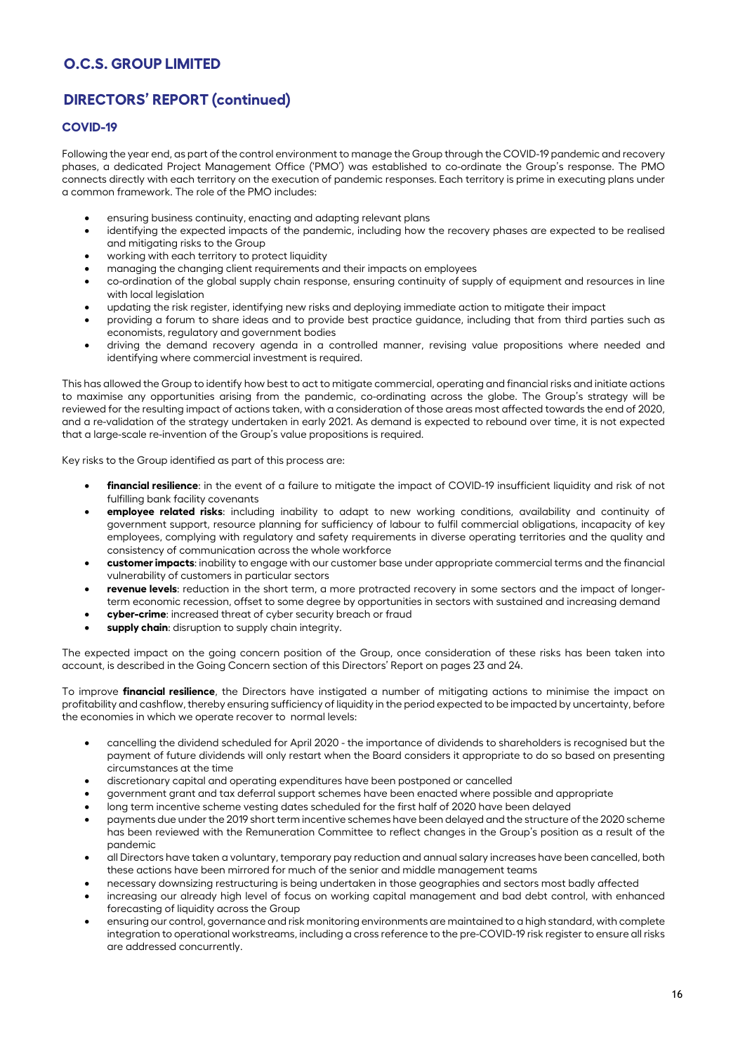## O.C.S. GROUP LIMITED

## DIRECTORS' REPORT (continued)

### COVID-19

Following the year end, as part of the control environment to manage the Group through the COVID-19 pandemic and recovery phases, a dedicated Project Management Office ('PMO') was established to co-ordinate the Group's response. The PMO connects directly with each territory on the execution of pandemic responses. Each territory is prime in executing plans under a common framework. The role of the PMO includes:

- ensuring business continuity, enacting and adapting relevant plans
- identifying the expected impacts of the pandemic, including how the recovery phases are expected to be realised and mitigating risks to the Group
- working with each territory to protect liquidity
- managing the changing client requirements and their impacts on employees
- co-ordination of the global supply chain response, ensuring continuity of supply of equipment and resources in line with local legislation
- updating the risk register, identifying new risks and deploying immediate action to mitigate their impact
- providing a forum to share ideas and to provide best practice guidance, including that from third parties such as economists, regulatory and government bodies
- driving the demand recovery agenda in a controlled manner, revising value propositions where needed and identifying where commercial investment is required.

This has allowed the Group to identify how best to act to mitigate commercial, operating and financial risks and initiate actions to maximise any opportunities arising from the pandemic, co-ordinating across the globe. The Group's strategy will be reviewed for the resulting impact of actions taken, with a consideration of those areas most affected towards the end of 2020, and a re-validation of the strategy undertaken in early 2021. As demand is expected to rebound over time, it is not expected that a large-scale re-invention of the Group's value propositions is required.

Key risks to the Group identified as part of this process are:

- **financial resilience**: in the event of a failure to mitigate the impact of COVID-19 insufficient liquidity and risk of not fulfilling bank facility covenants
- **employee related risks**: including inability to adapt to new working conditions, availability and continuity of government support, resource planning for sufficiency of labour to fulfil commercial obligations, incapacity of key employees, complying with regulatory and safety requirements in diverse operating territories and the quality and consistency of communication across the whole workforce
- **customer impacts**: inability to engage with our customer base under appropriate commercial terms and the financial vulnerability of customers in particular sectors
- **revenue levels**: reduction in the short term, a more protracted recovery in some sectors and the impact of longer-term economic recession, offset to some degree by opportunities in sectors with sustained and increasing demand
- **cyber-crime**: increased threat of cyber security breach or fraud
- **supply chain**: disruption to supply chain integrity.

The expected impact on the going concern position of the Group, once consideration of these risks has been taken into account, is described in the Going Concern section of this Directors' Report on pages 23 and 24.

To improve **financial resilience**, the Directors have instigated a number of mitigating actions to minimise the impact on profitability and cashflow, thereby ensuring sufficiency of liquidity in the period expected to be impacted by uncertainty, before the economies in which we operate recover to normal levels:

- cancelling the dividend scheduled for April 2020 - the importance of dividends to shareholders is recognised but the payment of future dividends will only restart when the Board considers it appropriate to do so based on presenting circumstances at the time
- discretionary capital and operating expenditures have been postponed or cancelled
- government grant and tax deferral support schemes have been enacted where possible and appropriate
- long term incentive scheme vesting dates scheduled for the first half of 2020 have been delayed
- payments due under the 2019 short term incentive schemes have been delayed and the structure of the 2020 scheme has been reviewed with the Remuneration Committee to reflect changes in the Group's position as a result of the pandemic
- all Directors have taken a voluntary, temporary pay reduction and annual salary increases have been cancelled, both these actions have been mirrored for much of the senior and middle management teams
- necessary downsizing restructuring is being undertaken in those geographies and sectors most badly affected
- increasing our already high level of focus on working capital management and bad debt control, with enhanced forecasting of liquidity across the Group
- ensuring our control, governance and risk monitoring environments are maintained to a high standard, with complete integration to operational workstreams, including a cross reference to the pre-COVID-19 risk register to ensure all risks are addressed concurrently.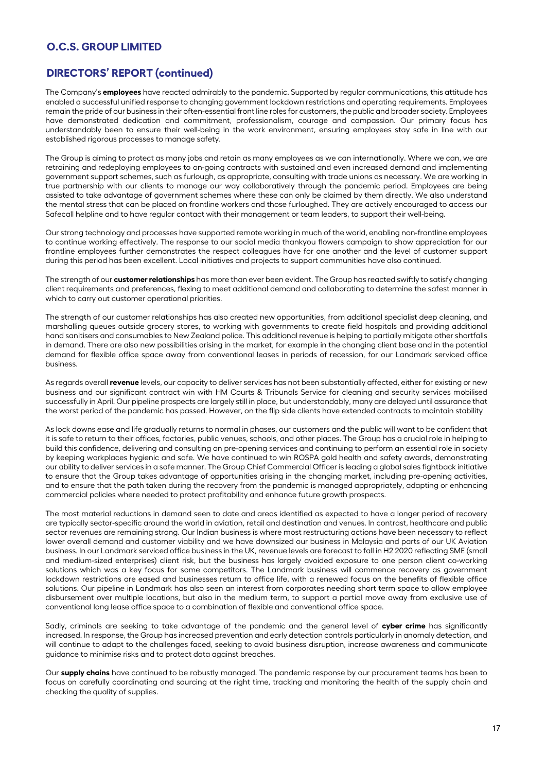## O.C.S. GROUP LIMITED

## DIRECTORS' REPORT (continued)

The Company's **employees** have reacted admirably to the pandemic. Supported by regular communications, this attitude has enabled a successful unified response to changing government lockdown restrictions and operating requirements. Employees remain the pride of our business in their often-essential front line roles for customers, the public and broader society. Employees have demonstrated dedication and commitment, professionalism, courage and compassion. Our primary focus has understandably been to ensure their well-being in the work environment, ensuring employees stay safe in line with our established rigorous processes to manage safety.

The Group is aiming to protect as many jobs and retain as many employees as we can internationally. Where we can, we are retraining and redeploying employees to on-going contracts with sustained and even increased demand and implementing government support schemes, such as furlough, as appropriate, consulting with trade unions as necessary. We are working in true partnership with our clients to manage our way collaboratively through the pandemic period. Employees are being assisted to take advantage of government schemes where these can only be claimed by them directly. We also understand the mental stress that can be placed on frontline workers and those furloughed. They are actively encouraged to access our Safecall helpline and to have regular contact with their management or team leaders, to support their well-being.

Our strong technology and processes have supported remote working in much of the world, enabling non-frontline employees to continue working effectively. The response to our social media thankyou flowers campaign to show appreciation for our frontline employees further demonstrates the respect colleagues have for one another and the level of customer support during this period has been excellent. Local initiatives and projects to support communities have also continued.

The strength of our **customer relationships** has more than ever been evident. The Group has reacted swiftly to satisfy changing client requirements and preferences, flexing to meet additional demand and collaborating to determine the safest manner in which to carry out customer operational priorities.

The strength of our customer relationships has also created new opportunities, from additional specialist deep cleaning, and marshalling queues outside grocery stores, to working with governments to create field hospitals and providing additional hand sanitisers and consumables to New Zealand police. This additional revenue is helping to partially mitigate other shortfalls in demand. There are also new possibilities arising in the market, for example in the changing client base and in the potential demand for flexible office space away from conventional leases in periods of recession, for our Landmark serviced office business.

As regards overall **revenue** levels, our capacity to deliver services has not been substantially affected, either for existing or new business and our significant contract win with HM Courts & Tribunals Service for cleaning and security services mobilised successfully in April. Our pipeline prospects are largely still in place, but understandably, many are delayed until assurance that the worst period of the pandemic has passed. However, on the flip side clients have extended contracts to maintain stability

As lock downs ease and life gradually returns to normal in phases, our customers and the public will want to be confident that it is safe to return to their offices, factories, public venues, schools, and other places. The Group has a crucial role in helping to build this confidence, delivering and consulting on pre-opening services and continuing to perform an essential role in society by keeping workplaces hygienic and safe. We have continued to win ROSPA gold health and safety awards, demonstrating our ability to deliver services in a safe manner. The Group Chief Commercial Officer is leading a global sales fightback initiative to ensure that the Group takes advantage of opportunities arising in the changing market, including pre-opening activities, and to ensure that the path taken during the recovery from the pandemic is managed appropriately, adapting or enhancing commercial policies where needed to protect profitability and enhance future growth prospects.

The most material reductions in demand seen to date and areas identified as expected to have a longer period of recovery are typically sector-specific around the world in aviation, retail and destination and venues. In contrast, healthcare and public sector revenues are remaining strong. Our Indian business is where most restructuring actions have been necessary to reflect lower overall demand and customer viability and we have downsized our business in Malaysia and parts of our UK Aviation business. In our Landmark serviced office business in the UK, revenue levels are forecast to fall in H2 2020 reflecting SME (small and medium-sized enterprises) client risk, but the business has largely avoided exposure to one person client co-working solutions which was a key focus for some competitors. The Landmark business will commence recovery as government lockdown restrictions are eased and businesses return to office life, with a renewed focus on the benefits of flexible office solutions. Our pipeline in Landmark has also seen an interest from corporates needing short term space to allow employee disbursement over multiple locations, but also in the medium term, to support a partial move away from exclusive use of conventional long lease office space to a combination of flexible and conventional office space.

Sadly, criminals are seeking to take advantage of the pandemic and the general level of **cyber crime** has significantly increased. In response, the Group has increased prevention and early detection controls particularly in anomaly detection, and will continue to adapt to the challenges faced, seeking to avoid business disruption, increase awareness and communicate guidance to minimise risks and to protect data against breaches.

Our **supply chains** have continued to be robustly managed. The pandemic response by our procurement teams has been to focus on carefully coordinating and sourcing at the right time, tracking and monitoring the health of the supply chain and checking the quality of supplies.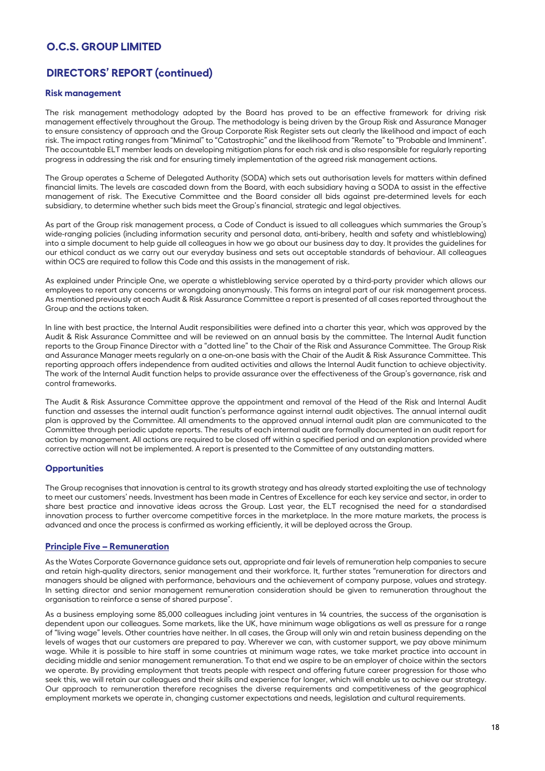## O.C.S. GROUP LIMITED

## DIRECTORS' REPORT (continued)

### Risk management

The risk management methodology adopted by the Board has proved to be an effective framework for driving risk management effectively throughout the Group. The methodology is being driven by the Group Risk and Assurance Manager to ensure consistency of approach and the Group Corporate Risk Register sets out clearly the likelihood and impact of each risk. The impact rating ranges from "Minimal" to "Catastrophic" and the likelihood from "Remote" to "Probable and Imminent". The accountable ELT member leads on developing mitigation plans for each risk and is also responsible for regularly reporting progress in addressing the risk and for ensuring timely implementation of the agreed risk management actions.

The Group operates a Scheme of Delegated Authority (SODA) which sets out authorisation levels for matters within defined financial limits. The levels are cascaded down from the Board, with each subsidiary having a SODA to assist in the effective management of risk. The Executive Committee and the Board consider all bids against pre-determined levels for each subsidiary, to determine whether such bids meet the Group's financial, strategic and legal objectives.

As part of the Group risk management process, a Code of Conduct is issued to all colleagues which summaries the Group's wide-ranging policies (including information security and personal data, anti-bribery, health and safety and whistleblowing) into a simple document to help guide all colleagues in how we go about our business day to day. It provides the guidelines for our ethical conduct as we carry out our everyday business and sets out acceptable standards of behaviour. All colleagues within OCS are required to follow this Code and this assists in the management of risk.

As explained under Principle One, we operate a whistleblowing service operated by a third-party provider which allows our employees to report any concerns or wrongdoing anonymously. This forms an integral part of our risk management process. As mentioned previously at each Audit & Risk Assurance Committee a report is presented of all cases reported throughout the Group and the actions taken.

In line with best practice, the Internal Audit responsibilities were defined into a charter this year, which was approved by the Audit & Risk Assurance Committee and will be reviewed on an annual basis by the committee. The Internal Audit function reports to the Group Finance Director with a "dotted line" to the Chair of the Risk and Assurance Committee. The Group Risk and Assurance Manager meets regularly on a one-on-one basis with the Chair of the Audit & Risk Assurance Committee. This reporting approach offers independence from audited activities and allows the Internal Audit function to achieve objectivity. The work of the Internal Audit function helps to provide assurance over the effectiveness of the Group's governance, risk and control frameworks.

The Audit & Risk Assurance Committee approve the appointment and removal of the Head of the Risk and Internal Audit function and assesses the internal audit function's performance against internal audit objectives. The annual internal audit plan is approved by the Committee. All amendments to the approved annual internal audit plan are communicated to the Committee through periodic update reports. The results of each internal audit are formally documented in an audit report for action by management. All actions are required to be closed off within a specified period and an explanation provided where corrective action will not be implemented. A report is presented to the Committee of any outstanding matters.

### Opportunities

The Group recognises that innovation is central to its growth strategy and has already started exploiting the use of technology to meet our customers' needs. Investment has been made in Centres of Excellence for each key service and sector, in order to share best practice and innovative ideas across the Group. Last year, the ELT recognised the need for a standardised innovation process to further overcome competitive forces in the marketplace. In the more mature markets, the process is advanced and once the process is confirmed as working efficiently, it will be deployed across the Group.

### Principle Five – Remuneration

As the Wates Corporate Governance guidance sets out, appropriate and fair levels of remuneration help companies to secure and retain high-quality directors, senior management and their workforce. It, further states "remuneration for directors and managers should be aligned with performance, behaviours and the achievement of company purpose, values and strategy. In setting director and senior management remuneration consideration should be given to remuneration throughout the organisation to reinforce a sense of shared purpose".

As a business employing some 85,000 colleagues including joint ventures in 14 countries, the success of the organisation is dependent upon our colleagues. Some markets, like the UK, have minimum wage obligations as well as pressure for a range of "living wage" levels. Other countries have neither. In all cases, the Group will only win and retain business depending on the levels of wages that our customers are prepared to pay. Wherever we can, with customer support, we pay above minimum wage. While it is possible to hire staff in some countries at minimum wage rates, we take market practice into account in deciding middle and senior management remuneration. To that end we aspire to be an employer of choice within the sectors we operate. By providing employment that treats people with respect and offering future career progression for those who seek this, we will retain our colleagues and their skills and experience for longer, which will enable us to achieve our strategy. Our approach to remuneration therefore recognises the diverse requirements and competitiveness of the geographical employment markets we operate in, changing customer expectations and needs, legislation and cultural requirements.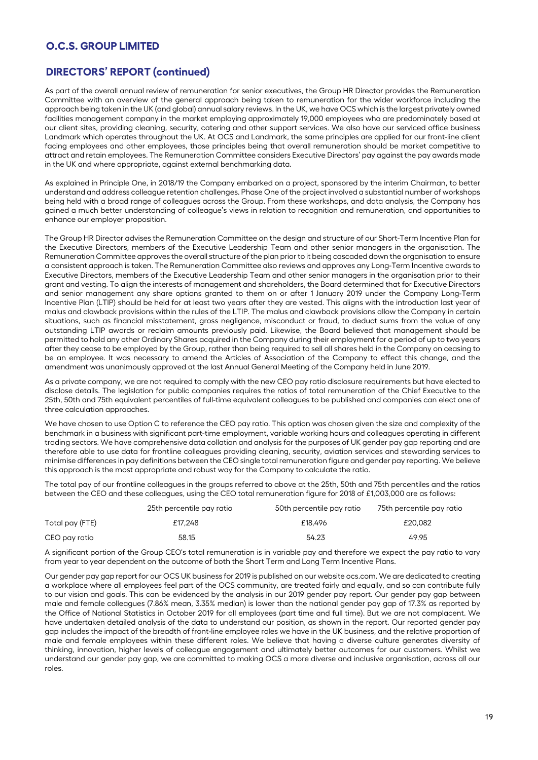## O.C.S. GROUP LIMITED

## DIRECTORS' REPORT (continued)

As part of the overall annual review of remuneration for senior executives, the Group HR Director provides the Remuneration Committee with an overview of the general approach being taken to remuneration for the wider workforce including the approach being taken in the UK (and global) annual salary reviews. In the UK, we have OCS which is the largest privately owned facilities management company in the market employing approximately 19,000 employees who are predominately based at our client sites, providing cleaning, security, catering and other support services. We also have our serviced office business Landmark which operates throughout the UK. At OCS and Landmark, the same principles are applied for our front-line client facing employees and other employees, those principles being that overall remuneration should be market competitive to attract and retain employees. The Remuneration Committee considers Executive Directors' pay against the pay awards made in the UK and where appropriate, against external benchmarking data.

As explained in Principle One, in 2018/19 the Company embarked on a project, sponsored by the interim Chairman, to better understand and address colleague retention challenges. Phase One of the project involved a substantial number of workshops being held with a broad range of colleagues across the Group. From these workshops, and data analysis, the Company has gained a much better understanding of colleague's views in relation to recognition and remuneration, and opportunities to enhance our employer proposition.

The Group HR Director advises the Remuneration Committee on the design and structure of our Short-Term Incentive Plan for the Executive Directors, members of the Executive Leadership Team and other senior managers in the organisation. The Remuneration Committee approves the overall structure of the plan prior to it being cascaded down the organisation to ensure a consistent approach is taken. The Remuneration Committee also reviews and approves any Long-Term Incentive awards to Executive Directors, members of the Executive Leadership Team and other senior managers in the organisation prior to their grant and vesting. To align the interests of management and shareholders, the Board determined that for Executive Directors and senior management any share options granted to them on or after 1 January 2019 under the Company Long-Term Incentive Plan (LTIP) should be held for at least two years after they are vested. This aligns with the introduction last year of malus and clawback provisions within the rules of the LTIP. The malus and clawback provisions allow the Company in certain situations, such as financial misstatement, gross negligence, misconduct or fraud, to deduct sums from the value of any outstanding LTIP awards or reclaim amounts previously paid. Likewise, the Board believed that management should be permitted to hold any other Ordinary Shares acquired in the Company during their employment for a period of up to two years after they cease to be employed by the Group, rather than being required to sell all shares held in the Company on ceasing to be an employee. It was necessary to amend the Articles of Association of the Company to effect this change, and the amendment was unanimously approved at the last Annual General Meeting of the Company held in June 2019.

As a private company, we are not required to comply with the new CEO pay ratio disclosure requirements but have elected to disclose details. The legislation for public companies requires the ratios of total remuneration of the Chief Executive to the 25th, 50th and 75th equivalent percentiles of full-time equivalent colleagues to be published and companies can elect one of three calculation approaches.

We have chosen to use Option C to reference the CEO pay ratio. This option was chosen given the size and complexity of the benchmark in a business with significant part-time employment, variable working hours and colleagues operating in different trading sectors. We have comprehensive data collation and analysis for the purposes of UK gender pay gap reporting and are therefore able to use data for frontline colleagues providing cleaning, security, aviation services and stewarding services to minimise differences in pay definitions between the CEO single total remuneration figure and gender pay reporting. We believe this approach is the most appropriate and robust way for the Company to calculate the ratio.

The total pay of our frontline colleagues in the groups referred to above at the 25th, 50th and 75th percentiles and the ratios between the CEO and these colleagues, using the CEO total remuneration figure for 2018 of £1,003,000 are as follows:

| | 25th percentile pay ratio | 50th percentile pay ratio | 75th percentile pay ratio |
|---|---|---|---|
| Total pay (FTE) | £17,248 | £18,496 | £20,082 |
| CEO pay ratio | 58.15 | 54.23 | 49.95 |

A significant portion of the Group CEO's total remuneration is in variable pay and therefore we expect the pay ratio to vary from year to year dependent on the outcome of both the Short Term and Long Term Incentive Plans.

Our gender pay gap report for our OCS UK business for 2019 is published on our website ocs.com. We are dedicated to creating a workplace where all employees feel part of the OCS community, are treated fairly and equally, and so can contribute fully to our vision and goals. This can be evidenced by the analysis in our 2019 gender pay report. Our gender pay gap between male and female colleagues (7.86% mean, 3.35% median) is lower than the national gender pay gap of 17.3% as reported by the Office of National Statistics in October 2019 for all employees (part time and full time). But we are not complacent. We have undertaken detailed analysis of the data to understand our position, as shown in the report. Our reported gender pay gap includes the impact of the breadth of front-line employee roles we have in the UK business, and the relative proportion of male and female employees within these different roles. We believe that having a diverse culture generates diversity of thinking, innovation, higher levels of colleague engagement and ultimately better outcomes for our customers. Whilst we understand our gender pay gap, we are committed to making OCS a more diverse and inclusive organisation, across all our roles.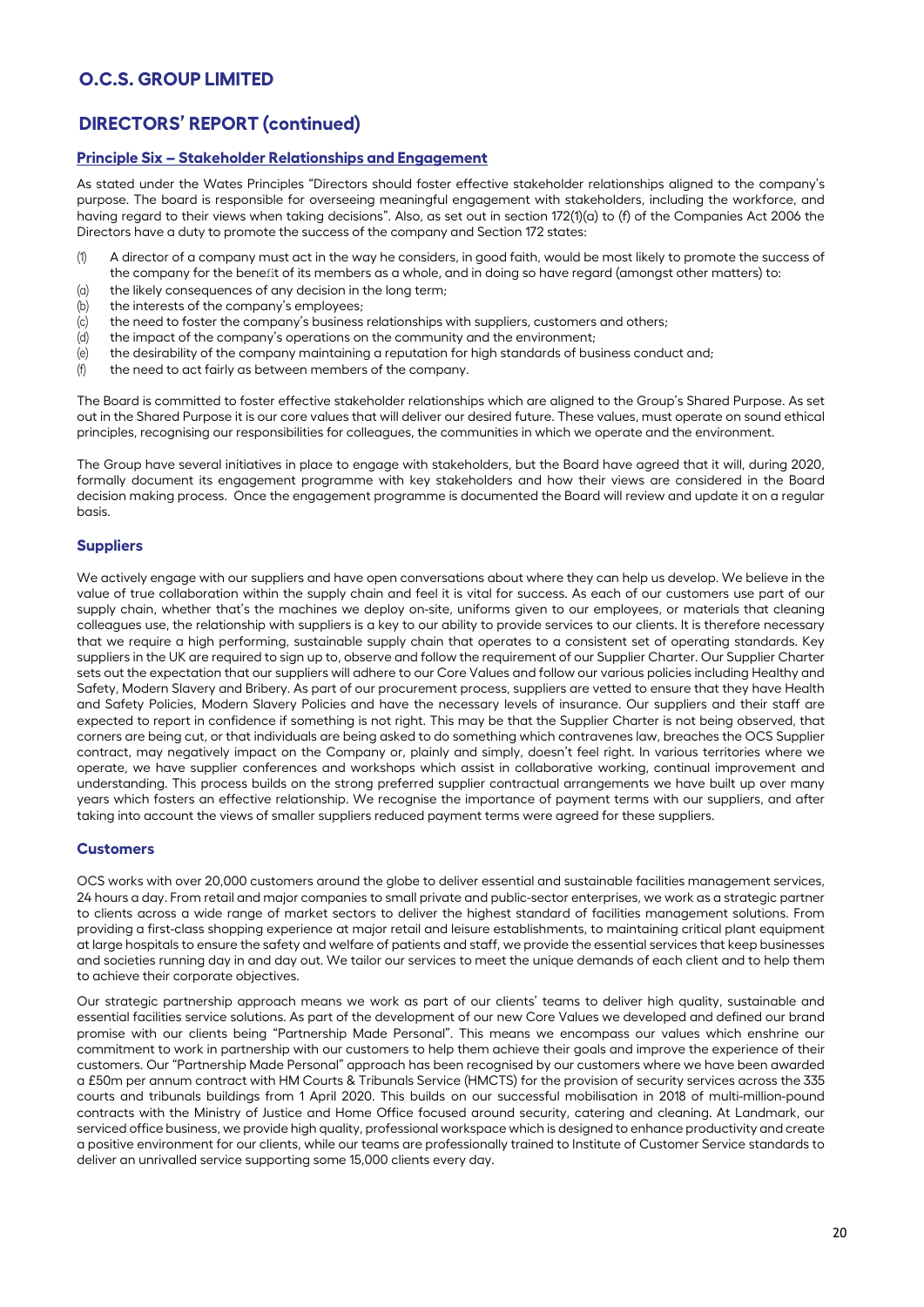# O.C.S. GROUP LIMITED

## DIRECTORS' REPORT (continued)

### Principle Six – Stakeholder Relationships and Engagement

As stated under the Wates Principles "Directors should foster effective stakeholder relationships aligned to the company's purpose. The board is responsible for overseeing meaningful engagement with stakeholders, including the workforce, and having regard to their views when taking decisions". Also, as set out in section 172(1)(a) to (f) of the Companies Act 2006 the Directors have a duty to promote the success of the company and Section 172 states:

(1) A director of a company must act in the way he considers, in good faith, would be most likely to promote the success of the company for the benefit of its members as a whole, and in doing so have regard (amongst other matters) to:
(a) the likely consequences of any decision in the long term;
(b) the interests of the company's employees;
(c) the need to foster the company's business relationships with suppliers, customers and others;
(d) the impact of the company's operations on the community and the environment;
(e) the desirability of the company maintaining a reputation for high standards of business conduct and;
(f) the need to act fairly as between members of the company.

The Board is committed to foster effective stakeholder relationships which are aligned to the Group's Shared Purpose. As set out in the Shared Purpose it is our core values that will deliver our desired future. These values, must operate on sound ethical principles, recognising our responsibilities for colleagues, the communities in which we operate and the environment.

The Group have several initiatives in place to engage with stakeholders, but the Board have agreed that it will, during 2020, formally document its engagement programme with key stakeholders and how their views are considered in the Board decision making process. Once the engagement programme is documented the Board will review and update it on a regular basis.

### Suppliers

We actively engage with our suppliers and have open conversations about where they can help us develop. We believe in the value of true collaboration within the supply chain and feel it is vital for success. As each of our customers use part of our supply chain, whether that's the machines we deploy on-site, uniforms given to our employees, or materials that cleaning colleagues use, the relationship with suppliers is a key to our ability to provide services to our clients. It is therefore necessary that we require a high performing, sustainable supply chain that operates to a consistent set of operating standards. Key suppliers in the UK are required to sign up to, observe and follow the requirement of our Supplier Charter. Our Supplier Charter sets out the expectation that our suppliers will adhere to our Core Values and follow our various policies including Healthy and Safety, Modern Slavery and Bribery. As part of our procurement process, suppliers are vetted to ensure that they have Health and Safety Policies, Modern Slavery Policies and have the necessary levels of insurance. Our suppliers and their staff are expected to report in confidence if something is not right. This may be that the Supplier Charter is not being observed, that corners are being cut, or that individuals are being asked to do something which contravenes law, breaches the OCS Supplier contract, may negatively impact on the Company or, plainly and simply, doesn't feel right. In various territories where we operate, we have supplier conferences and workshops which assist in collaborative working, continual improvement and understanding. This process builds on the strong preferred supplier contractual arrangements we have built up over many years which fosters an effective relationship. We recognise the importance of payment terms with our suppliers, and after taking into account the views of smaller suppliers reduced payment terms were agreed for these suppliers.

### Customers

OCS works with over 20,000 customers around the globe to deliver essential and sustainable facilities management services, 24 hours a day. From retail and major companies to small private and public-sector enterprises, we work as a strategic partner to clients across a wide range of market sectors to deliver the highest standard of facilities management solutions. From providing a first-class shopping experience at major retail and leisure establishments, to maintaining critical plant equipment at large hospitals to ensure the safety and welfare of patients and staff, we provide the essential services that keep businesses and societies running day in and day out. We tailor our services to meet the unique demands of each client and to help them to achieve their corporate objectives.

Our strategic partnership approach means we work as part of our clients' teams to deliver high quality, sustainable and essential facilities service solutions. As part of the development of our new Core Values we developed and defined our brand promise with our clients being "Partnership Made Personal". This means we encompass our values which enshrine our commitment to work in partnership with our customers to help them achieve their goals and improve the experience of their customers. Our "Partnership Made Personal" approach has been recognised by our customers where we have been awarded a £50m per annum contract with HM Courts & Tribunals Service (HMCTS) for the provision of security services across the 335 courts and tribunals buildings from 1 April 2020. This builds on our successful mobilisation in 2018 of multi-million-pound contracts with the Ministry of Justice and Home Office focused around security, catering and cleaning. At Landmark, our serviced office business, we provide high quality, professional workspace which is designed to enhance productivity and create a positive environment for our clients, while our teams are professionally trained to Institute of Customer Service standards to deliver an unrivalled service supporting some 15,000 clients every day.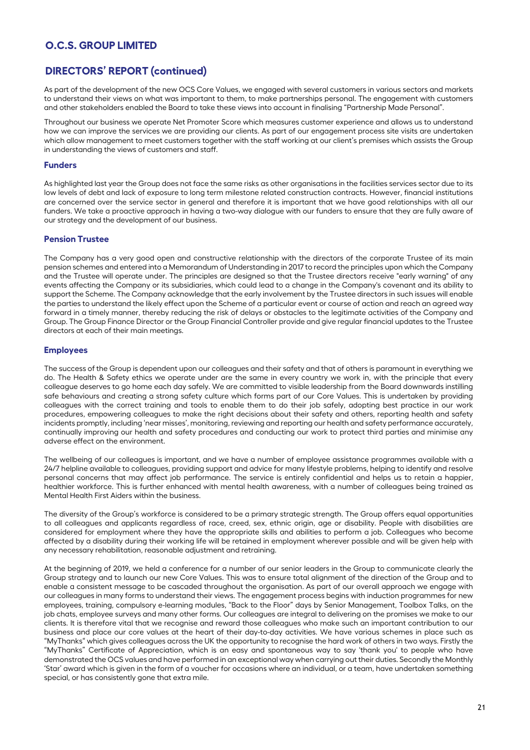# O.C.S. GROUP LIMITED

## DIRECTORS' REPORT (continued)

As part of the development of the new OCS Core Values, we engaged with several customers in various sectors and markets to understand their views on what was important to them, to make partnerships personal. The engagement with customers and other stakeholders enabled the Board to take these views into account in finalising "Partnership Made Personal".

Throughout our business we operate Net Promoter Score which measures customer experience and allows us to understand how we can improve the services we are providing our clients. As part of our engagement process site visits are undertaken which allow management to meet customers together with the staff working at our client's premises which assists the Group in understanding the views of customers and staff.

### Funders

As highlighted last year the Group does not face the same risks as other organisations in the facilities services sector due to its low levels of debt and lack of exposure to long term milestone related construction contracts. However, financial institutions are concerned over the service sector in general and therefore it is important that we have good relationships with all our funders. We take a proactive approach in having a two-way dialogue with our funders to ensure that they are fully aware of our strategy and the development of our business.

### Pension Trustee

The Company has a very good open and constructive relationship with the directors of the corporate Trustee of its main pension schemes and entered into a Memorandum of Understanding in 2017 to record the principles upon which the Company and the Trustee will operate under. The principles are designed so that the Trustee directors receive "early warning" of any events affecting the Company or its subsidiaries, which could lead to a change in the Company's covenant and its ability to support the Scheme. The Company acknowledge that the early involvement by the Trustee directors in such issues will enable the parties to understand the likely effect upon the Scheme of a particular event or course of action and reach an agreed way forward in a timely manner, thereby reducing the risk of delays or obstacles to the legitimate activities of the Company and Group. The Group Finance Director or the Group Financial Controller provide and give regular financial updates to the Trustee directors at each of their main meetings.

### Employees

The success of the Group is dependent upon our colleagues and their safety and that of others is paramount in everything we do. The Health & Safety ethics we operate under are the same in every country we work in, with the principle that every colleague deserves to go home each day safely. We are committed to visible leadership from the Board downwards instilling safe behaviours and creating a strong safety culture which forms part of our Core Values. This is undertaken by providing colleagues with the correct training and tools to enable them to do their job safely, adopting best practice in our work procedures, empowering colleagues to make the right decisions about their safety and others, reporting health and safety incidents promptly, including 'near misses', monitoring, reviewing and reporting our health and safety performance accurately, continually improving our health and safety procedures and conducting our work to protect third parties and minimise any adverse effect on the environment.

The wellbeing of our colleagues is important, and we have a number of employee assistance programmes available with a 24/7 helpline available to colleagues, providing support and advice for many lifestyle problems, helping to identify and resolve personal concerns that may affect job performance. The service is entirely confidential and helps us to retain a happier, healthier workforce. This is further enhanced with mental health awareness, with a number of colleagues being trained as Mental Health First Aiders within the business.

The diversity of the Group's workforce is considered to be a primary strategic strength. The Group offers equal opportunities to all colleagues and applicants regardless of race, creed, sex, ethnic origin, age or disability. People with disabilities are considered for employment where they have the appropriate skills and abilities to perform a job. Colleagues who become affected by a disability during their working life will be retained in employment wherever possible and will be given help with any necessary rehabilitation, reasonable adjustment and retraining.

At the beginning of 2019, we held a conference for a number of our senior leaders in the Group to communicate clearly the Group strategy and to launch our new Core Values. This was to ensure total alignment of the direction of the Group and to enable a consistent message to be cascaded throughout the organisation. As part of our overall approach we engage with our colleagues in many forms to understand their views. The engagement process begins with induction programmes for new employees, training, compulsory e-learning modules, "Back to the Floor" days by Senior Management, Toolbox Talks, on the job chats, employee surveys and many other forms. Our colleagues are integral to delivering on the promises we make to our clients. It is therefore vital that we recognise and reward those colleagues who make such an important contribution to our business and place our core values at the heart of their day-to-day activities. We have various schemes in place such as "MyThanks" which gives colleagues across the UK the opportunity to recognise the hard work of others in two ways. Firstly the "MyThanks" Certificate of Appreciation, which is an easy and spontaneous way to say 'thank you' to people who have demonstrated the OCS values and have performed in an exceptional way when carrying out their duties. Secondly the Monthly 'Star' award which is given in the form of a voucher for occasions where an individual, or a team, have undertaken something special, or has consistently gone that extra mile.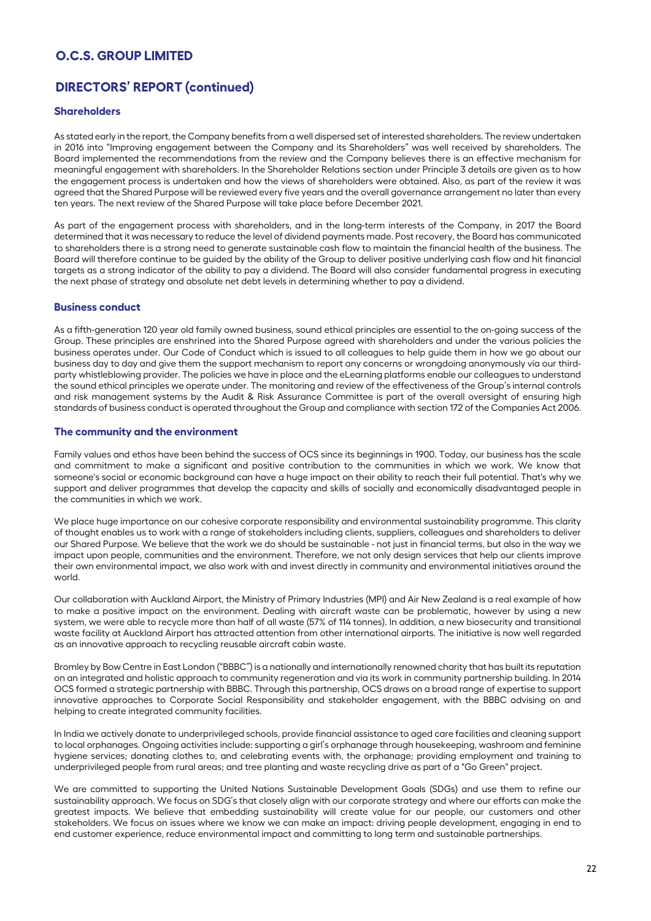# O.C.S. GROUP LIMITED

## DIRECTORS' REPORT (continued)

### Shareholders

As stated early in the report, the Company benefits from a well dispersed set of interested shareholders. The review undertaken in 2016 into "Improving engagement between the Company and its Shareholders" was well received by shareholders. The Board implemented the recommendations from the review and the Company believes there is an effective mechanism for meaningful engagement with shareholders. In the Shareholder Relations section under Principle 3 details are given as to how the engagement process is undertaken and how the views of shareholders were obtained. Also, as part of the review it was agreed that the Shared Purpose will be reviewed every five years and the overall governance arrangement no later than every ten years. The next review of the Shared Purpose will take place before December 2021.

As part of the engagement process with shareholders, and in the long-term interests of the Company, in 2017 the Board determined that it was necessary to reduce the level of dividend payments made. Post recovery, the Board has communicated to shareholders there is a strong need to generate sustainable cash flow to maintain the financial health of the business. The Board will therefore continue to be guided by the ability of the Group to deliver positive underlying cash flow and hit financial targets as a strong indicator of the ability to pay a dividend. The Board will also consider fundamental progress in executing the next phase of strategy and absolute net debt levels in determining whether to pay a dividend.

### Business conduct

As a fifth-generation 120 year old family owned business, sound ethical principles are essential to the on-going success of the Group. These principles are enshrined into the Shared Purpose agreed with shareholders and under the various policies the business operates under. Our Code of Conduct which is issued to all colleagues to help guide them in how we go about our business day to day and give them the support mechanism to report any concerns or wrongdoing anonymously via our third-party whistleblowing provider. The policies we have in place and the eLearning platforms enable our colleagues to understand the sound ethical principles we operate under. The monitoring and review of the effectiveness of the Group's internal controls and risk management systems by the Audit & Risk Assurance Committee is part of the overall oversight of ensuring high standards of business conduct is operated throughout the Group and compliance with section 172 of the Companies Act 2006.

### The community and the environment

Family values and ethos have been behind the success of OCS since its beginnings in 1900. Today, our business has the scale and commitment to make a significant and positive contribution to the communities in which we work. We know that someone's social or economic background can have a huge impact on their ability to reach their full potential. That's why we support and deliver programmes that develop the capacity and skills of socially and economically disadvantaged people in the communities in which we work.

We place huge importance on our cohesive corporate responsibility and environmental sustainability programme. This clarity of thought enables us to work with a range of stakeholders including clients, suppliers, colleagues and shareholders to deliver our Shared Purpose. We believe that the work we do should be sustainable - not just in financial terms, but also in the way we impact upon people, communities and the environment. Therefore, we not only design services that help our clients improve their own environmental impact, we also work with and invest directly in community and environmental initiatives around the world.

Our collaboration with Auckland Airport, the Ministry of Primary Industries (MPI) and Air New Zealand is a real example of how to make a positive impact on the environment. Dealing with aircraft waste can be problematic, however by using a new system, we were able to recycle more than half of all waste (57% of 114 tonnes). In addition, a new biosecurity and transitional waste facility at Auckland Airport has attracted attention from other international airports. The initiative is now well regarded as an innovative approach to recycling reusable aircraft cabin waste.

Bromley by Bow Centre in East London ("BBBC") is a nationally and internationally renowned charity that has built its reputation on an integrated and holistic approach to community regeneration and via its work in community partnership building. In 2014 OCS formed a strategic partnership with BBBC. Through this partnership, OCS draws on a broad range of expertise to support innovative approaches to Corporate Social Responsibility and stakeholder engagement, with the BBBC advising on and helping to create integrated community facilities.

In India we actively donate to underprivileged schools, provide financial assistance to aged care facilities and cleaning support to local orphanages. Ongoing activities include: supporting a girl's orphanage through housekeeping, washroom and feminine hygiene services; donating clothes to, and celebrating events with, the orphanage; providing employment and training to underprivileged people from rural areas; and tree planting and waste recycling drive as part of a "Go Green" project.

We are committed to supporting the United Nations Sustainable Development Goals (SDGs) and use them to refine our sustainability approach. We focus on SDG's that closely align with our corporate strategy and where our efforts can make the greatest impacts. We believe that embedding sustainability will create value for our people, our customers and other stakeholders. We focus on issues where we know we can make an impact: driving people development, engaging in end to end customer experience, reduce environmental impact and committing to long term and sustainable partnerships.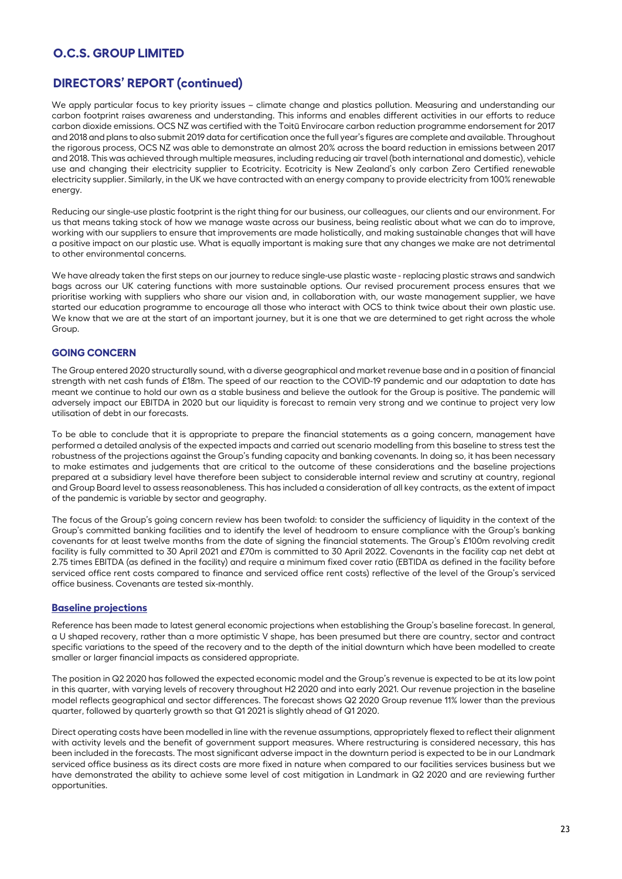# O.C.S. GROUP LIMITED

## DIRECTORS' REPORT (continued)

We apply particular focus to key priority issues – climate change and plastics pollution. Measuring and understanding our carbon footprint raises awareness and understanding. This informs and enables different activities in our efforts to reduce carbon dioxide emissions. OCS NZ was certified with the Toitū Envirocare carbon reduction programme endorsement for 2017 and 2018 and plans to also submit 2019 data for certification once the full year's figures are complete and available. Throughout the rigorous process, OCS NZ was able to demonstrate an almost 20% across the board reduction in emissions between 2017 and 2018. This was achieved through multiple measures, including reducing air travel (both international and domestic), vehicle use and changing their electricity supplier to Ecotricity. Ecotricity is New Zealand's only carbon Zero Certified renewable electricity supplier. Similarly, in the UK we have contracted with an energy company to provide electricity from 100% renewable energy.

Reducing our single-use plastic footprint is the right thing for our business, our colleagues, our clients and our environment. For us that means taking stock of how we manage waste across our business, being realistic about what we can do to improve, working with our suppliers to ensure that improvements are made holistically, and making sustainable changes that will have a positive impact on our plastic use. What is equally important is making sure that any changes we make are not detrimental to other environmental concerns.

We have already taken the first steps on our journey to reduce single-use plastic waste - replacing plastic straws and sandwich bags across our UK catering functions with more sustainable options. Our revised procurement process ensures that we prioritise working with suppliers who share our vision and, in collaboration with, our waste management supplier, we have started our education programme to encourage all those who interact with OCS to think twice about their own plastic use. We know that we are at the start of an important journey, but it is one that we are determined to get right across the whole Group.

### GOING CONCERN

The Group entered 2020 structurally sound, with a diverse geographical and market revenue base and in a position of financial strength with net cash funds of £18m. The speed of our reaction to the COVID-19 pandemic and our adaptation to date has meant we continue to hold our own as a stable business and believe the outlook for the Group is positive. The pandemic will adversely impact our EBITDA in 2020 but our liquidity is forecast to remain very strong and we continue to project very low utilisation of debt in our forecasts.

To be able to conclude that it is appropriate to prepare the financial statements as a going concern, management have performed a detailed analysis of the expected impacts and carried out scenario modelling from this baseline to stress test the robustness of the projections against the Group's funding capacity and banking covenants. In doing so, it has been necessary to make estimates and judgements that are critical to the outcome of these considerations and the baseline projections prepared at a subsidiary level have therefore been subject to considerable internal review and scrutiny at country, regional and Group Board level to assess reasonableness. This has included a consideration of all key contracts, as the extent of impact of the pandemic is variable by sector and geography.

The focus of the Group's going concern review has been twofold: to consider the sufficiency of liquidity in the context of the Group's committed banking facilities and to identify the level of headroom to ensure compliance with the Group's banking covenants for at least twelve months from the date of signing the financial statements. The Group's £100m revolving credit facility is fully committed to 30 April 2021 and £70m is committed to 30 April 2022. Covenants in the facility cap net debt at 2.75 times EBITDA (as defined in the facility) and require a minimum fixed cover ratio (EBTIDA as defined in the facility before serviced office rent costs compared to finance and serviced office rent costs) reflective of the level of the Group's serviced office business. Covenants are tested six-monthly.

#### Baseline projections

Reference has been made to latest general economic projections when establishing the Group's baseline forecast. In general, a U shaped recovery, rather than a more optimistic V shape, has been presumed but there are country, sector and contract specific variations to the speed of the recovery and to the depth of the initial downturn which have been modelled to create smaller or larger financial impacts as considered appropriate.

The position in Q2 2020 has followed the expected economic model and the Group's revenue is expected to be at its low point in this quarter, with varying levels of recovery throughout H2 2020 and into early 2021. Our revenue projection in the baseline model reflects geographical and sector differences. The forecast shows Q2 2020 Group revenue 11% lower than the previous quarter, followed by quarterly growth so that Q1 2021 is slightly ahead of Q1 2020.

Direct operating costs have been modelled in line with the revenue assumptions, appropriately flexed to reflect their alignment with activity levels and the benefit of government support measures. Where restructuring is considered necessary, this has been included in the forecasts. The most significant adverse impact in the downturn period is expected to be in our Landmark serviced office business as its direct costs are more fixed in nature when compared to our facilities services business but we have demonstrated the ability to achieve some level of cost mitigation in Landmark in Q2 2020 and are reviewing further opportunities.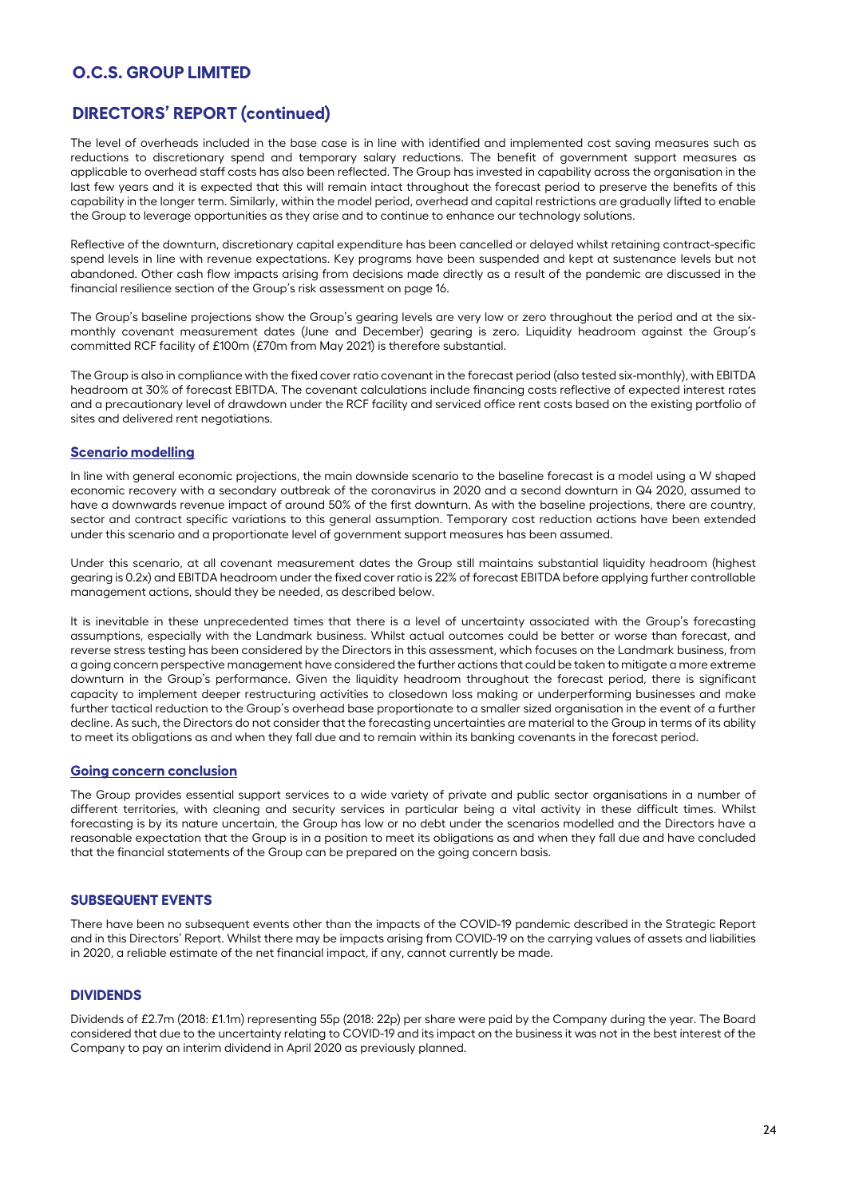# O.C.S. GROUP LIMITED

## DIRECTORS' REPORT (continued)

The level of overheads included in the base case is in line with identified and implemented cost saving measures such as reductions to discretionary spend and temporary salary reductions. The benefit of government support measures as applicable to overhead staff costs has also been reflected. The Group has invested in capability across the organisation in the last few years and it is expected that this will remain intact throughout the forecast period to preserve the benefits of this capability in the longer term. Similarly, within the model period, overhead and capital restrictions are gradually lifted to enable the Group to leverage opportunities as they arise and to continue to enhance our technology solutions.

Reflective of the downturn, discretionary capital expenditure has been cancelled or delayed whilst retaining contract-specific spend levels in line with revenue expectations. Key programs have been suspended and kept at sustenance levels but not abandoned. Other cash flow impacts arising from decisions made directly as a result of the pandemic are discussed in the financial resilience section of the Group's risk assessment on page 16.

The Group's baseline projections show the Group's gearing levels are very low or zero throughout the period and at the six-monthly covenant measurement dates (June and December) gearing is zero. Liquidity headroom against the Group's committed RCF facility of £100m (£70m from May 2021) is therefore substantial.

The Group is also in compliance with the fixed cover ratio covenant in the forecast period (also tested six-monthly), with EBITDA headroom at 30% of forecast EBITDA. The covenant calculations include financing costs reflective of expected interest rates and a precautionary level of drawdown under the RCF facility and serviced office rent costs based on the existing portfolio of sites and delivered rent negotiations.

### Scenario modelling

In line with general economic projections, the main downside scenario to the baseline forecast is a model using a W shaped economic recovery with a secondary outbreak of the coronavirus in 2020 and a second downturn in Q4 2020, assumed to have a downwards revenue impact of around 50% of the first downturn. As with the baseline projections, there are country, sector and contract specific variations to this general assumption. Temporary cost reduction actions have been extended under this scenario and a proportionate level of government support measures has been assumed.

Under this scenario, at all covenant measurement dates the Group still maintains substantial liquidity headroom (highest gearing is 0.2x) and EBITDA headroom under the fixed cover ratio is 22% of forecast EBITDA before applying further controllable management actions, should they be needed, as described below.

It is inevitable in these unprecedented times that there is a level of uncertainty associated with the Group's forecasting assumptions, especially with the Landmark business. Whilst actual outcomes could be better or worse than forecast, and reverse stress testing has been considered by the Directors in this assessment, which focuses on the Landmark business, from a going concern perspective management have considered the further actions that could be taken to mitigate a more extreme downturn in the Group's performance. Given the liquidity headroom throughout the forecast period, there is significant capacity to implement deeper restructuring activities to closedown loss making or underperforming businesses and make further tactical reduction to the Group's overhead base proportionate to a smaller sized organisation in the event of a further decline. As such, the Directors do not consider that the forecasting uncertainties are material to the Group in terms of its ability to meet its obligations as and when they fall due and to remain within its banking covenants in the forecast period.

### Going concern conclusion

The Group provides essential support services to a wide variety of private and public sector organisations in a number of different territories, with cleaning and security services in particular being a vital activity in these difficult times. Whilst forecasting is by its nature uncertain, the Group has low or no debt under the scenarios modelled and the Directors have a reasonable expectation that the Group is in a position to meet its obligations as and when they fall due and have concluded that the financial statements of the Group can be prepared on the going concern basis.

### SUBSEQUENT EVENTS

There have been no subsequent events other than the impacts of the COVID-19 pandemic described in the Strategic Report and in this Directors' Report. Whilst there may be impacts arising from COVID-19 on the carrying values of assets and liabilities in 2020, a reliable estimate of the net financial impact, if any, cannot currently be made.

### DIVIDENDS

Dividends of £2.7m (2018: £1.1m) representing 55p (2018: 22p) per share were paid by the Company during the year. The Board considered that due to the uncertainty relating to COVID-19 and its impact on the business it was not in the best interest of the Company to pay an interim dividend in April 2020 as previously planned.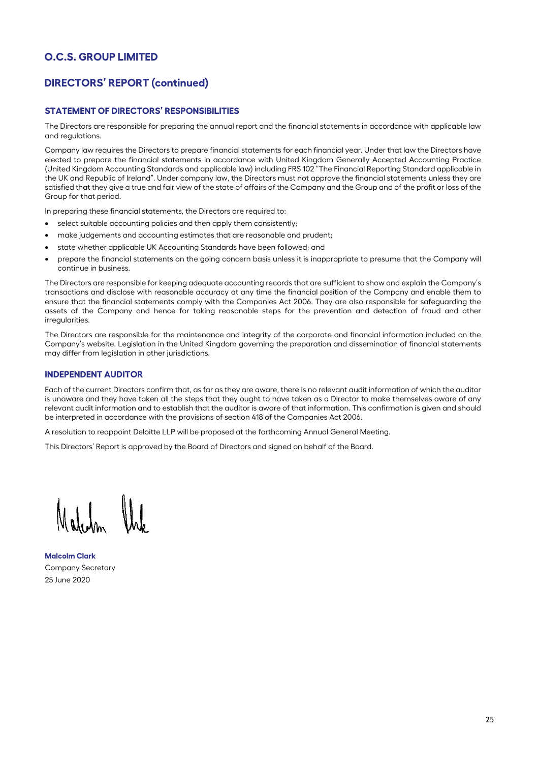# O.C.S. GROUP LIMITED

## DIRECTORS' REPORT (continued)

### STATEMENT OF DIRECTORS' RESPONSIBILITIES

The Directors are responsible for preparing the annual report and the financial statements in accordance with applicable law and regulations.

Company law requires the Directors to prepare financial statements for each financial year. Under that law the Directors have elected to prepare the financial statements in accordance with United Kingdom Generally Accepted Accounting Practice (United Kingdom Accounting Standards and applicable law) including FRS 102 "The Financial Reporting Standard applicable in the UK and Republic of Ireland". Under company law, the Directors must not approve the financial statements unless they are satisfied that they give a true and fair view of the state of affairs of the Company and the Group and of the profit or loss of the Group for that period.

In preparing these financial statements, the Directors are required to:

- select suitable accounting policies and then apply them consistently;
- make judgements and accounting estimates that are reasonable and prudent;
- state whether applicable UK Accounting Standards have been followed; and
- prepare the financial statements on the going concern basis unless it is inappropriate to presume that the Company will continue in business.

The Directors are responsible for keeping adequate accounting records that are sufficient to show and explain the Company's transactions and disclose with reasonable accuracy at any time the financial position of the Company and enable them to ensure that the financial statements comply with the Companies Act 2006. They are also responsible for safeguarding the assets of the Company and hence for taking reasonable steps for the prevention and detection of fraud and other irregularities.

The Directors are responsible for the maintenance and integrity of the corporate and financial information included on the Company's website. Legislation in the United Kingdom governing the preparation and dissemination of financial statements may differ from legislation in other jurisdictions.

### INDEPENDENT AUDITOR

Each of the current Directors confirm that, as far as they are aware, there is no relevant audit information of which the auditor is unaware and they have taken all the steps that they ought to have taken as a Director to make themselves aware of any relevant audit information and to establish that the auditor is aware of that information. This confirmation is given and should be interpreted in accordance with the provisions of section 418 of the Companies Act 2006.

A resolution to reappoint Deloitte LLP will be proposed at the forthcoming Annual General Meeting.

This Directors' Report is approved by the Board of Directors and signed on behalf of the Board.

**Malcolm Clark**
Company Secretary
25 June 2020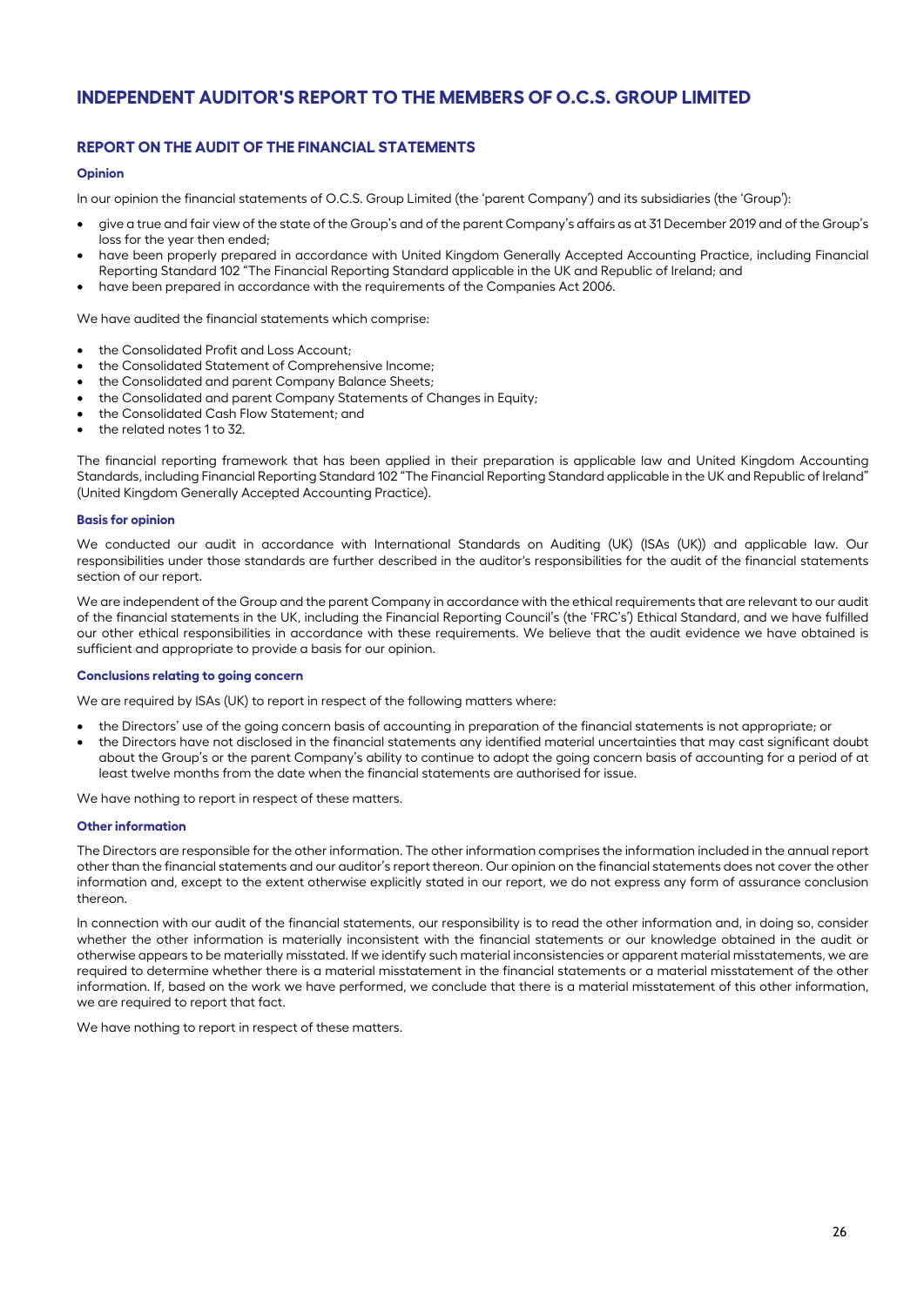# INDEPENDENT AUDITOR'S REPORT TO THE MEMBERS OF O.C.S. GROUP LIMITED

## REPORT ON THE AUDIT OF THE FINANCIAL STATEMENTS

### Opinion

In our opinion the financial statements of O.C.S. Group Limited (the 'parent Company') and its subsidiaries (the 'Group'):

- give a true and fair view of the state of the Group's and of the parent Company's affairs as at 31 December 2019 and of the Group's loss for the year then ended;
- have been properly prepared in accordance with United Kingdom Generally Accepted Accounting Practice, including Financial Reporting Standard 102 "The Financial Reporting Standard applicable in the UK and Republic of Ireland; and
- have been prepared in accordance with the requirements of the Companies Act 2006.

We have audited the financial statements which comprise:

- the Consolidated Profit and Loss Account;
- the Consolidated Statement of Comprehensive Income;
- the Consolidated and parent Company Balance Sheets;
- the Consolidated and parent Company Statements of Changes in Equity;
- the Consolidated Cash Flow Statement; and
- the related notes 1 to 32.

The financial reporting framework that has been applied in their preparation is applicable law and United Kingdom Accounting Standards, including Financial Reporting Standard 102 "The Financial Reporting Standard applicable in the UK and Republic of Ireland" (United Kingdom Generally Accepted Accounting Practice).

### Basis for opinion

We conducted our audit in accordance with International Standards on Auditing (UK) (ISAs (UK)) and applicable law. Our responsibilities under those standards are further described in the auditor's responsibilities for the audit of the financial statements section of our report.

We are independent of the Group and the parent Company in accordance with the ethical requirements that are relevant to our audit of the financial statements in the UK, including the Financial Reporting Council's (the 'FRC's') Ethical Standard, and we have fulfilled our other ethical responsibilities in accordance with these requirements. We believe that the audit evidence we have obtained is sufficient and appropriate to provide a basis for our opinion.

### Conclusions relating to going concern

We are required by ISAs (UK) to report in respect of the following matters where:

- the Directors' use of the going concern basis of accounting in preparation of the financial statements is not appropriate; or
- the Directors have not disclosed in the financial statements any identified material uncertainties that may cast significant doubt about the Group's or the parent Company's ability to continue to adopt the going concern basis of accounting for a period of at least twelve months from the date when the financial statements are authorised for issue.

We have nothing to report in respect of these matters.

### Other information

The Directors are responsible for the other information. The other information comprises the information included in the annual report other than the financial statements and our auditor's report thereon. Our opinion on the financial statements does not cover the other information and, except to the extent otherwise explicitly stated in our report, we do not express any form of assurance conclusion thereon.

In connection with our audit of the financial statements, our responsibility is to read the other information and, in doing so, consider whether the other information is materially inconsistent with the financial statements or our knowledge obtained in the audit or otherwise appears to be materially misstated. If we identify such material inconsistencies or apparent material misstatements, we are required to determine whether there is a material misstatement in the financial statements or a material misstatement of the other information. If, based on the work we have performed, we conclude that there is a material misstatement of this other information, we are required to report that fact.

We have nothing to report in respect of these matters.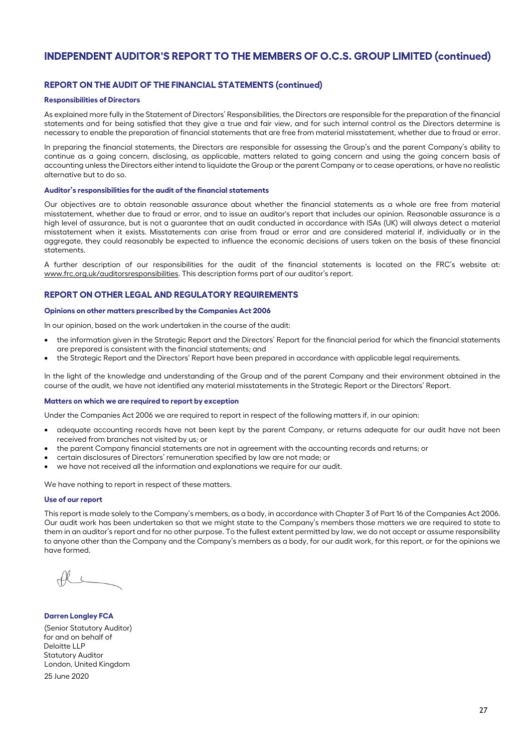# INDEPENDENT AUDITOR'S REPORT TO THE MEMBERS OF O.C.S. GROUP LIMITED (continued)

## REPORT ON THE AUDIT OF THE FINANCIAL STATEMENTS (continued)

### Responsibilities of Directors

As explained more fully in the Statement of Directors' Responsibilities, the Directors are responsible for the preparation of the financial statements and for being satisfied that they give a true and fair view, and for such internal control as the Directors determine is necessary to enable the preparation of financial statements that are free from material misstatement, whether due to fraud or error.

In preparing the financial statements, the Directors are responsible for assessing the Group's and the parent Company's ability to continue as a going concern, disclosing, as applicable, matters related to going concern and using the going concern basis of accounting unless the Directors either intend to liquidate the Group or the parent Company or to cease operations, or have no realistic alternative but to do so.

### Auditor's responsibilities for the audit of the financial statements

Our objectives are to obtain reasonable assurance about whether the financial statements as a whole are free from material misstatement, whether due to fraud or error, and to issue an auditor's report that includes our opinion. Reasonable assurance is a high level of assurance, but is not a guarantee that an audit conducted in accordance with ISAs (UK) will always detect a material misstatement when it exists. Misstatements can arise from fraud or error and are considered material if, individually or in the aggregate, they could reasonably be expected to influence the economic decisions of users taken on the basis of these financial statements.

A further description of our responsibilities for the audit of the financial statements is located on the FRC's website at: www.frc.org.uk/auditorsresponsibilities. This description forms part of our auditor's report.

## REPORT ON OTHER LEGAL AND REGULATORY REQUIREMENTS

### Opinions on other matters prescribed by the Companies Act 2006

In our opinion, based on the work undertaken in the course of the audit:

- the information given in the Strategic Report and the Directors' Report for the financial period for which the financial statements are prepared is consistent with the financial statements; and
- the Strategic Report and the Directors' Report have been prepared in accordance with applicable legal requirements.

In the light of the knowledge and understanding of the Group and of the parent Company and their environment obtained in the course of the audit, we have not identified any material misstatements in the Strategic Report or the Directors' Report.

### Matters on which we are required to report by exception

Under the Companies Act 2006 we are required to report in respect of the following matters if, in our opinion:

- adequate accounting records have not been kept by the parent Company, or returns adequate for our audit have not been received from branches not visited by us; or
- the parent Company financial statements are not in agreement with the accounting records and returns; or
- certain disclosures of Directors' remuneration specified by law are not made; or
- we have not received all the information and explanations we require for our audit.

We have nothing to report in respect of these matters.

### Use of our report

This report is made solely to the Company's members, as a body, in accordance with Chapter 3 of Part 16 of the Companies Act 2006. Our audit work has been undertaken so that we might state to the Company's members those matters we are required to state to them in an auditor's report and for no other purpose. To the fullest extent permitted by law, we do not accept or assume responsibility to anyone other than the Company and the Company's members as a body, for our audit work, for this report, or for the opinions we have formed.

**Darren Longley FCA**
(Senior Statutory Auditor)
for and on behalf of
Deloitte LLP
Statutory Auditor
London, United Kingdom

25 June 2020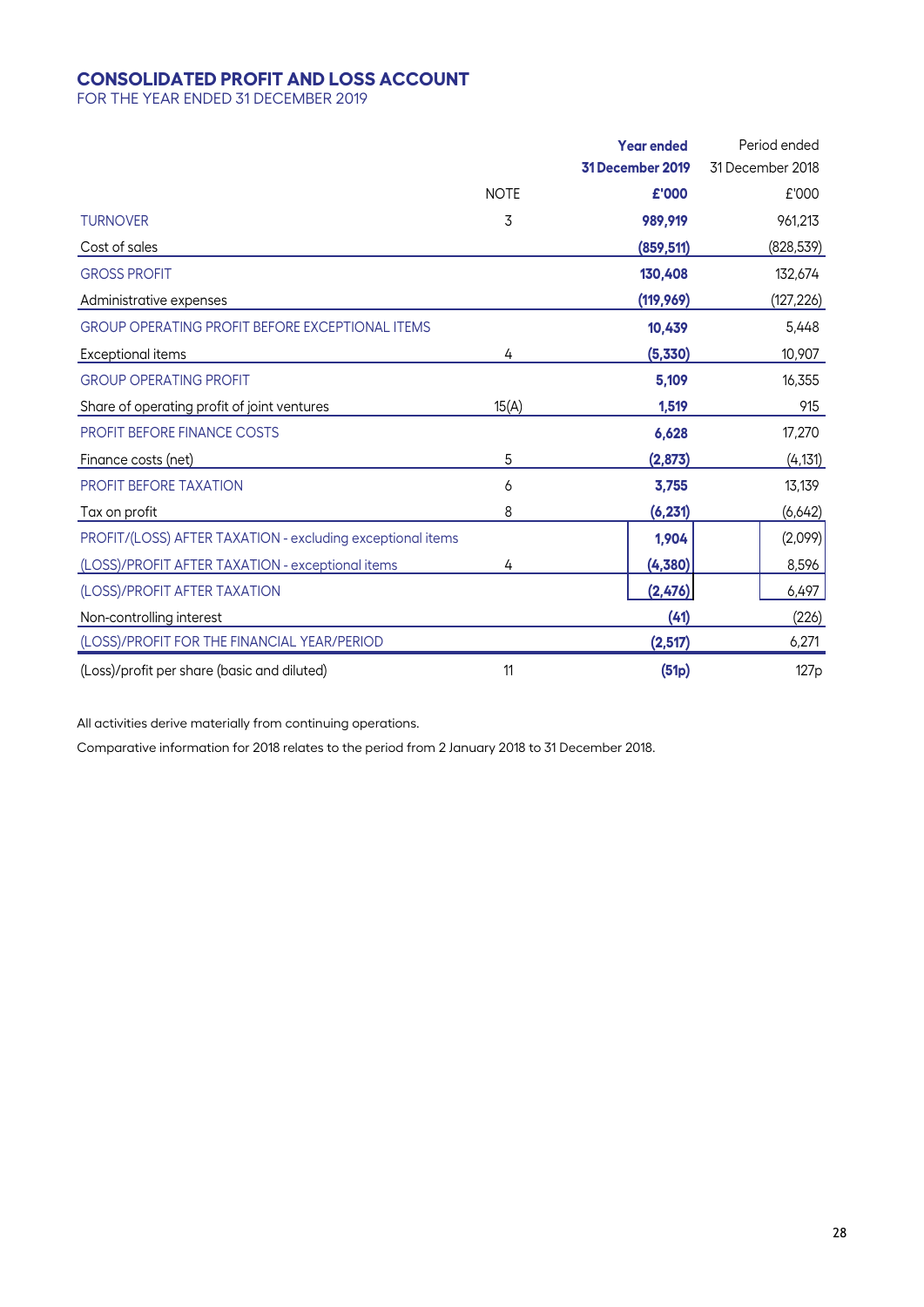# CONSOLIDATED PROFIT AND LOSS ACCOUNT

FOR THE YEAR ENDED 31 DECEMBER 2019

| | NOTE | **Year ended 31 December 2019 £'000** | Period ended 31 December 2018 £'000 |
|---|---|---|---|
| TURNOVER | 3 | **989,919** | 961,213 |
| Cost of sales | | **(859,511)** | (828,539) |
| GROSS PROFIT | | **130,408** | 132,674 |
| Administrative expenses | | **(119,969)** | (127,226) |
| GROUP OPERATING PROFIT BEFORE EXCEPTIONAL ITEMS | | **10,439** | 5,448 |
| Exceptional items | 4 | **(5,330)** | 10,907 |
| GROUP OPERATING PROFIT | | **5,109** | 16,355 |
| Share of operating profit of joint ventures | 15(A) | **1,519** | 915 |
| PROFIT BEFORE FINANCE COSTS | | **6,628** | 17,270 |
| Finance costs (net) | 5 | **(2,873)** | (4,131) |
| PROFIT BEFORE TAXATION | 6 | **3,755** | 13,139 |
| Tax on profit | 8 | **(6,231)** | (6,642) |
| PROFIT/(LOSS) AFTER TAXATION - excluding exceptional items | | **1,904** | (2,099) |
| (LOSS)/PROFIT AFTER TAXATION - exceptional items | 4 | **(4,380)** | 8,596 |
| (LOSS)/PROFIT AFTER TAXATION | | **(2,476)** | 6,497 |
| Non-controlling interest | | **(41)** | (226) |
| (LOSS)/PROFIT FOR THE FINANCIAL YEAR/PERIOD | | **(2,517)** | 6,271 |
| (Loss)/profit per share (basic and diluted) | 11 | **(51p)** | 127p |

All activities derive materially from continuing operations.

Comparative information for 2018 relates to the period from 2 January 2018 to 31 December 2018.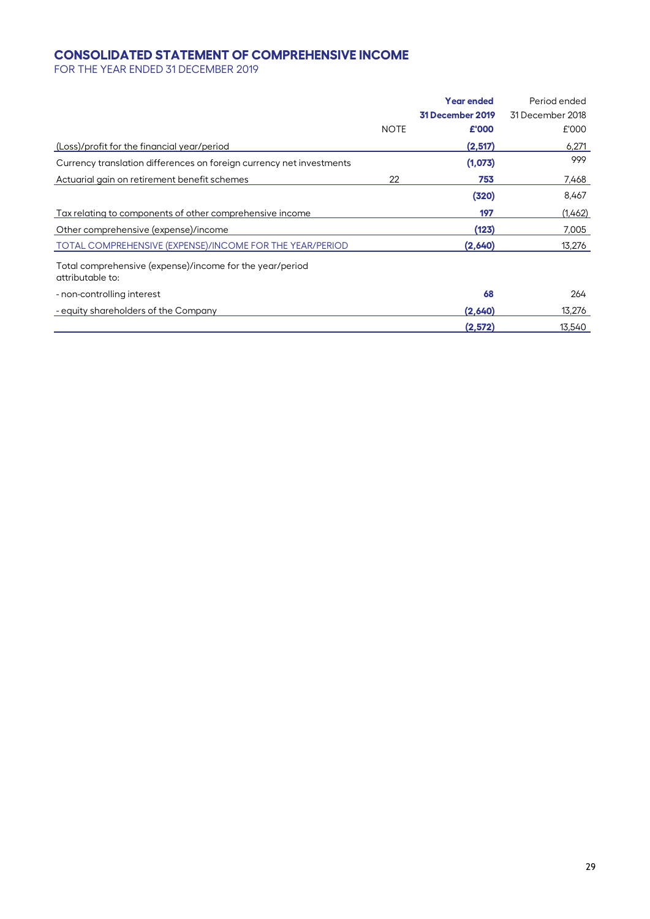## CONSOLIDATED STATEMENT OF COMPREHENSIVE INCOME

FOR THE YEAR ENDED 31 DECEMBER 2019

| | NOTE | **Year ended 31 December 2019 £'000** | Period ended 31 December 2018 £'000 |
|---|---|---|---|
| (Loss)/profit for the financial year/period | | **(2,517)** | 6,271 |
| Currency translation differences on foreign currency net investments | | **(1,073)** | 999 |
| Actuarial gain on retirement benefit schemes | 22 | **753** | 7,468 |
| | | **(320)** | 8,467 |
| Tax relating to components of other comprehensive income | | **197** | (1,462) |
| Other comprehensive (expense)/income | | **(123)** | 7,005 |
| TOTAL COMPREHENSIVE (EXPENSE)/INCOME FOR THE YEAR/PERIOD | | **(2,640)** | 13,276 |
| Total comprehensive (expense)/income for the year/period attributable to: | | | |
| - non-controlling interest | | **68** | 264 |
| - equity shareholders of the Company | | **(2,640)** | 13,276 |
| | | **(2,572)** | 13,540 |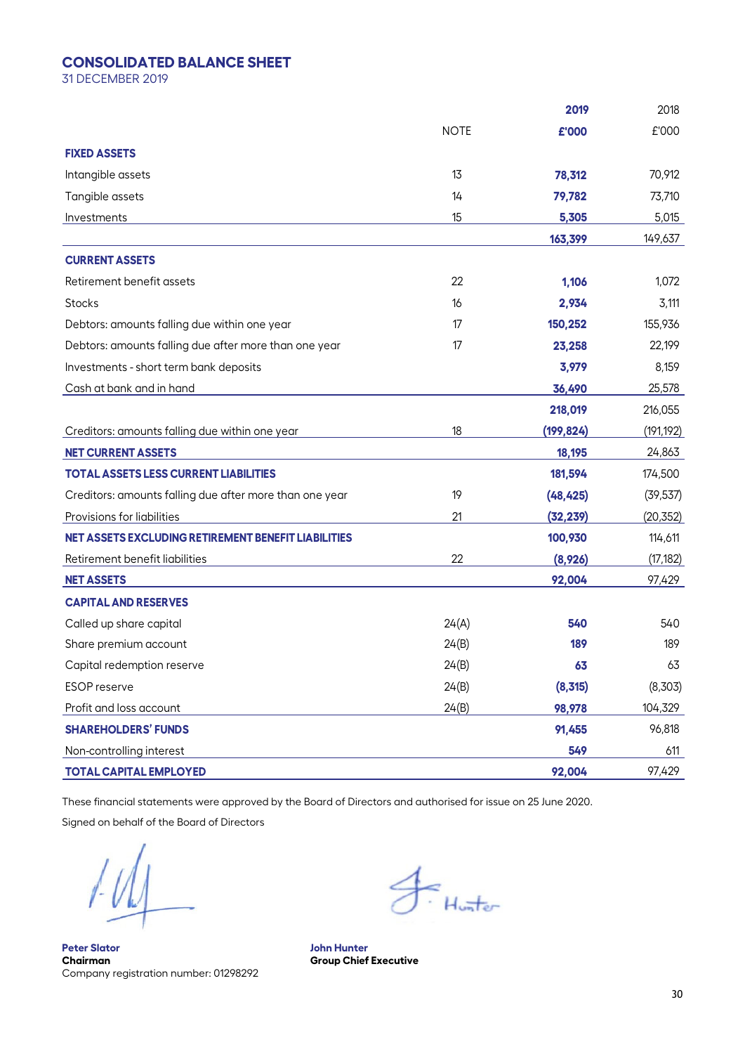# CONSOLIDATED BALANCE SHEET

31 DECEMBER 2019

| | NOTE | 2019<br>£'000 | 2018<br>£'000 |
|---|---|---|---|
| **FIXED ASSETS** | | | |
| Intangible assets | 13 | **78,312** | 70,912 |
| Tangible assets | 14 | **79,782** | 73,710 |
| Investments | 15 | **5,305** | 5,015 |
| | | **163,399** | 149,637 |
| **CURRENT ASSETS** | | | |
| Retirement benefit assets | 22 | **1,106** | 1,072 |
| Stocks | 16 | **2,934** | 3,111 |
| Debtors: amounts falling due within one year | 17 | **150,252** | 155,936 |
| Debtors: amounts falling due after more than one year | 17 | **23,258** | 22,199 |
| Investments - short term bank deposits | | **3,979** | 8,159 |
| Cash at bank and in hand | | **36,490** | 25,578 |
| | | **218,019** | 216,055 |
| Creditors: amounts falling due within one year | 18 | **(199,824)** | (191,192) |
| **NET CURRENT ASSETS** | | **18,195** | 24,863 |
| **TOTAL ASSETS LESS CURRENT LIABILITIES** | | **181,594** | 174,500 |
| Creditors: amounts falling due after more than one year | 19 | **(48,425)** | (39,537) |
| Provisions for liabilities | 21 | **(32,239)** | (20,352) |
| **NET ASSETS EXCLUDING RETIREMENT BENEFIT LIABILITIES** | | **100,930** | 114,611 |
| Retirement benefit liabilities | 22 | **(8,926)** | (17,182) |
| **NET ASSETS** | | **92,004** | 97,429 |
| **CAPITAL AND RESERVES** | | | |
| Called up share capital | 24(A) | **540** | 540 |
| Share premium account | 24(B) | **189** | 189 |
| Capital redemption reserve | 24(B) | **63** | 63 |
| ESOP reserve | 24(B) | **(8,315)** | (8,303) |
| Profit and loss account | 24(B) | **98,978** | 104,329 |
| **SHAREHOLDERS' FUNDS** | | **91,455** | 96,818 |
| Non-controlling interest | | **549** | 611 |
| **TOTAL CAPITAL EMPLOYED** | | **92,004** | 97,429 |

These financial statements were approved by the Board of Directors and authorised for issue on 25 June 2020.

Signed on behalf of the Board of Directors

**Peter Slator**
**Chairman**
Company registration number: 01298292

**John Hunter**
**Group Chief Executive**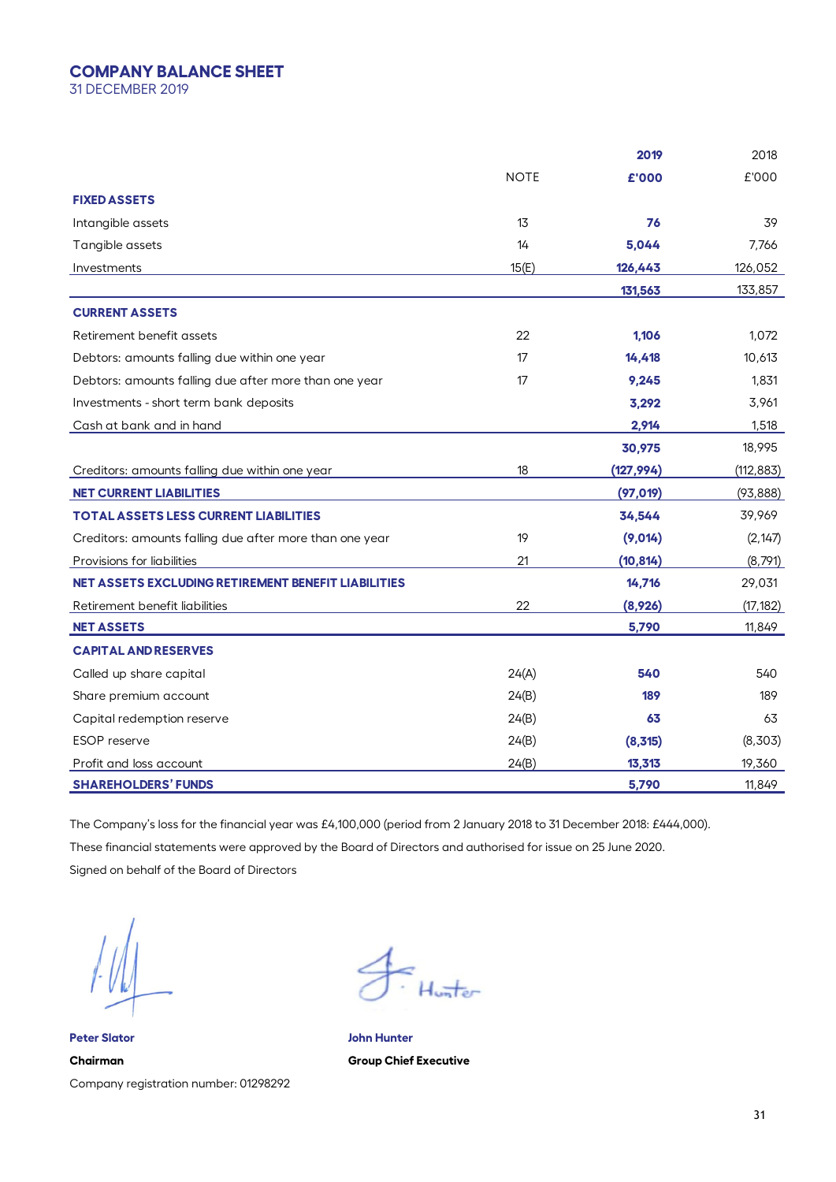# COMPANY BALANCE SHEET

31 DECEMBER 2019

| | NOTE | 2019 £'000 | 2018 £'000 |
|---|---|---|---|
| **FIXED ASSETS** | | | |
| Intangible assets | 13 | 76 | 39 |
| Tangible assets | 14 | 5,044 | 7,766 |
| Investments | 15(E) | 126,443 | 126,052 |
| | | 131,563 | 133,857 |
| **CURRENT ASSETS** | | | |
| Retirement benefit assets | 22 | 1,106 | 1,072 |
| Debtors: amounts falling due within one year | 17 | 14,418 | 10,613 |
| Debtors: amounts falling due after more than one year | 17 | 9,245 | 1,831 |
| Investments - short term bank deposits | | 3,292 | 3,961 |
| Cash at bank and in hand | | 2,914 | 1,518 |
| | | 30,975 | 18,995 |
| Creditors: amounts falling due within one year | 18 | (127,994) | (112,883) |
| **NET CURRENT LIABILITIES** | | (97,019) | (93,888) |
| **TOTAL ASSETS LESS CURRENT LIABILITIES** | | 34,544 | 39,969 |
| Creditors: amounts falling due after more than one year | 19 | (9,014) | (2,147) |
| Provisions for liabilities | 21 | (10,814) | (8,791) |
| **NET ASSETS EXCLUDING RETIREMENT BENEFIT LIABILITIES** | | 14,716 | 29,031 |
| Retirement benefit liabilities | 22 | (8,926) | (17,182) |
| **NET ASSETS** | | 5,790 | 11,849 |
| **CAPITAL AND RESERVES** | | | |
| Called up share capital | 24(A) | 540 | 540 |
| Share premium account | 24(B) | 189 | 189 |
| Capital redemption reserve | 24(B) | 63 | 63 |
| ESOP reserve | 24(B) | (8,315) | (8,303) |
| Profit and loss account | 24(B) | 13,313 | 19,360 |
| **SHAREHOLDERS' FUNDS** | | 5,790 | 11,849 |

The Company's loss for the financial year was £4,100,000 (period from 2 January 2018 to 31 December 2018: £444,000).

These financial statements were approved by the Board of Directors and authorised for issue on 25 June 2020.

Signed on behalf of the Board of Directors

**Peter Slator**
**Chairman**

**John Hunter**
**Group Chief Executive**

Company registration number: 01298292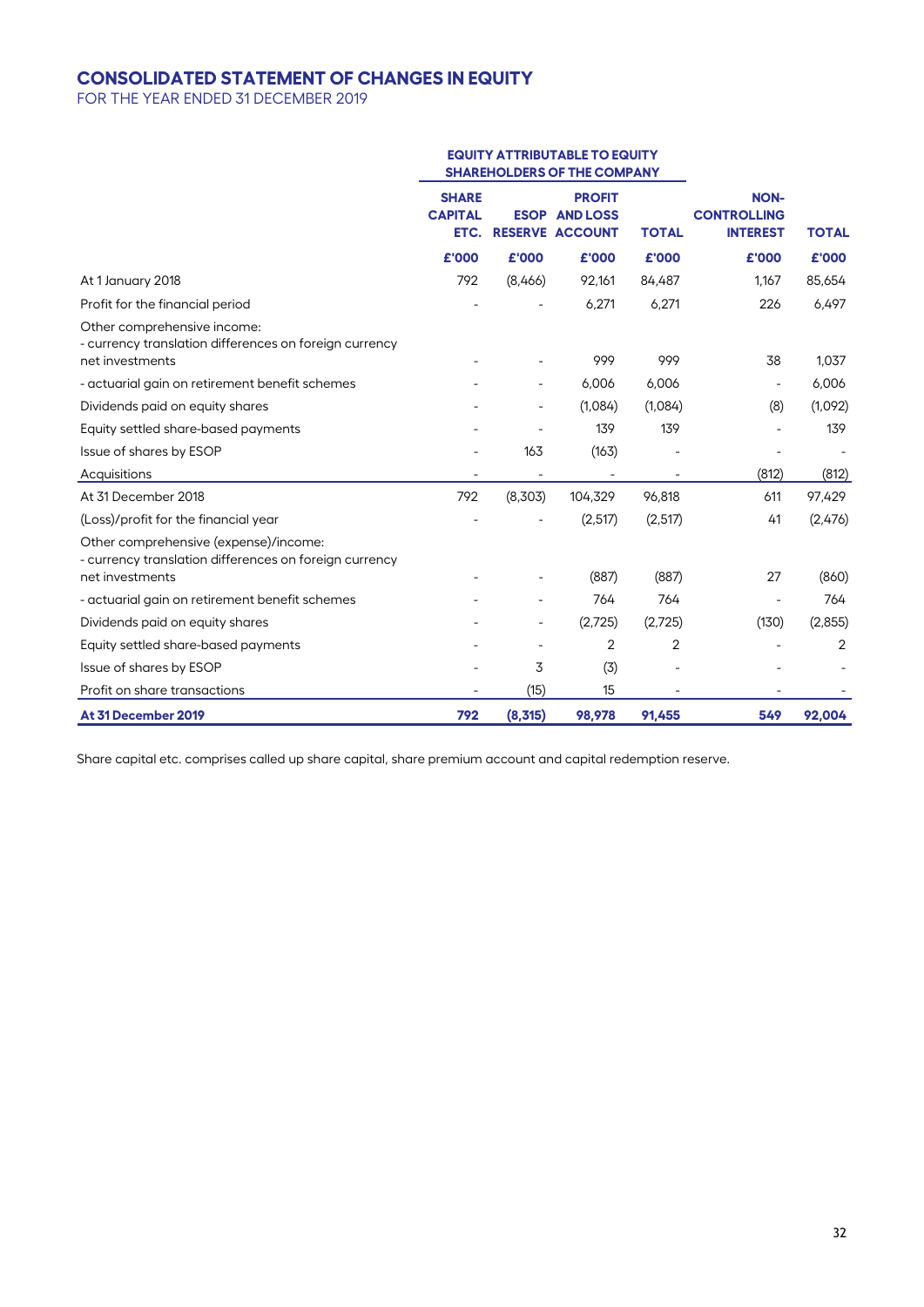# CONSOLIDATED STATEMENT OF CHANGES IN EQUITY

FOR THE YEAR ENDED 31 DECEMBER 2019

| | EQUITY ATTRIBUTABLE TO EQUITY SHAREHOLDERS OF THE COMPANY | | | | | |
|---|---|---|---|---|---|---|
| | **SHARE CAPITAL ETC.** | **ESOP RESERVE** | **PROFIT AND LOSS ACCOUNT** | **TOTAL** | **NON-CONTROLLING INTEREST** | **TOTAL** |
| | **£'000** | **£'000** | **£'000** | **£'000** | **£'000** | **£'000** |
| At 1 January 2018 | 792 | (8,466) | 92,161 | 84,487 | 1,167 | 85,654 |
| Profit for the financial period | - | - | 6,271 | 6,271 | 226 | 6,497 |
| Other comprehensive income: - currency translation differences on foreign currency net investments | - | - | 999 | 999 | 38 | 1,037 |
| - actuarial gain on retirement benefit schemes | - | - | 6,006 | 6,006 | - | 6,006 |
| Dividends paid on equity shares | - | - | (1,084) | (1,084) | (8) | (1,092) |
| Equity settled share-based payments | - | - | 139 | 139 | - | 139 |
| Issue of shares by ESOP | - | 163 | (163) | - | - | - |
| Acquisitions | - | - | - | - | (812) | (812) |
| At 31 December 2018 | 792 | (8,303) | 104,329 | 96,818 | 611 | 97,429 |
| (Loss)/profit for the financial year | - | - | (2,517) | (2,517) | 41 | (2,476) |
| Other comprehensive (expense)/income: - currency translation differences on foreign currency net investments | - | - | (887) | (887) | 27 | (860) |
| - actuarial gain on retirement benefit schemes | - | - | 764 | 764 | - | 764 |
| Dividends paid on equity shares | - | - | (2,725) | (2,725) | (130) | (2,855) |
| Equity settled share-based payments | - | - | 2 | 2 | - | 2 |
| Issue of shares by ESOP | - | 3 | (3) | - | - | - |
| Profit on share transactions | - | (15) | 15 | - | - | - |
| **At 31 December 2019** | **792** | **(8,315)** | **98,978** | **91,455** | **549** | **92,004** |

Share capital etc. comprises called up share capital, share premium account and capital redemption reserve.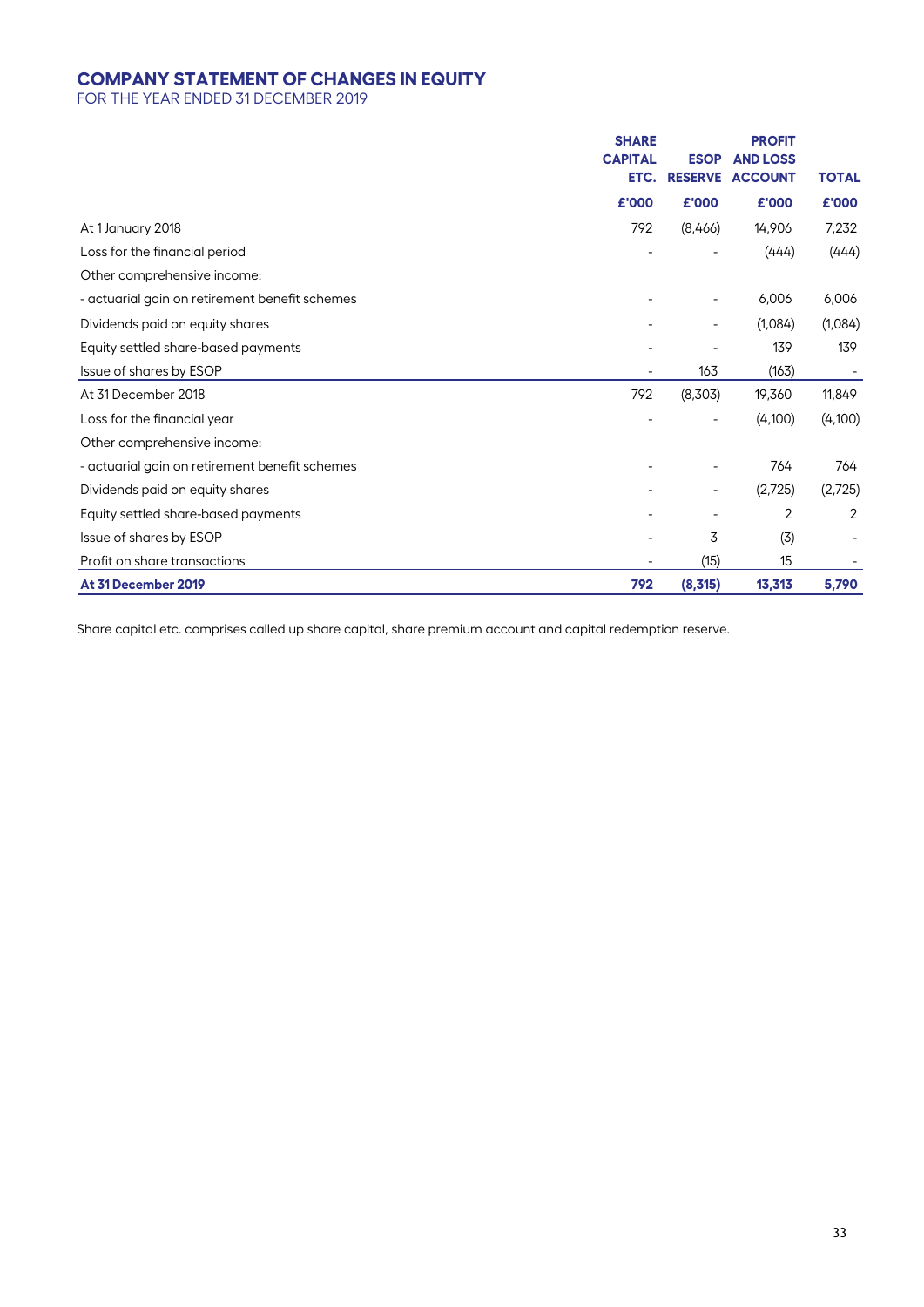# COMPANY STATEMENT OF CHANGES IN EQUITY

FOR THE YEAR ENDED 31 DECEMBER 2019

| | SHARE CAPITAL ETC. | ESOP RESERVE | PROFIT AND LOSS ACCOUNT | TOTAL |
|---|---|---|---|---|
| | £'000 | £'000 | £'000 | £'000 |
| At 1 January 2018 | 792 | (8,466) | 14,906 | 7,232 |
| Loss for the financial period | - | - | (444) | (444) |
| Other comprehensive income: | | | | |
| - actuarial gain on retirement benefit schemes | - | - | 6,006 | 6,006 |
| Dividends paid on equity shares | - | - | (1,084) | (1,084) |
| Equity settled share-based payments | - | - | 139 | 139 |
| Issue of shares by ESOP | - | 163 | (163) | - |
| At 31 December 2018 | 792 | (8,303) | 19,360 | 11,849 |
| Loss for the financial year | - | - | (4,100) | (4,100) |
| Other comprehensive income: | | | | |
| - actuarial gain on retirement benefit schemes | - | - | 764 | 764 |
| Dividends paid on equity shares | - | - | (2,725) | (2,725) |
| Equity settled share-based payments | - | - | 2 | 2 |
| Issue of shares by ESOP | - | 3 | (3) | - |
| Profit on share transactions | - | (15) | 15 | - |
| **At 31 December 2019** | **792** | **(8,315)** | **13,313** | **5,790** |

Share capital etc. comprises called up share capital, share premium account and capital redemption reserve.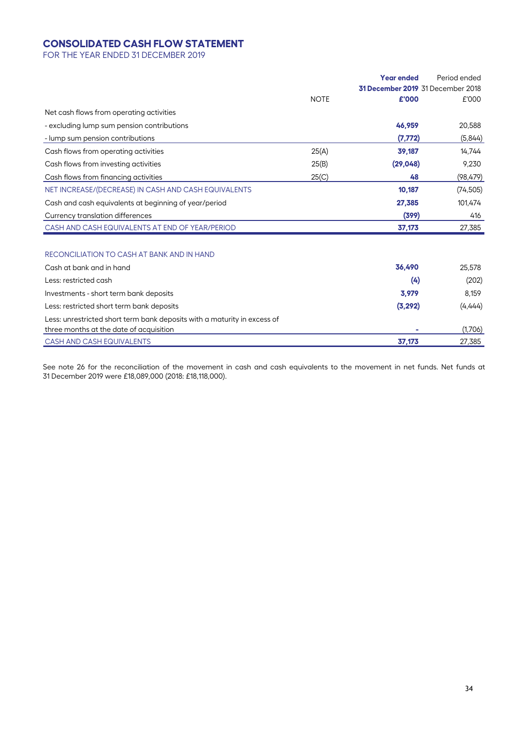# CONSOLIDATED CASH FLOW STATEMENT

FOR THE YEAR ENDED 31 DECEMBER 2019

| | NOTE | Year ended 31 December 2019 £'000 | Period ended 31 December 2018 £'000 |
|---|---|---|---|
| Net cash flows from operating activities | | | |
| - excluding lump sum pension contributions | | **46,959** | 20,588 |
| - lump sum pension contributions | | **(7,772)** | (5,844) |
| Cash flows from operating activities | 25(A) | **39,187** | 14,744 |
| Cash flows from investing activities | 25(B) | **(29,048)** | 9,230 |
| Cash flows from financing activities | 25(C) | **48** | (98,479) |
| NET INCREASE/(DECREASE) IN CASH AND CASH EQUIVALENTS | | **10,187** | (74,505) |
| Cash and cash equivalents at beginning of year/period | | **27,385** | 101,474 |
| Currency translation differences | | **(399)** | 416 |
| CASH AND CASH EQUIVALENTS AT END OF YEAR/PERIOD | | **37,173** | 27,385 |

| RECONCILIATION TO CASH AT BANK AND IN HAND | | |
|---|---|---|
| Cash at bank and in hand | **36,490** | 25,578 |
| Less: restricted cash | **(4)** | (202) |
| Investments - short term bank deposits | **3,979** | 8,159 |
| Less: restricted short term bank deposits | **(3,292)** | (4,444) |
| Less: unrestricted short term bank deposits with a maturity in excess of three months at the date of acquisition | **-** | (1,706) |
| CASH AND CASH EQUIVALENTS | **37,173** | 27,385 |

See note 26 for the reconciliation of the movement in cash and cash equivalents to the movement in net funds. Net funds at 31 December 2019 were £18,089,000 (2018: £18,118,000).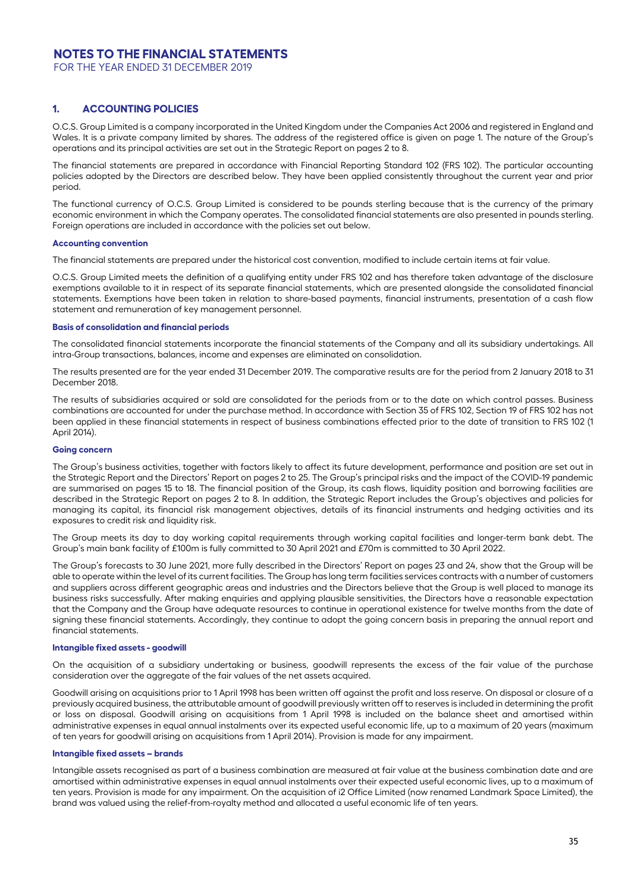# NOTES TO THE FINANCIAL STATEMENTS

FOR THE YEAR ENDED 31 DECEMBER 2019

## 1. ACCOUNTING POLICIES

O.C.S. Group Limited is a company incorporated in the United Kingdom under the Companies Act 2006 and registered in England and Wales. It is a private company limited by shares. The address of the registered office is given on page 1. The nature of the Group's operations and its principal activities are set out in the Strategic Report on pages 2 to 8.

The financial statements are prepared in accordance with Financial Reporting Standard 102 (FRS 102). The particular accounting policies adopted by the Directors are described below. They have been applied consistently throughout the current year and prior period.

The functional currency of O.C.S. Group Limited is considered to be pounds sterling because that is the currency of the primary economic environment in which the Company operates. The consolidated financial statements are also presented in pounds sterling. Foreign operations are included in accordance with the policies set out below.

### Accounting convention

The financial statements are prepared under the historical cost convention, modified to include certain items at fair value.

O.C.S. Group Limited meets the definition of a qualifying entity under FRS 102 and has therefore taken advantage of the disclosure exemptions available to it in respect of its separate financial statements, which are presented alongside the consolidated financial statements. Exemptions have been taken in relation to share-based payments, financial instruments, presentation of a cash flow statement and remuneration of key management personnel.

### Basis of consolidation and financial periods

The consolidated financial statements incorporate the financial statements of the Company and all its subsidiary undertakings. All intra-Group transactions, balances, income and expenses are eliminated on consolidation.

The results presented are for the year ended 31 December 2019. The comparative results are for the period from 2 January 2018 to 31 December 2018.

The results of subsidiaries acquired or sold are consolidated for the periods from or to the date on which control passes. Business combinations are accounted for under the purchase method. In accordance with Section 35 of FRS 102, Section 19 of FRS 102 has not been applied in these financial statements in respect of business combinations effected prior to the date of transition to FRS 102 (1 April 2014).

### Going concern

The Group's business activities, together with factors likely to affect its future development, performance and position are set out in the Strategic Report and the Directors' Report on pages 2 to 25. The Group's principal risks and the impact of the COVID-19 pandemic are summarised on pages 15 to 18. The financial position of the Group, its cash flows, liquidity position and borrowing facilities are described in the Strategic Report on pages 2 to 8. In addition, the Strategic Report includes the Group's objectives and policies for managing its capital, its financial risk management objectives, details of its financial instruments and hedging activities and its exposures to credit risk and liquidity risk.

The Group meets its day to day working capital requirements through working capital facilities and longer-term bank debt. The Group's main bank facility of £100m is fully committed to 30 April 2021 and £70m is committed to 30 April 2022.

The Group's forecasts to 30 June 2021, more fully described in the Directors' Report on pages 23 and 24, show that the Group will be able to operate within the level of its current facilities. The Group has long term facilities services contracts with a number of customers and suppliers across different geographic areas and industries and the Directors believe that the Group is well placed to manage its business risks successfully. After making enquiries and applying plausible sensitivities, the Directors have a reasonable expectation that the Company and the Group have adequate resources to continue in operational existence for twelve months from the date of signing these financial statements. Accordingly, they continue to adopt the going concern basis in preparing the annual report and financial statements.

### Intangible fixed assets - goodwill

On the acquisition of a subsidiary undertaking or business, goodwill represents the excess of the fair value of the purchase consideration over the aggregate of the fair values of the net assets acquired.

Goodwill arising on acquisitions prior to 1 April 1998 has been written off against the profit and loss reserve. On disposal or closure of a previously acquired business, the attributable amount of goodwill previously written off to reserves is included in determining the profit or loss on disposal. Goodwill arising on acquisitions from 1 April 1998 is included on the balance sheet and amortised within administrative expenses in equal annual instalments over its expected useful economic life, up to a maximum of 20 years (maximum of ten years for goodwill arising on acquisitions from 1 April 2014). Provision is made for any impairment.

### Intangible fixed assets – brands

Intangible assets recognised as part of a business combination are measured at fair value at the business combination date and are amortised within administrative expenses in equal annual instalments over their expected useful economic lives, up to a maximum of ten years. Provision is made for any impairment. On the acquisition of i2 Office Limited (now renamed Landmark Space Limited), the brand was valued using the relief-from-royalty method and allocated a useful economic life of ten years.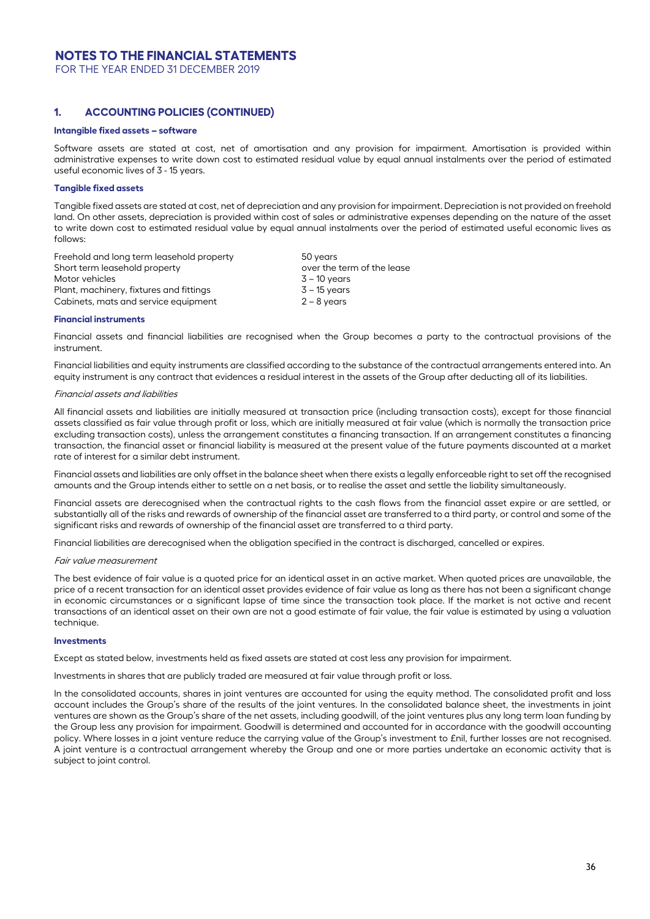# NOTES TO THE FINANCIAL STATEMENTS

FOR THE YEAR ENDED 31 DECEMBER 2019

## 1. ACCOUNTING POLICIES (CONTINUED)

### Intangible fixed assets – software

Software assets are stated at cost, net of amortisation and any provision for impairment. Amortisation is provided within administrative expenses to write down cost to estimated residual value by equal annual instalments over the period of estimated useful economic lives of 3 - 15 years.

### Tangible fixed assets

Tangible fixed assets are stated at cost, net of depreciation and any provision for impairment. Depreciation is not provided on freehold land. On other assets, depreciation is provided within cost of sales or administrative expenses depending on the nature of the asset to write down cost to estimated residual value by equal annual instalments over the period of estimated useful economic lives as follows:

| | |
|---|---|
| Freehold and long term leasehold property | 50 years |
| Short term leasehold property | over the term of the lease |
| Motor vehicles | 3 – 10 years |
| Plant, machinery, fixtures and fittings | 3 – 15 years |
| Cabinets, mats and service equipment | 2 – 8 years |

### Financial instruments

Financial assets and financial liabilities are recognised when the Group becomes a party to the contractual provisions of the instrument.

Financial liabilities and equity instruments are classified according to the substance of the contractual arrangements entered into. An equity instrument is any contract that evidences a residual interest in the assets of the Group after deducting all of its liabilities.

*Financial assets and liabilities*

All financial assets and liabilities are initially measured at transaction price (including transaction costs), except for those financial assets classified as fair value through profit or loss, which are initially measured at fair value (which is normally the transaction price excluding transaction costs), unless the arrangement constitutes a financing transaction. If an arrangement constitutes a financing transaction, the financial asset or financial liability is measured at the present value of the future payments discounted at a market rate of interest for a similar debt instrument.

Financial assets and liabilities are only offset in the balance sheet when there exists a legally enforceable right to set off the recognised amounts and the Group intends either to settle on a net basis, or to realise the asset and settle the liability simultaneously.

Financial assets are derecognised when the contractual rights to the cash flows from the financial asset expire or are settled, or substantially all of the risks and rewards of ownership of the financial asset are transferred to a third party, or control and some of the significant risks and rewards of ownership of the financial asset are transferred to a third party.

Financial liabilities are derecognised when the obligation specified in the contract is discharged, cancelled or expires.

*Fair value measurement*

The best evidence of fair value is a quoted price for an identical asset in an active market. When quoted prices are unavailable, the price of a recent transaction for an identical asset provides evidence of fair value as long as there has not been a significant change in economic circumstances or a significant lapse of time since the transaction took place. If the market is not active and recent transactions of an identical asset on their own are not a good estimate of fair value, the fair value is estimated by using a valuation technique.

### Investments

Except as stated below, investments held as fixed assets are stated at cost less any provision for impairment.

Investments in shares that are publicly traded are measured at fair value through profit or loss.

In the consolidated accounts, shares in joint ventures are accounted for using the equity method. The consolidated profit and loss account includes the Group's share of the results of the joint ventures. In the consolidated balance sheet, the investments in joint ventures are shown as the Group's share of the net assets, including goodwill, of the joint ventures plus any long term loan funding by the Group less any provision for impairment. Goodwill is determined and accounted for in accordance with the goodwill accounting policy. Where losses in a joint venture reduce the carrying value of the Group's investment to £nil, further losses are not recognised. A joint venture is a contractual arrangement whereby the Group and one or more parties undertake an economic activity that is subject to joint control.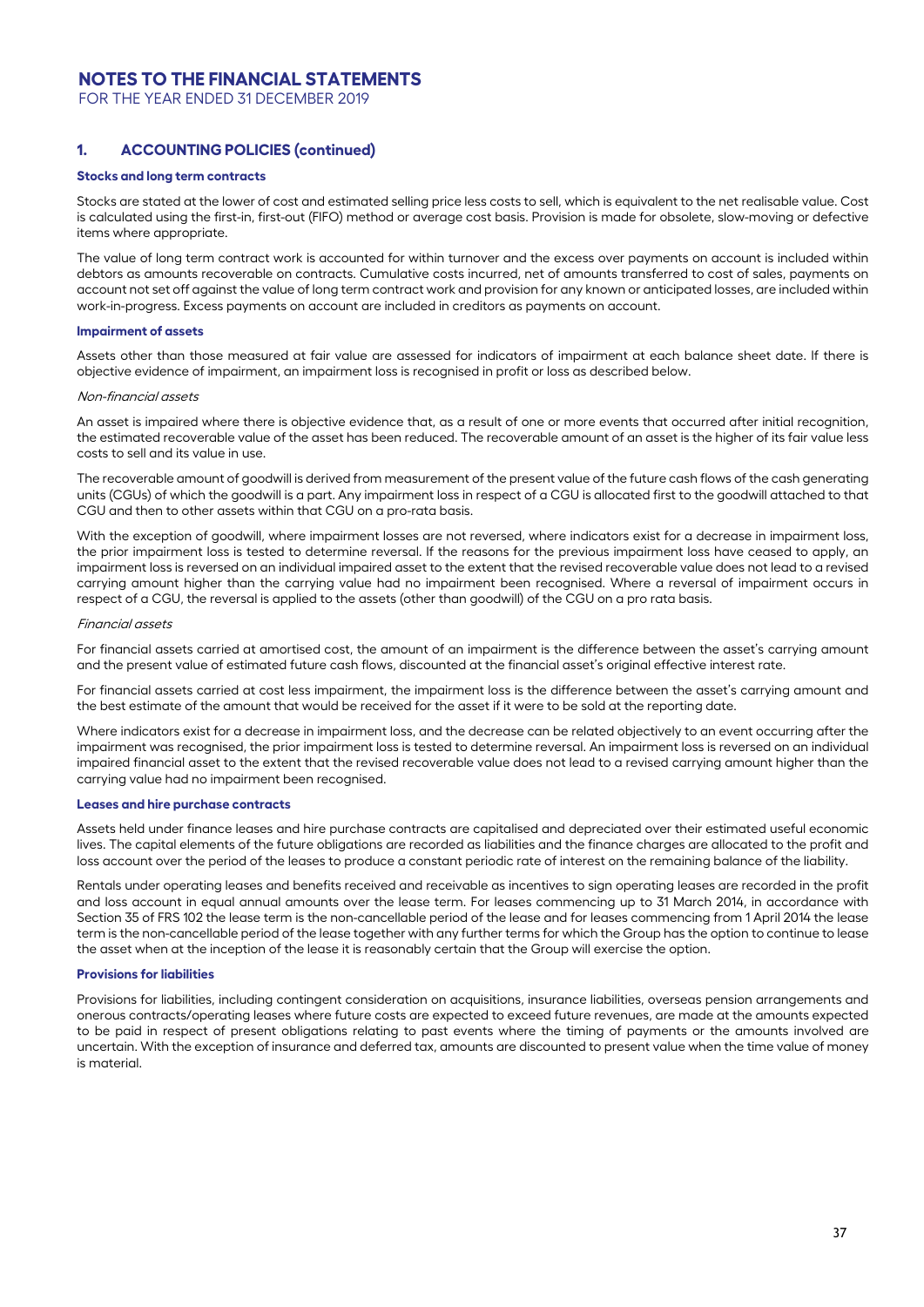# NOTES TO THE FINANCIAL STATEMENTS

FOR THE YEAR ENDED 31 DECEMBER 2019

## 1. ACCOUNTING POLICIES (continued)

### Stocks and long term contracts

Stocks are stated at the lower of cost and estimated selling price less costs to sell, which is equivalent to the net realisable value. Cost is calculated using the first-in, first-out (FIFO) method or average cost basis. Provision is made for obsolete, slow-moving or defective items where appropriate.

The value of long term contract work is accounted for within turnover and the excess over payments on account is included within debtors as amounts recoverable on contracts. Cumulative costs incurred, net of amounts transferred to cost of sales, payments on account not set off against the value of long term contract work and provision for any known or anticipated losses, are included within work-in-progress. Excess payments on account are included in creditors as payments on account.

### Impairment of assets

Assets other than those measured at fair value are assessed for indicators of impairment at each balance sheet date. If there is objective evidence of impairment, an impairment loss is recognised in profit or loss as described below.

*Non-financial assets*

An asset is impaired where there is objective evidence that, as a result of one or more events that occurred after initial recognition, the estimated recoverable value of the asset has been reduced. The recoverable amount of an asset is the higher of its fair value less costs to sell and its value in use.

The recoverable amount of goodwill is derived from measurement of the present value of the future cash flows of the cash generating units (CGUs) of which the goodwill is a part. Any impairment loss in respect of a CGU is allocated first to the goodwill attached to that CGU and then to other assets within that CGU on a pro-rata basis.

With the exception of goodwill, where impairment losses are not reversed, where indicators exist for a decrease in impairment loss, the prior impairment loss is tested to determine reversal. If the reasons for the previous impairment loss have ceased to apply, an impairment loss is reversed on an individual impaired asset to the extent that the revised recoverable value does not lead to a revised carrying amount higher than the carrying value had no impairment been recognised. Where a reversal of impairment occurs in respect of a CGU, the reversal is applied to the assets (other than goodwill) of the CGU on a pro rata basis.

*Financial assets*

For financial assets carried at amortised cost, the amount of an impairment is the difference between the asset's carrying amount and the present value of estimated future cash flows, discounted at the financial asset's original effective interest rate.

For financial assets carried at cost less impairment, the impairment loss is the difference between the asset's carrying amount and the best estimate of the amount that would be received for the asset if it were to be sold at the reporting date.

Where indicators exist for a decrease in impairment loss, and the decrease can be related objectively to an event occurring after the impairment was recognised, the prior impairment loss is tested to determine reversal. An impairment loss is reversed on an individual impaired financial asset to the extent that the revised recoverable value does not lead to a revised carrying amount higher than the carrying value had no impairment been recognised.

### Leases and hire purchase contracts

Assets held under finance leases and hire purchase contracts are capitalised and depreciated over their estimated useful economic lives. The capital elements of the future obligations are recorded as liabilities and the finance charges are allocated to the profit and loss account over the period of the leases to produce a constant periodic rate of interest on the remaining balance of the liability.

Rentals under operating leases and benefits received and receivable as incentives to sign operating leases are recorded in the profit and loss account in equal annual amounts over the lease term. For leases commencing up to 31 March 2014, in accordance with Section 35 of FRS 102 the lease term is the non-cancellable period of the lease and for leases commencing from 1 April 2014 the lease term is the non-cancellable period of the lease together with any further terms for which the Group has the option to continue to lease the asset when at the inception of the lease it is reasonably certain that the Group will exercise the option.

### Provisions for liabilities

Provisions for liabilities, including contingent consideration on acquisitions, insurance liabilities, overseas pension arrangements and onerous contracts/operating leases where future costs are expected to exceed future revenues, are made at the amounts expected to be paid in respect of present obligations relating to past events where the timing of payments or the amounts involved are uncertain. With the exception of insurance and deferred tax, amounts are discounted to present value when the time value of money is material.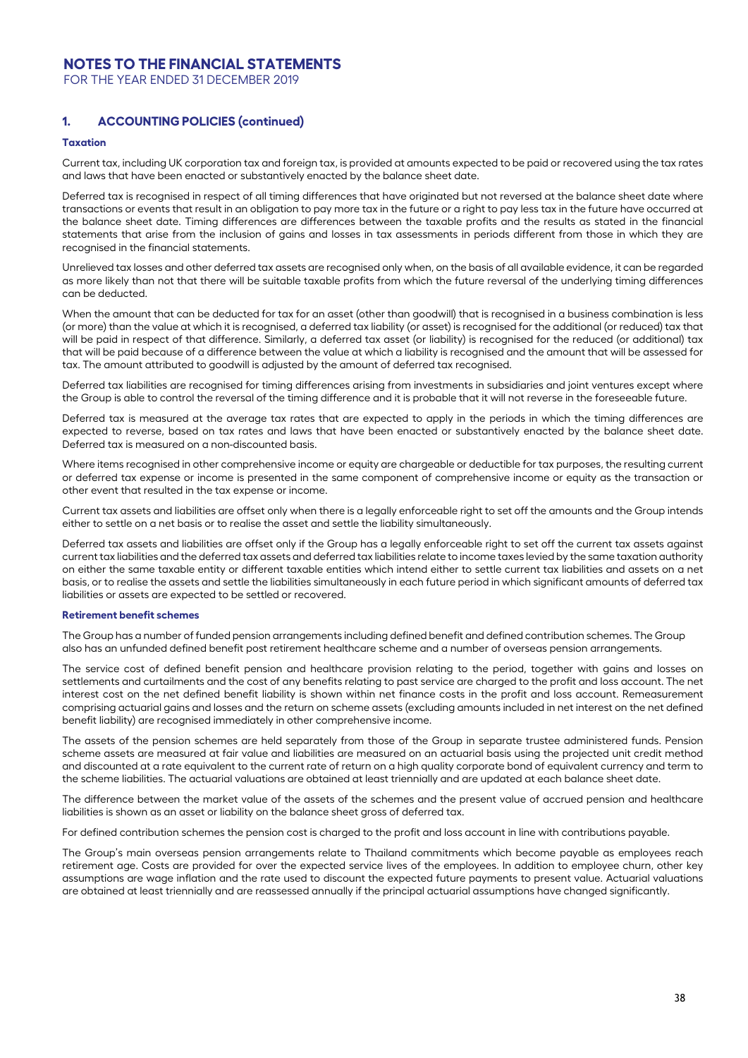# NOTES TO THE FINANCIAL STATEMENTS

FOR THE YEAR ENDED 31 DECEMBER 2019

## 1. ACCOUNTING POLICIES (continued)

### Taxation

Current tax, including UK corporation tax and foreign tax, is provided at amounts expected to be paid or recovered using the tax rates and laws that have been enacted or substantively enacted by the balance sheet date.

Deferred tax is recognised in respect of all timing differences that have originated but not reversed at the balance sheet date where transactions or events that result in an obligation to pay more tax in the future or a right to pay less tax in the future have occurred at the balance sheet date. Timing differences are differences between the taxable profits and the results as stated in the financial statements that arise from the inclusion of gains and losses in tax assessments in periods different from those in which they are recognised in the financial statements.

Unrelieved tax losses and other deferred tax assets are recognised only when, on the basis of all available evidence, it can be regarded as more likely than not that there will be suitable taxable profits from which the future reversal of the underlying timing differences can be deducted.

When the amount that can be deducted for tax for an asset (other than goodwill) that is recognised in a business combination is less (or more) than the value at which it is recognised, a deferred tax liability (or asset) is recognised for the additional (or reduced) tax that will be paid in respect of that difference. Similarly, a deferred tax asset (or liability) is recognised for the reduced (or additional) tax that will be paid because of a difference between the value at which a liability is recognised and the amount that will be assessed for tax. The amount attributed to goodwill is adjusted by the amount of deferred tax recognised.

Deferred tax liabilities are recognised for timing differences arising from investments in subsidiaries and joint ventures except where the Group is able to control the reversal of the timing difference and it is probable that it will not reverse in the foreseeable future.

Deferred tax is measured at the average tax rates that are expected to apply in the periods in which the timing differences are expected to reverse, based on tax rates and laws that have been enacted or substantively enacted by the balance sheet date. Deferred tax is measured on a non-discounted basis.

Where items recognised in other comprehensive income or equity are chargeable or deductible for tax purposes, the resulting current or deferred tax expense or income is presented in the same component of comprehensive income or equity as the transaction or other event that resulted in the tax expense or income.

Current tax assets and liabilities are offset only when there is a legally enforceable right to set off the amounts and the Group intends either to settle on a net basis or to realise the asset and settle the liability simultaneously.

Deferred tax assets and liabilities are offset only if the Group has a legally enforceable right to set off the current tax assets against current tax liabilities and the deferred tax assets and deferred tax liabilities relate to income taxes levied by the same taxation authority on either the same taxable entity or different taxable entities which intend either to settle current tax liabilities and assets on a net basis, or to realise the assets and settle the liabilities simultaneously in each future period in which significant amounts of deferred tax liabilities or assets are expected to be settled or recovered.

### Retirement benefit schemes

The Group has a number of funded pension arrangements including defined benefit and defined contribution schemes. The Group also has an unfunded defined benefit post retirement healthcare scheme and a number of overseas pension arrangements.

The service cost of defined benefit pension and healthcare provision relating to the period, together with gains and losses on settlements and curtailments and the cost of any benefits relating to past service are charged to the profit and loss account. The net interest cost on the net defined benefit liability is shown within net finance costs in the profit and loss account. Remeasurement comprising actuarial gains and losses and the return on scheme assets (excluding amounts included in net interest on the net defined benefit liability) are recognised immediately in other comprehensive income.

The assets of the pension schemes are held separately from those of the Group in separate trustee administered funds. Pension scheme assets are measured at fair value and liabilities are measured on an actuarial basis using the projected unit credit method and discounted at a rate equivalent to the current rate of return on a high quality corporate bond of equivalent currency and term to the scheme liabilities. The actuarial valuations are obtained at least triennially and are updated at each balance sheet date.

The difference between the market value of the assets of the schemes and the present value of accrued pension and healthcare liabilities is shown as an asset or liability on the balance sheet gross of deferred tax.

For defined contribution schemes the pension cost is charged to the profit and loss account in line with contributions payable.

The Group's main overseas pension arrangements relate to Thailand commitments which become payable as employees reach retirement age. Costs are provided for over the expected service lives of the employees. In addition to employee churn, other key assumptions are wage inflation and the rate used to discount the expected future payments to present value. Actuarial valuations are obtained at least triennially and are reassessed annually if the principal actuarial assumptions have changed significantly.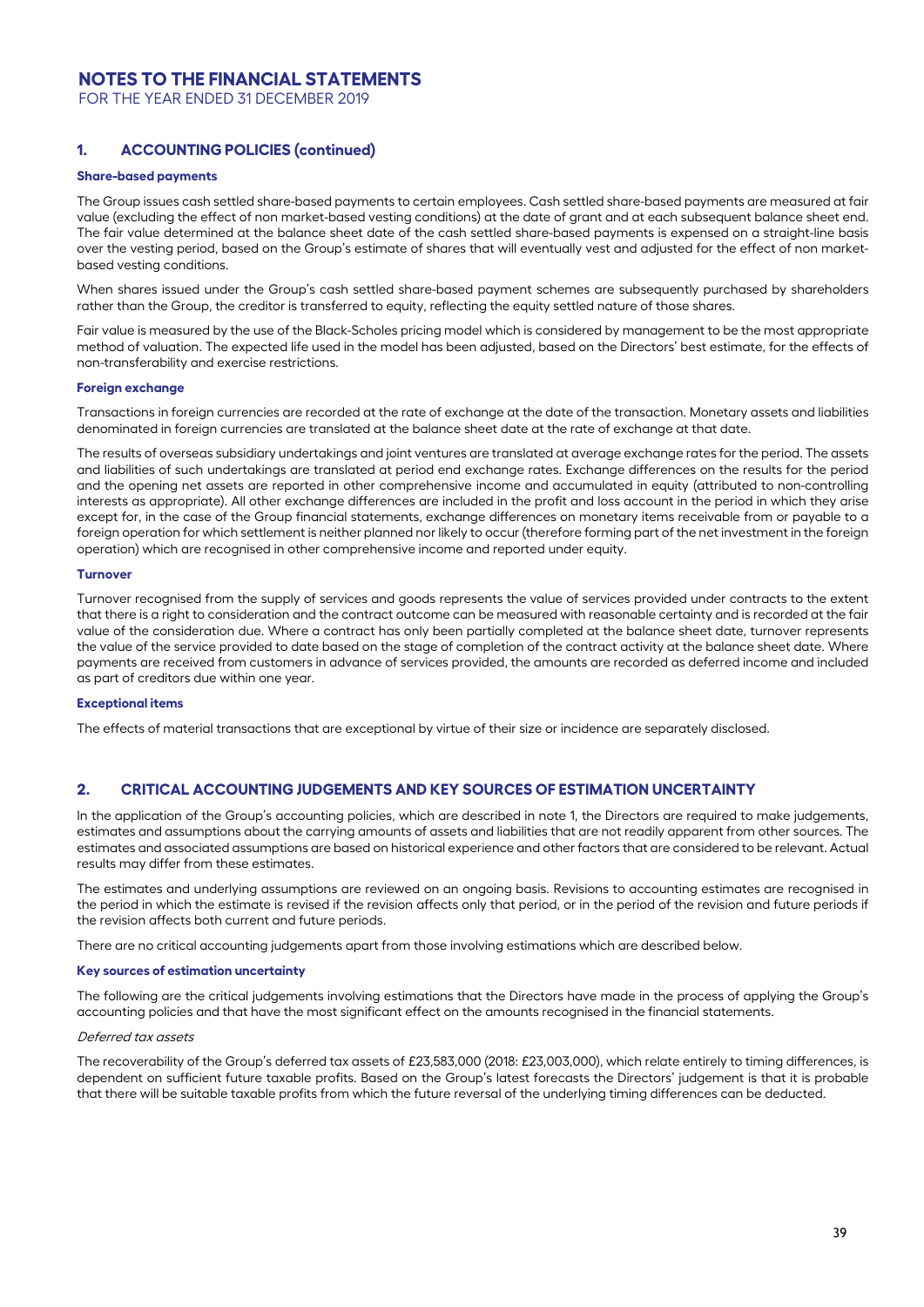# NOTES TO THE FINANCIAL STATEMENTS

FOR THE YEAR ENDED 31 DECEMBER 2019

## 1. ACCOUNTING POLICIES (continued)

### Share-based payments

The Group issues cash settled share-based payments to certain employees. Cash settled share-based payments are measured at fair value (excluding the effect of non market-based vesting conditions) at the date of grant and at each subsequent balance sheet end. The fair value determined at the balance sheet date of the cash settled share-based payments is expensed on a straight-line basis over the vesting period, based on the Group's estimate of shares that will eventually vest and adjusted for the effect of non market-based vesting conditions.

When shares issued under the Group's cash settled share-based payment schemes are subsequently purchased by shareholders rather than the Group, the creditor is transferred to equity, reflecting the equity settled nature of those shares.

Fair value is measured by the use of the Black-Scholes pricing model which is considered by management to be the most appropriate method of valuation. The expected life used in the model has been adjusted, based on the Directors' best estimate, for the effects of non-transferability and exercise restrictions.

### Foreign exchange

Transactions in foreign currencies are recorded at the rate of exchange at the date of the transaction. Monetary assets and liabilities denominated in foreign currencies are translated at the balance sheet date at the rate of exchange at that date.

The results of overseas subsidiary undertakings and joint ventures are translated at average exchange rates for the period. The assets and liabilities of such undertakings are translated at period end exchange rates. Exchange differences on the results for the period and the opening net assets are reported in other comprehensive income and accumulated in equity (attributed to non-controlling interests as appropriate). All other exchange differences are included in the profit and loss account in the period in which they arise except for, in the case of the Group financial statements, exchange differences on monetary items receivable from or payable to a foreign operation for which settlement is neither planned nor likely to occur (therefore forming part of the net investment in the foreign operation) which are recognised in other comprehensive income and reported under equity.

### Turnover

Turnover recognised from the supply of services and goods represents the value of services provided under contracts to the extent that there is a right to consideration and the contract outcome can be measured with reasonable certainty and is recorded at the fair value of the consideration due. Where a contract has only been partially completed at the balance sheet date, turnover represents the value of the service provided to date based on the stage of completion of the contract activity at the balance sheet date. Where payments are received from customers in advance of services provided, the amounts are recorded as deferred income and included as part of creditors due within one year.

### Exceptional items

The effects of material transactions that are exceptional by virtue of their size or incidence are separately disclosed.

## 2. CRITICAL ACCOUNTING JUDGEMENTS AND KEY SOURCES OF ESTIMATION UNCERTAINTY

In the application of the Group's accounting policies, which are described in note 1, the Directors are required to make judgements, estimates and assumptions about the carrying amounts of assets and liabilities that are not readily apparent from other sources. The estimates and associated assumptions are based on historical experience and other factors that are considered to be relevant. Actual results may differ from these estimates.

The estimates and underlying assumptions are reviewed on an ongoing basis. Revisions to accounting estimates are recognised in the period in which the estimate is revised if the revision affects only that period, or in the period of the revision and future periods if the revision affects both current and future periods.

There are no critical accounting judgements apart from those involving estimations which are described below.

### Key sources of estimation uncertainty

The following are the critical judgements involving estimations that the Directors have made in the process of applying the Group's accounting policies and that have the most significant effect on the amounts recognised in the financial statements.

*Deferred tax assets*

The recoverability of the Group's deferred tax assets of £23,583,000 (2018: £23,003,000), which relate entirely to timing differences, is dependent on sufficient future taxable profits. Based on the Group's latest forecasts the Directors' judgement is that it is probable that there will be suitable taxable profits from which the future reversal of the underlying timing differences can be deducted.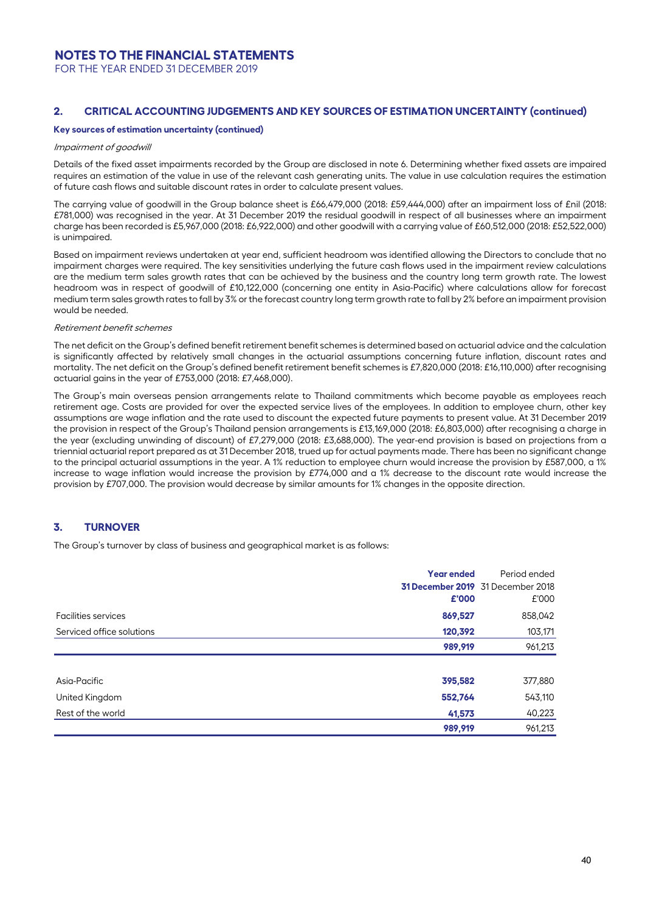# NOTES TO THE FINANCIAL STATEMENTS

FOR THE YEAR ENDED 31 DECEMBER 2019

## 2. CRITICAL ACCOUNTING JUDGEMENTS AND KEY SOURCES OF ESTIMATION UNCERTAINTY (continued)

**Key sources of estimation uncertainty (continued)**

*Impairment of goodwill*

Details of the fixed asset impairments recorded by the Group are disclosed in note 6. Determining whether fixed assets are impaired requires an estimation of the value in use of the relevant cash generating units. The value in use calculation requires the estimation of future cash flows and suitable discount rates in order to calculate present values.

The carrying value of goodwill in the Group balance sheet is £66,479,000 (2018: £59,444,000) after an impairment loss of £nil (2018: £781,000) was recognised in the year. At 31 December 2019 the residual goodwill in respect of all businesses where an impairment charge has been recorded is £5,967,000 (2018: £6,922,000) and other goodwill with a carrying value of £60,512,000 (2018: £52,522,000) is unimpaired.

Based on impairment reviews undertaken at year end, sufficient headroom was identified allowing the Directors to conclude that no impairment charges were required. The key sensitivities underlying the future cash flows used in the impairment review calculations are the medium term sales growth rates that can be achieved by the business and the country long term growth rate. The lowest headroom was in respect of goodwill of £10,122,000 (concerning one entity in Asia-Pacific) where calculations allow for forecast medium term sales growth rates to fall by 3% or the forecast country long term growth rate to fall by 2% before an impairment provision would be needed.

*Retirement benefit schemes*

The net deficit on the Group's defined benefit retirement benefit schemes is determined based on actuarial advice and the calculation is significantly affected by relatively small changes in the actuarial assumptions concerning future inflation, discount rates and mortality. The net deficit on the Group's defined benefit retirement benefit schemes is £7,820,000 (2018: £16,110,000) after recognising actuarial gains in the year of £753,000 (2018: £7,468,000).

The Group's main overseas pension arrangements relate to Thailand commitments which become payable as employees reach retirement age. Costs are provided for over the expected service lives of the employees. In addition to employee churn, other key assumptions are wage inflation and the rate used to discount the expected future payments to present value. At 31 December 2019 the provision in respect of the Group's Thailand pension arrangements is £13,169,000 (2018: £6,803,000) after recognising a charge in the year (excluding unwinding of discount) of £7,279,000 (2018: £3,688,000). The year-end provision is based on projections from a triennial actuarial report prepared as at 31 December 2018, trued up for actual payments made. There has been no significant change to the principal actuarial assumptions in the year. A 1% reduction to employee churn would increase the provision by £587,000, a 1% increase to wage inflation would increase the provision by £774,000 and a 1% decrease to the discount rate would increase the provision by £707,000. The provision would decrease by similar amounts for 1% changes in the opposite direction.

## 3. TURNOVER

The Group's turnover by class of business and geographical market is as follows:

| | **Year ended 31 December 2019 £'000** | Period ended 31 December 2018 £'000 |
|---|---|---|
| Facilities services | **869,527** | 858,042 |
| Serviced office solutions | **120,392** | 103,171 |
| | **989,919** | 961,213 |
| | | |
| Asia-Pacific | **395,582** | 377,880 |
| United Kingdom | **552,764** | 543,110 |
| Rest of the world | **41,573** | 40,223 |
| | **989,919** | 961,213 |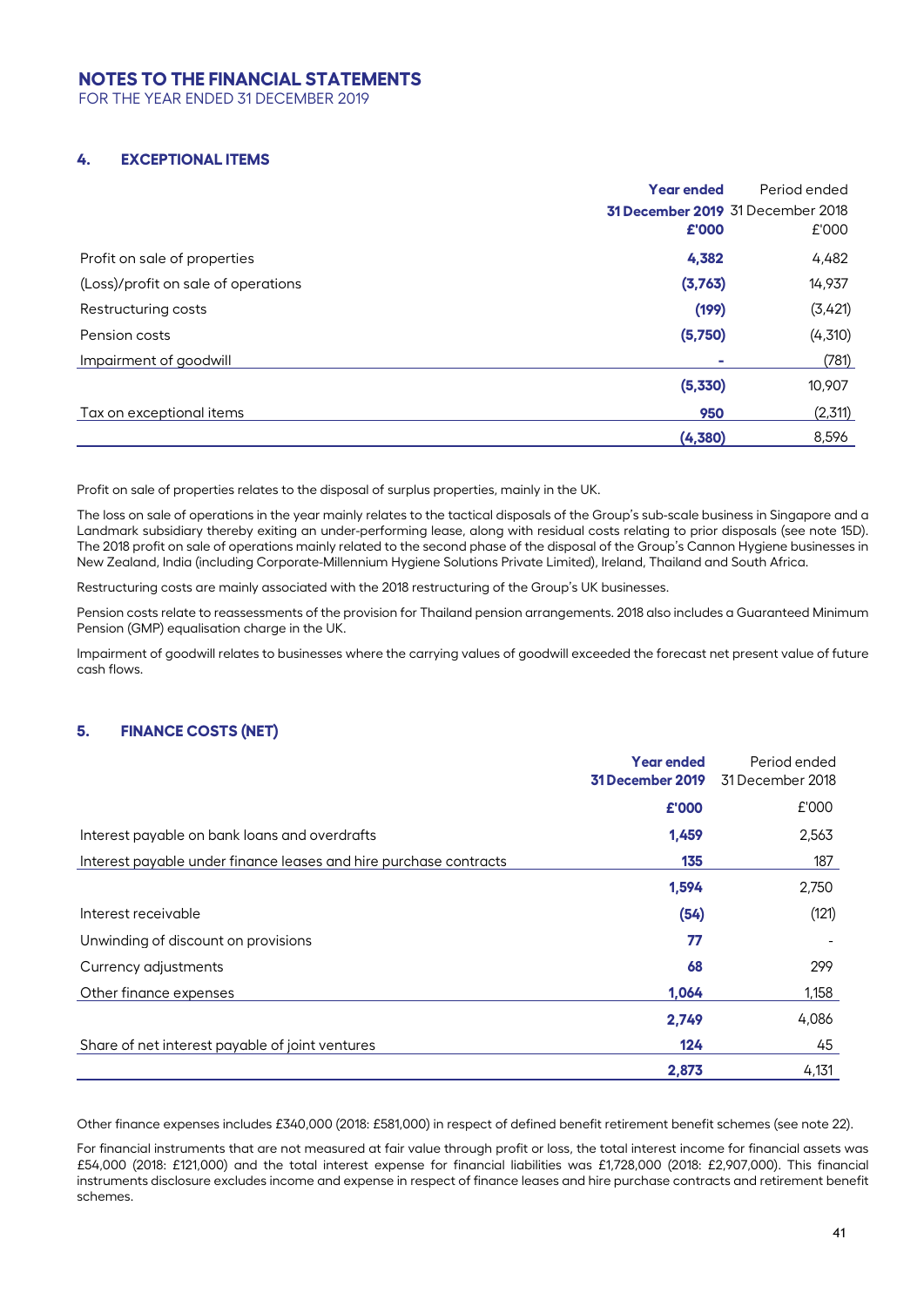# NOTES TO THE FINANCIAL STATEMENTS

FOR THE YEAR ENDED 31 DECEMBER 2019

## 4. EXCEPTIONAL ITEMS

| | **Year ended 31 December 2019** | Period ended 31 December 2018 |
|---|---|---|
| | **£'000** | £'000 |
| Profit on sale of properties | **4,382** | 4,482 |
| (Loss)/profit on sale of operations | **(3,763)** | 14,937 |
| Restructuring costs | **(199)** | (3,421) |
| Pension costs | **(5,750)** | (4,310) |
| Impairment of goodwill | **-** | (781) |
| | **(5,330)** | 10,907 |
| Tax on exceptional items | **950** | (2,311) |
| | **(4,380)** | 8,596 |

Profit on sale of properties relates to the disposal of surplus properties, mainly in the UK.

The loss on sale of operations in the year mainly relates to the tactical disposals of the Group's sub-scale business in Singapore and a Landmark subsidiary thereby exiting an under-performing lease, along with residual costs relating to prior disposals (see note 15D). The 2018 profit on sale of operations mainly related to the second phase of the disposal of the Group's Cannon Hygiene businesses in New Zealand, India (including Corporate-Millennium Hygiene Solutions Private Limited), Ireland, Thailand and South Africa.

Restructuring costs are mainly associated with the 2018 restructuring of the Group's UK businesses.

Pension costs relate to reassessments of the provision for Thailand pension arrangements. 2018 also includes a Guaranteed Minimum Pension (GMP) equalisation charge in the UK.

Impairment of goodwill relates to businesses where the carrying values of goodwill exceeded the forecast net present value of future cash flows.

## 5. FINANCE COSTS (NET)

| | **Year ended 31 December 2019** | Period ended 31 December 2018 |
|---|---|---|
| | **£'000** | £'000 |
| Interest payable on bank loans and overdrafts | **1,459** | 2,563 |
| Interest payable under finance leases and hire purchase contracts | **135** | 187 |
| | **1,594** | 2,750 |
| Interest receivable | **(54)** | (121) |
| Unwinding of discount on provisions | **77** | - |
| Currency adjustments | **68** | 299 |
| Other finance expenses | **1,064** | 1,158 |
| | **2,749** | 4,086 |
| Share of net interest payable of joint ventures | **124** | 45 |
| | **2,873** | 4,131 |

Other finance expenses includes £340,000 (2018: £581,000) in respect of defined benefit retirement benefit schemes (see note 22).

For financial instruments that are not measured at fair value through profit or loss, the total interest income for financial assets was £54,000 (2018: £121,000) and the total interest expense for financial liabilities was £1,728,000 (2018: £2,907,000). This financial instruments disclosure excludes income and expense in respect of finance leases and hire purchase contracts and retirement benefit schemes.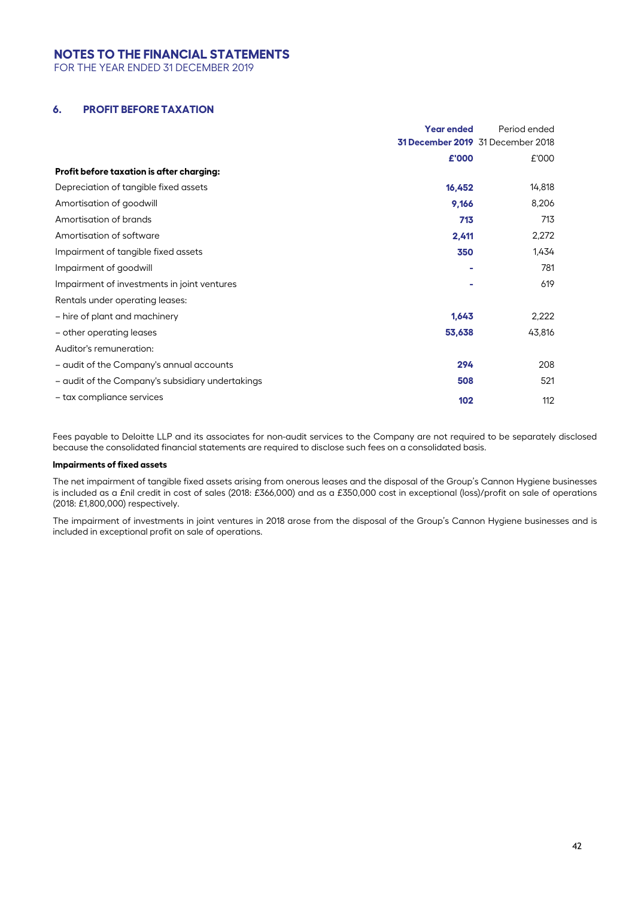# NOTES TO THE FINANCIAL STATEMENTS

FOR THE YEAR ENDED 31 DECEMBER 2019

## 6. PROFIT BEFORE TAXATION

| | **Year ended 31 December 2019** | Period ended 31 December 2018 |
|---|---|---|
| | **£'000** | £'000 |
| **Profit before taxation is after charging:** | | |
| Depreciation of tangible fixed assets | **16,452** | 14,818 |
| Amortisation of goodwill | **9,166** | 8,206 |
| Amortisation of brands | **713** | 713 |
| Amortisation of software | **2,411** | 2,272 |
| Impairment of tangible fixed assets | **350** | 1,434 |
| Impairment of goodwill | **-** | 781 |
| Impairment of investments in joint ventures | **-** | 619 |
| Rentals under operating leases: | | |
| – hire of plant and machinery | **1,643** | 2,222 |
| – other operating leases | **53,638** | 43,816 |
| Auditor's remuneration: | | |
| – audit of the Company's annual accounts | **294** | 208 |
| – audit of the Company's subsidiary undertakings | **508** | 521 |
| – tax compliance services | **102** | 112 |

Fees payable to Deloitte LLP and its associates for non-audit services to the Company are not required to be separately disclosed because the consolidated financial statements are required to disclose such fees on a consolidated basis.

**Impairments of fixed assets**

The net impairment of tangible fixed assets arising from onerous leases and the disposal of the Group's Cannon Hygiene businesses is included as a £nil credit in cost of sales (2018: £366,000) and as a £350,000 cost in exceptional (loss)/profit on sale of operations (2018: £1,800,000) respectively.

The impairment of investments in joint ventures in 2018 arose from the disposal of the Group's Cannon Hygiene businesses and is included in exceptional profit on sale of operations.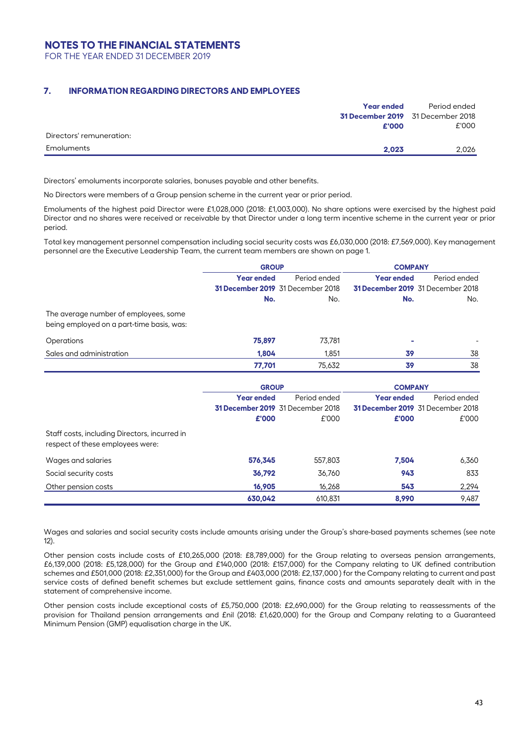# NOTES TO THE FINANCIAL STATEMENTS

FOR THE YEAR ENDED 31 DECEMBER 2019

## 7. INFORMATION REGARDING DIRECTORS AND EMPLOYEES

| | **Year ended 31 December 2019** | Period ended 31 December 2018 |
|---|---|---|
| | **£'000** | £'000 |
| Directors' remuneration: | | |
| Emoluments | **2,023** | 2,026 |

Directors' emoluments incorporate salaries, bonuses payable and other benefits.

No Directors were members of a Group pension scheme in the current year or prior period.

Emoluments of the highest paid Director were £1,028,000 (2018: £1,003,000). No share options were exercised by the highest paid Director and no shares were received or receivable by that Director under a long term incentive scheme in the current year or prior period.

Total key management personnel compensation including social security costs was £6,030,000 (2018: £7,569,000). Key management personnel are the Executive Leadership Team, the current team members are shown on page 1.

| | **GROUP** | | **COMPANY** | |
|---|---|---|---|---|
| | **Year ended 31 December 2019** | Period ended 31 December 2018 | **Year ended 31 December 2019** | Period ended 31 December 2018 |
| | **No.** | No. | **No.** | No. |
| The average number of employees, some being employed on a part-time basis, was: | | | | |
| Operations | **75,897** | 73,781 | **-** | - |
| Sales and administration | **1,804** | 1,851 | **39** | 38 |
| | **77,701** | 75,632 | **39** | 38 |

| | **GROUP** | | **COMPANY** | |
|---|---|---|---|---|
| | **Year ended 31 December 2019** | Period ended 31 December 2018 | **Year ended 31 December 2019** | Period ended 31 December 2018 |
| | **£'000** | £'000 | **£'000** | £'000 |
| Staff costs, including Directors, incurred in respect of these employees were: | | | | |
| Wages and salaries | **576,345** | 557,803 | **7,504** | 6,360 |
| Social security costs | **36,792** | 36,760 | **943** | 833 |
| Other pension costs | **16,905** | 16,268 | **543** | 2,294 |
| | **630,042** | 610,831 | **8,990** | 9,487 |

Wages and salaries and social security costs include amounts arising under the Group's share-based payments schemes (see note 12).

Other pension costs include costs of £10,265,000 (2018: £8,789,000) for the Group relating to overseas pension arrangements, £6,139,000 (2018: £5,128,000) for the Group and £140,000 (2018: £157,000) for the Company relating to UK defined contribution schemes and £501,000 (2018: £2,351,000) for the Group and £403,000 (2018: £2,137,000 ) for the Company relating to current and past service costs of defined benefit schemes but exclude settlement gains, finance costs and amounts separately dealt with in the statement of comprehensive income.

Other pension costs include exceptional costs of £5,750,000 (2018: £2,690,000) for the Group relating to reassessments of the provision for Thailand pension arrangements and £nil (2018: £1,620,000) for the Group and Company relating to a Guaranteed Minimum Pension (GMP) equalisation charge in the UK.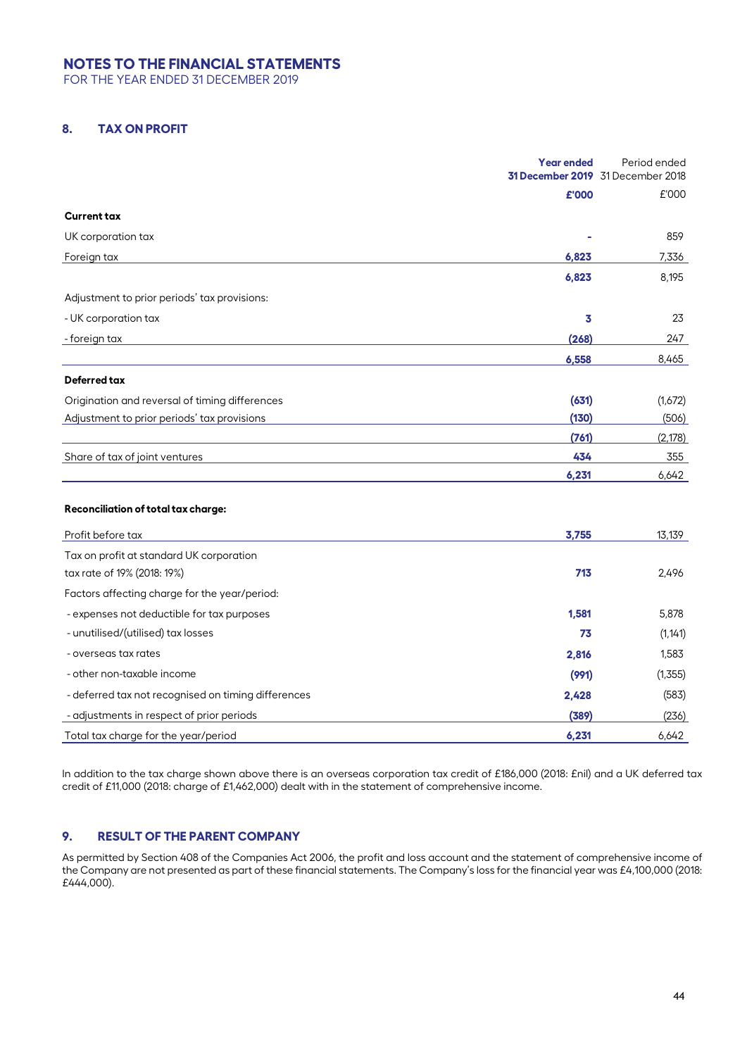## NOTES TO THE FINANCIAL STATEMENTS
FOR THE YEAR ENDED 31 DECEMBER 2019

### 8. TAX ON PROFIT

| | **Year ended 31 December 2019** | Period ended 31 December 2018 |
|---|---|---|
| | **£'000** | £'000 |
| **Current tax** | | |
| UK corporation tax | **-** | 859 |
| Foreign tax | **6,823** | 7,336 |
| | **6,823** | 8,195 |
| Adjustment to prior periods' tax provisions: | | |
| - UK corporation tax | **3** | 23 |
| - foreign tax | **(268)** | 247 |
| | **6,558** | 8,465 |
| **Deferred tax** | | |
| Origination and reversal of timing differences | **(631)** | (1,672) |
| Adjustment to prior periods' tax provisions | **(130)** | (506) |
| | **(761)** | (2,178) |
| Share of tax of joint ventures | **434** | 355 |
| | **6,231** | 6,642 |

**Reconciliation of total tax charge:**

| | **Year ended 31 December 2019** | Period ended 31 December 2018 |
|---|---|---|
| Profit before tax | **3,755** | 13,139 |
| Tax on profit at standard UK corporation tax rate of 19% (2018: 19%) | **713** | 2,496 |
| Factors affecting charge for the year/period: | | |
| - expenses not deductible for tax purposes | **1,581** | 5,878 |
| - unutilised/(utilised) tax losses | **73** | (1,141) |
| - overseas tax rates | **2,816** | 1,583 |
| - other non-taxable income | **(991)** | (1,355) |
| - deferred tax not recognised on timing differences | **2,428** | (583) |
| - adjustments in respect of prior periods | **(389)** | (236) |
| Total tax charge for the year/period | **6,231** | 6,642 |

In addition to the tax charge shown above there is an overseas corporation tax credit of £186,000 (2018: £nil) and a UK deferred tax credit of £11,000 (2018: charge of £1,462,000) dealt with in the statement of comprehensive income.

### 9. RESULT OF THE PARENT COMPANY

As permitted by Section 408 of the Companies Act 2006, the profit and loss account and the statement of comprehensive income of the Company are not presented as part of these financial statements. The Company's loss for the financial year was £4,100,000 (2018: £444,000).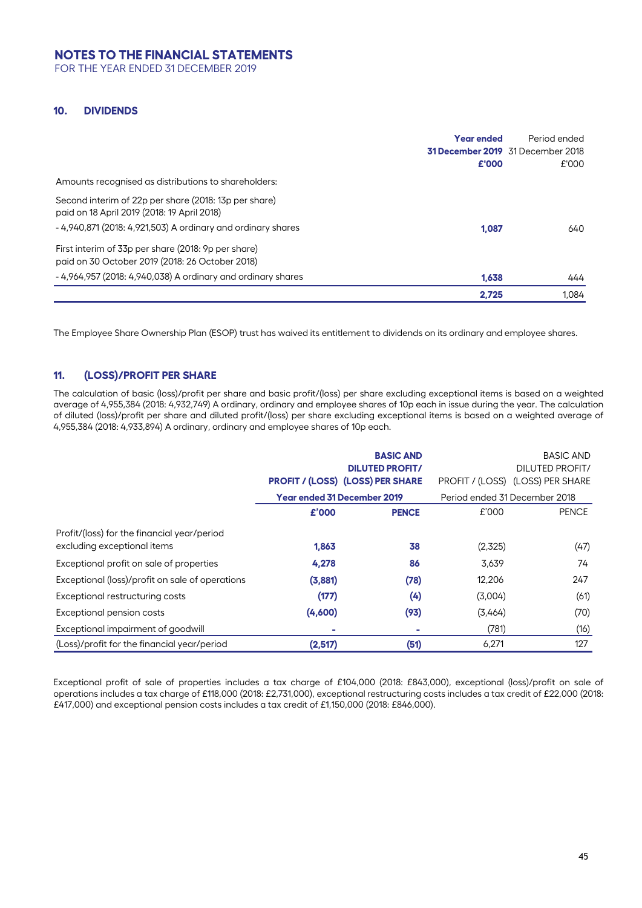# NOTES TO THE FINANCIAL STATEMENTS

FOR THE YEAR ENDED 31 DECEMBER 2019

## 10. DIVIDENDS

| | Year ended 31 December 2019 £'000 | Period ended 31 December 2018 £'000 |
|---|---|---|
| Amounts recognised as distributions to shareholders: | | |
| Second interim of 22p per share (2018: 13p per share) paid on 18 April 2019 (2018: 19 April 2018) | | |
| - 4,940,871 (2018: 4,921,503) A ordinary and ordinary shares | **1,087** | 640 |
| First interim of 33p per share (2018: 9p per share) paid on 30 October 2019 (2018: 26 October 2018) | | |
| - 4,964,957 (2018: 4,940,038) A ordinary and ordinary shares | **1,638** | 444 |
| | **2,725** | 1,084 |

The Employee Share Ownership Plan (ESOP) trust has waived its entitlement to dividends on its ordinary and employee shares.

## 11. (LOSS)/PROFIT PER SHARE

The calculation of basic (loss)/profit per share and basic profit/(loss) per share excluding exceptional items is based on a weighted average of 4,955,384 (2018: 4,932,749) A ordinary, ordinary and employee shares of 10p each in issue during the year. The calculation of diluted (loss)/profit per share and diluted profit/(loss) per share excluding exceptional items is based on a weighted average of 4,955,384 (2018: 4,933,894) A ordinary, ordinary and employee shares of 10p each.

| | PROFIT / (LOSS) | BASIC AND DILUTED PROFIT/ (LOSS) PER SHARE | PROFIT / (LOSS) | BASIC AND DILUTED PROFIT/ (LOSS) PER SHARE |
|---|---|---|---|---|
| | Year ended 31 December 2019 | | Period ended 31 December 2018 | |
| | £'000 | PENCE | £'000 | PENCE |
| Profit/(loss) for the financial year/period excluding exceptional items | **1,863** | **38** | (2,325) | (47) |
| Exceptional profit on sale of properties | **4,278** | **86** | 3,639 | 74 |
| Exceptional (loss)/profit on sale of operations | **(3,881)** | **(78)** | 12,206 | 247 |
| Exceptional restructuring costs | **(177)** | **(4)** | (3,004) | (61) |
| Exceptional pension costs | **(4,600)** | **(93)** | (3,464) | (70) |
| Exceptional impairment of goodwill | **-** | **-** | (781) | (16) |
| (Loss)/profit for the financial year/period | **(2,517)** | **(51)** | 6,271 | 127 |

Exceptional profit of sale of properties includes a tax charge of £104,000 (2018: £843,000), exceptional (loss)/profit on sale of operations includes a tax charge of £118,000 (2018: £2,731,000), exceptional restructuring costs includes a tax credit of £22,000 (2018: £417,000) and exceptional pension costs includes a tax credit of £1,150,000 (2018: £846,000).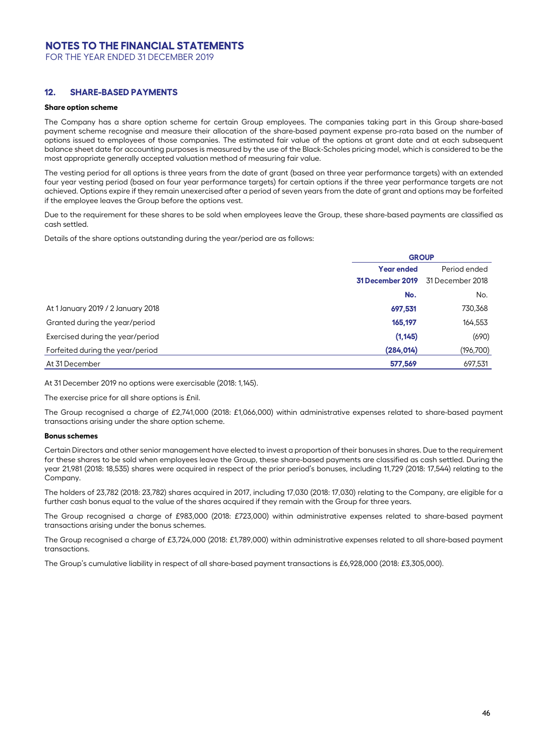# NOTES TO THE FINANCIAL STATEMENTS

FOR THE YEAR ENDED 31 DECEMBER 2019

## 12. SHARE-BASED PAYMENTS

**Share option scheme**

The Company has a share option scheme for certain Group employees. The companies taking part in this Group share-based payment scheme recognise and measure their allocation of the share-based payment expense pro-rata based on the number of options issued to employees of those companies. The estimated fair value of the options at grant date and at each subsequent balance sheet date for accounting purposes is measured by the use of the Black-Scholes pricing model, which is considered to be the most appropriate generally accepted valuation method of measuring fair value.

The vesting period for all options is three years from the date of grant (based on three year performance targets) with an extended four year vesting period (based on four year performance targets) for certain options if the three year performance targets are not achieved. Options expire if they remain unexercised after a period of seven years from the date of grant and options may be forfeited if the employee leaves the Group before the options vest.

Due to the requirement for these shares to be sold when employees leave the Group, these share-based payments are classified as cash settled.

Details of the share options outstanding during the year/period are as follows:

| | GROUP | |
|---|---|---|
| | Year ended 31 December 2019 | Period ended 31 December 2018 |
| | No. | No. |
| At 1 January 2019 / 2 January 2018 | 697,531 | 730,368 |
| Granted during the year/period | 165,197 | 164,553 |
| Exercised during the year/period | (1,145) | (690) |
| Forfeited during the year/period | (284,014) | (196,700) |
| At 31 December | 577,569 | 697,531 |

At 31 December 2019 no options were exercisable (2018: 1,145).

The exercise price for all share options is £nil.

The Group recognised a charge of £2,741,000 (2018: £1,066,000) within administrative expenses related to share-based payment transactions arising under the share option scheme.

**Bonus schemes**

Certain Directors and other senior management have elected to invest a proportion of their bonuses in shares. Due to the requirement for these shares to be sold when employees leave the Group, these share-based payments are classified as cash settled. During the year 21,981 (2018: 18,535) shares were acquired in respect of the prior period's bonuses, including 11,729 (2018: 17,544) relating to the Company.

The holders of 23,782 (2018: 23,782) shares acquired in 2017, including 17,030 (2018: 17,030) relating to the Company, are eligible for a further cash bonus equal to the value of the shares acquired if they remain with the Group for three years.

The Group recognised a charge of £983,000 (2018: £723,000) within administrative expenses related to share-based payment transactions arising under the bonus schemes.

The Group recognised a charge of £3,724,000 (2018: £1,789,000) within administrative expenses related to all share-based payment transactions.

The Group's cumulative liability in respect of all share-based payment transactions is £6,928,000 (2018: £3,305,000).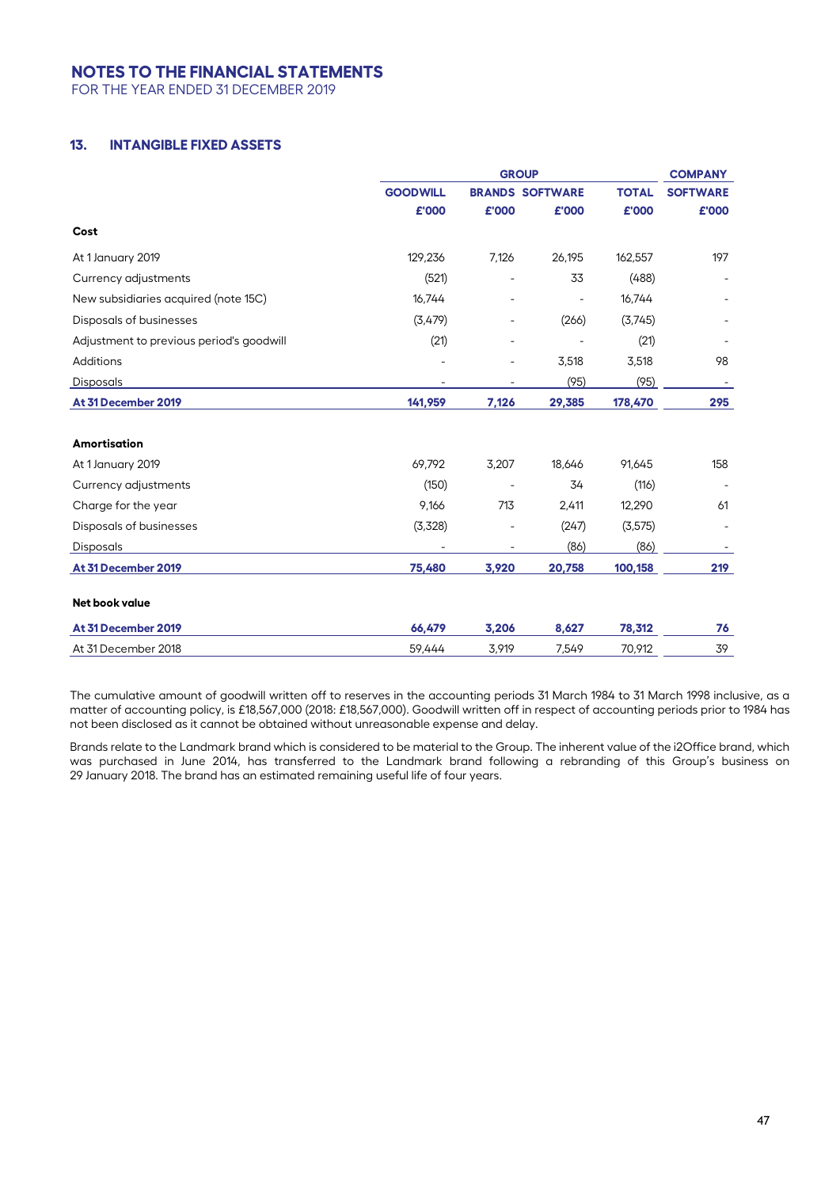# NOTES TO THE FINANCIAL STATEMENTS

FOR THE YEAR ENDED 31 DECEMBER 2019

## 13. INTANGIBLE FIXED ASSETS

| | GROUP | | | | COMPANY |
|---|---|---|---|---|---|
| | GOODWILL | BRANDS | SOFTWARE | TOTAL | SOFTWARE |
| | £'000 | £'000 | £'000 | £'000 | £'000 |
| **Cost** | | | | | |
| At 1 January 2019 | 129,236 | 7,126 | 26,195 | 162,557 | 197 |
| Currency adjustments | (521) | - | 33 | (488) | - |
| New subsidiaries acquired (note 15C) | 16,744 | - | - | 16,744 | - |
| Disposals of businesses | (3,479) | - | (266) | (3,745) | - |
| Adjustment to previous period's goodwill | (21) | - | - | (21) | - |
| Additions | - | - | 3,518 | 3,518 | 98 |
| Disposals | - | - | (95) | (95) | - |
| **At 31 December 2019** | **141,959** | **7,126** | **29,385** | **178,470** | **295** |
| | | | | | |
| **Amortisation** | | | | | |
| At 1 January 2019 | 69,792 | 3,207 | 18,646 | 91,645 | 158 |
| Currency adjustments | (150) | - | 34 | (116) | - |
| Charge for the year | 9,166 | 713 | 2,411 | 12,290 | 61 |
| Disposals of businesses | (3,328) | - | (247) | (3,575) | - |
| Disposals | - | - | (86) | (86) | - |
| **At 31 December 2019** | **75,480** | **3,920** | **20,758** | **100,158** | **219** |
| | | | | | |
| **Net book value** | | | | | |
| **At 31 December 2019** | **66,479** | **3,206** | **8,627** | **78,312** | **76** |
| At 31 December 2018 | 59,444 | 3,919 | 7,549 | 70,912 | 39 |

The cumulative amount of goodwill written off to reserves in the accounting periods 31 March 1984 to 31 March 1998 inclusive, as a matter of accounting policy, is £18,567,000 (2018: £18,567,000). Goodwill written off in respect of accounting periods prior to 1984 has not been disclosed as it cannot be obtained without unreasonable expense and delay.

Brands relate to the Landmark brand which is considered to be material to the Group. The inherent value of the i2Office brand, which was purchased in June 2014, has transferred to the Landmark brand following a rebranding of this Group's business on 29 January 2018. The brand has an estimated remaining useful life of four years.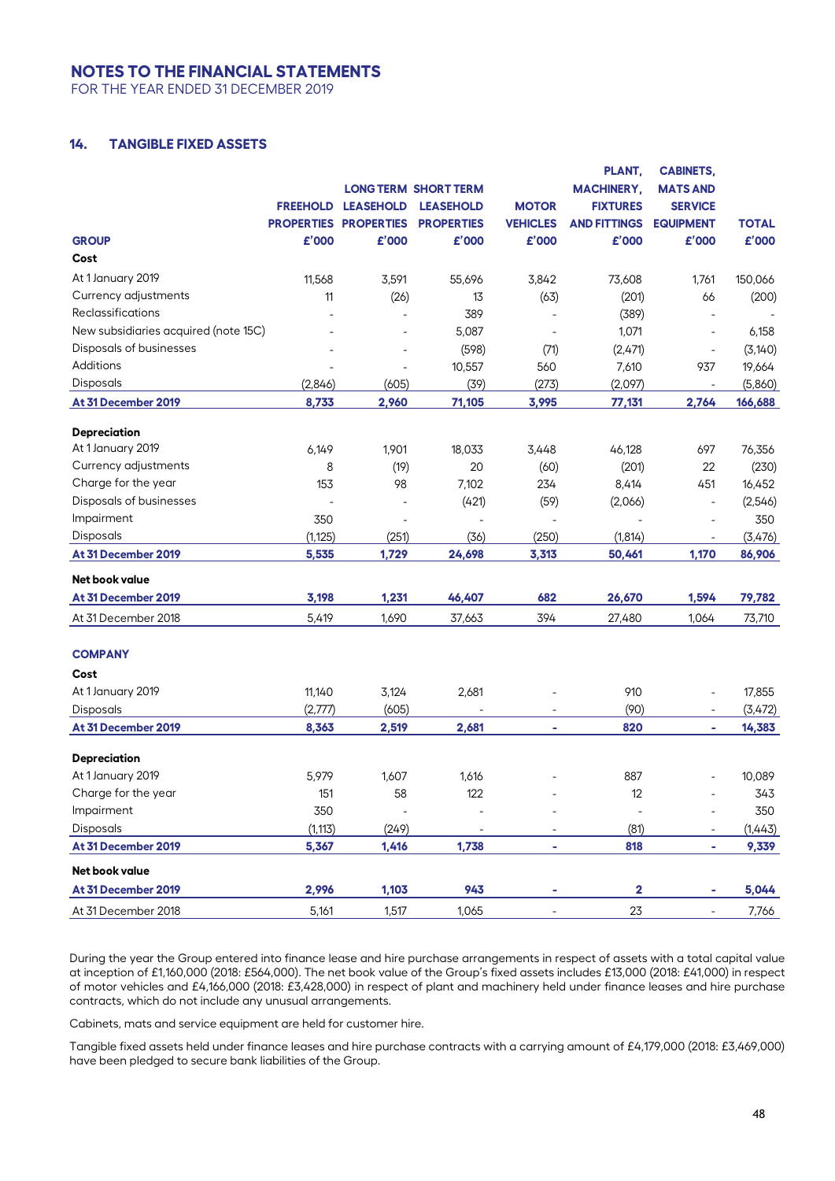# NOTES TO THE FINANCIAL STATEMENTS

FOR THE YEAR ENDED 31 DECEMBER 2019

## 14. TANGIBLE FIXED ASSETS

| GROUP | FREEHOLD PROPERTIES £'000 | LONG TERM LEASEHOLD PROPERTIES £'000 | SHORT TERM LEASEHOLD PROPERTIES £'000 | MOTOR VEHICLES £'000 | PLANT, MACHINERY, FIXTURES AND FITTINGS £'000 | CABINETS, MATS AND SERVICE EQUIPMENT £'000 | TOTAL £'000 |
|---|---|---|---|---|---|---|---|
| **Cost** | | | | | | | |
| At 1 January 2019 | 11,568 | 3,591 | 55,696 | 3,842 | 73,608 | 1,761 | 150,066 |
| Currency adjustments | 11 | (26) | 13 | (63) | (201) | 66 | (200) |
| Reclassifications | - | - | 389 | - | (389) | - | - |
| New subsidiaries acquired (note 15C) | - | - | 5,087 | - | 1,071 | - | 6,158 |
| Disposals of businesses | - | - | (598) | (71) | (2,471) | - | (3,140) |
| Additions | - | - | 10,557 | 560 | 7,610 | 937 | 19,664 |
| Disposals | (2,846) | (605) | (39) | (273) | (2,097) | - | (5,860) |
| **At 31 December 2019** | **8,733** | **2,960** | **71,105** | **3,995** | **77,131** | **2,764** | **166,688** |
| **Depreciation** | | | | | | | |
| At 1 January 2019 | 6,149 | 1,901 | 18,033 | 3,448 | 46,128 | 697 | 76,356 |
| Currency adjustments | 8 | (19) | 20 | (60) | (201) | 22 | (230) |
| Charge for the year | 153 | 98 | 7,102 | 234 | 8,414 | 451 | 16,452 |
| Disposals of businesses | - | - | (421) | (59) | (2,066) | - | (2,546) |
| Impairment | 350 | - | - | - | - | - | 350 |
| Disposals | (1,125) | (251) | (36) | (250) | (1,814) | - | (3,476) |
| **At 31 December 2019** | **5,535** | **1,729** | **24,698** | **3,313** | **50,461** | **1,170** | **86,906** |
| **Net book value** | | | | | | | |
| **At 31 December 2019** | **3,198** | **1,231** | **46,407** | **682** | **26,670** | **1,594** | **79,782** |
| At 31 December 2018 | 5,419 | 1,690 | 37,663 | 394 | 27,480 | 1,064 | 73,710 |

| COMPANY | FREEHOLD PROPERTIES £'000 | LONG TERM LEASEHOLD PROPERTIES £'000 | SHORT TERM LEASEHOLD PROPERTIES £'000 | MOTOR VEHICLES £'000 | PLANT, MACHINERY, FIXTURES AND FITTINGS £'000 | CABINETS, MATS AND SERVICE EQUIPMENT £'000 | TOTAL £'000 |
|---|---|---|---|---|---|---|---|
| **Cost** | | | | | | | |
| At 1 January 2019 | 11,140 | 3,124 | 2,681 | - | 910 | - | 17,855 |
| Disposals | (2,777) | (605) | - | - | (90) | - | (3,472) |
| **At 31 December 2019** | **8,363** | **2,519** | **2,681** | **-** | **820** | **-** | **14,383** |
| **Depreciation** | | | | | | | |
| At 1 January 2019 | 5,979 | 1,607 | 1,616 | - | 887 | - | 10,089 |
| Charge for the year | 151 | 58 | 122 | - | 12 | - | 343 |
| Impairment | 350 | - | - | - | - | - | 350 |
| Disposals | (1,113) | (249) | - | - | (81) | - | (1,443) |
| **At 31 December 2019** | **5,367** | **1,416** | **1,738** | **-** | **818** | **-** | **9,339** |
| **Net book value** | | | | | | | |
| **At 31 December 2019** | **2,996** | **1,103** | **943** | **-** | **2** | **-** | **5,044** |
| At 31 December 2018 | 5,161 | 1,517 | 1,065 | - | 23 | - | 7,766 |

During the year the Group entered into finance lease and hire purchase arrangements in respect of assets with a total capital value at inception of £1,160,000 (2018: £564,000). The net book value of the Group's fixed assets includes £13,000 (2018: £41,000) in respect of motor vehicles and £4,166,000 (2018: £3,428,000) in respect of plant and machinery held under finance leases and hire purchase contracts, which do not include any unusual arrangements.

Cabinets, mats and service equipment are held for customer hire.

Tangible fixed assets held under finance leases and hire purchase contracts with a carrying amount of £4,179,000 (2018: £3,469,000) have been pledged to secure bank liabilities of the Group.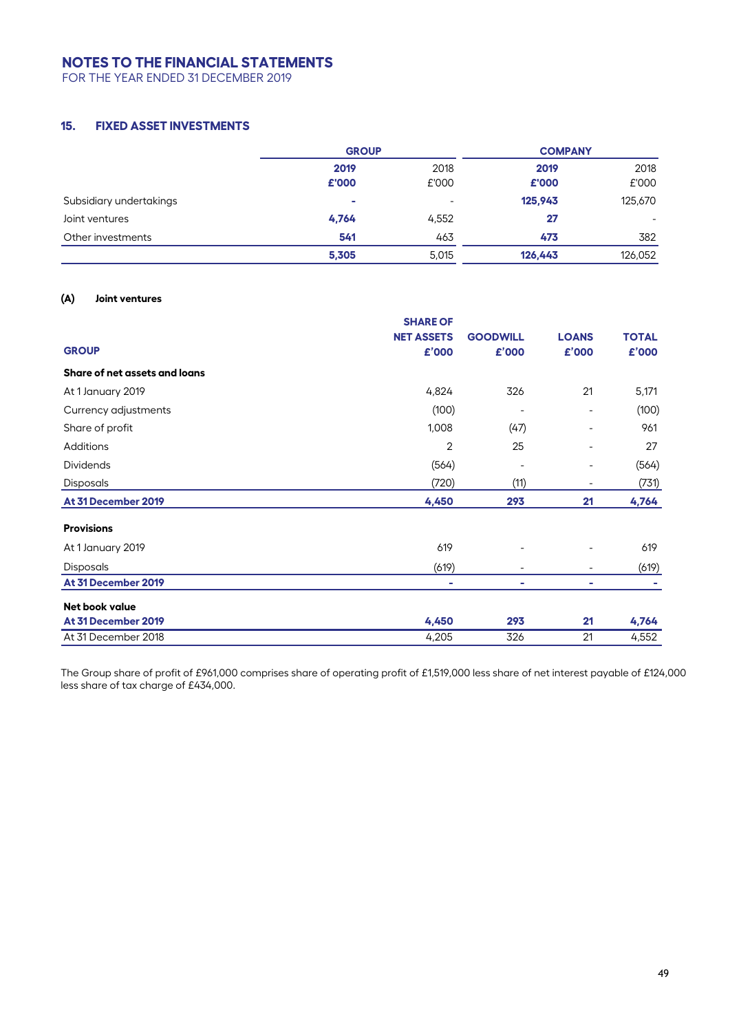# NOTES TO THE FINANCIAL STATEMENTS

FOR THE YEAR ENDED 31 DECEMBER 2019

## 15. FIXED ASSET INVESTMENTS

| | GROUP | | COMPANY | |
|---|---|---|---|---|
| | **2019** | 2018 | **2019** | 2018 |
| | **£'000** | £'000 | **£'000** | £'000 |
| Subsidiary undertakings | **-** | - | **125,943** | 125,670 |
| Joint ventures | **4,764** | 4,552 | **27** | - |
| Other investments | **541** | 463 | **473** | 382 |
| | **5,305** | 5,015 | **126,443** | 126,052 |

### (A) Joint ventures

| GROUP | SHARE OF NET ASSETS £'000 | GOODWILL £'000 | LOANS £'000 | TOTAL £'000 |
|---|---|---|---|---|
| **Share of net assets and loans** | | | | |
| At 1 January 2019 | 4,824 | 326 | 21 | 5,171 |
| Currency adjustments | (100) | - | - | (100) |
| Share of profit | 1,008 | (47) | - | 961 |
| Additions | 2 | 25 | - | 27 |
| Dividends | (564) | - | - | (564) |
| Disposals | (720) | (11) | - | (731) |
| **At 31 December 2019** | **4,450** | **293** | **21** | **4,764** |
| **Provisions** | | | | |
| At 1 January 2019 | 619 | - | - | 619 |
| Disposals | (619) | - | - | (619) |
| **At 31 December 2019** | **-** | **-** | **-** | **-** |
| **Net book value** | | | | |
| **At 31 December 2019** | **4,450** | **293** | **21** | **4,764** |
| At 31 December 2018 | 4,205 | 326 | 21 | 4,552 |

The Group share of profit of £961,000 comprises share of operating profit of £1,519,000 less share of net interest payable of £124,000 less share of tax charge of £434,000.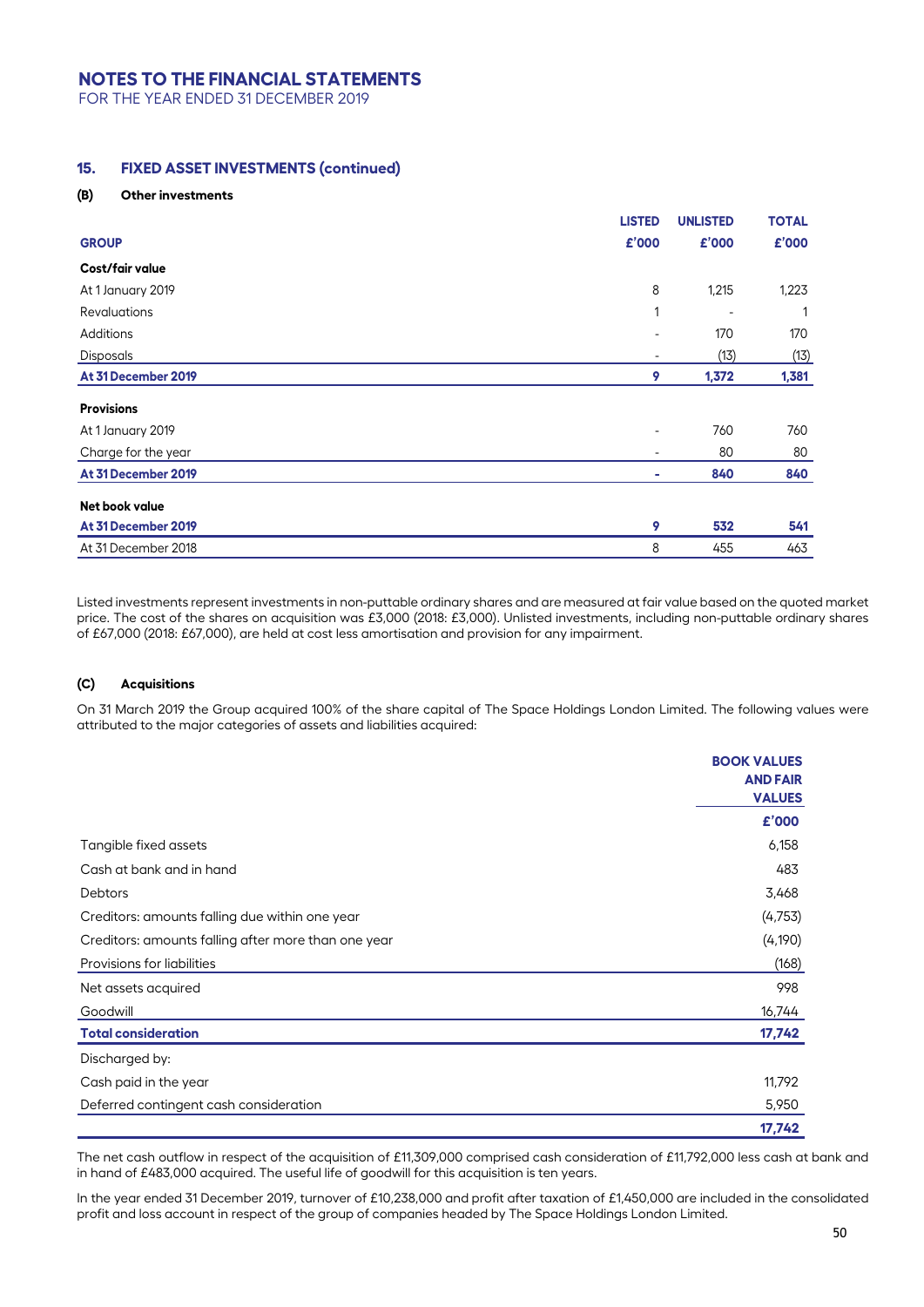## NOTES TO THE FINANCIAL STATEMENTS
FOR THE YEAR ENDED 31 DECEMBER 2019

### 15. FIXED ASSET INVESTMENTS (continued)

#### (B) Other investments

| GROUP | LISTED £'000 | UNLISTED £'000 | TOTAL £'000 |
|---|---|---|---|
| **Cost/fair value** | | | |
| At 1 January 2019 | 8 | 1,215 | 1,223 |
| Revaluations | 1 | - | 1 |
| Additions | - | 170 | 170 |
| Disposals | - | (13) | (13) |
| **At 31 December 2019** | **9** | **1,372** | **1,381** |
| **Provisions** | | | |
| At 1 January 2019 | - | 760 | 760 |
| Charge for the year | - | 80 | 80 |
| **At 31 December 2019** | **-** | **840** | **840** |
| **Net book value** | | | |
| **At 31 December 2019** | **9** | **532** | **541** |
| At 31 December 2018 | 8 | 455 | 463 |

Listed investments represent investments in non-puttable ordinary shares and are measured at fair value based on the quoted market price. The cost of the shares on acquisition was £3,000 (2018: £3,000). Unlisted investments, including non-puttable ordinary shares of £67,000 (2018: £67,000), are held at cost less amortisation and provision for any impairment.

#### (C) Acquisitions

On 31 March 2019 the Group acquired 100% of the share capital of The Space Holdings London Limited. The following values were attributed to the major categories of assets and liabilities acquired:

| | BOOK VALUES AND FAIR VALUES £'000 |
|---|---|
| Tangible fixed assets | 6,158 |
| Cash at bank and in hand | 483 |
| Debtors | 3,468 |
| Creditors: amounts falling due within one year | (4,753) |
| Creditors: amounts falling after more than one year | (4,190) |
| Provisions for liabilities | (168) |
| Net assets acquired | 998 |
| Goodwill | 16,744 |
| **Total consideration** | **17,742** |
| Discharged by: | |
| Cash paid in the year | 11,792 |
| Deferred contingent cash consideration | 5,950 |
| | **17,742** |

The net cash outflow in respect of the acquisition of £11,309,000 comprised cash consideration of £11,792,000 less cash at bank and in hand of £483,000 acquired. The useful life of goodwill for this acquisition is ten years.

In the year ended 31 December 2019, turnover of £10,238,000 and profit after taxation of £1,450,000 are included in the consolidated profit and loss account in respect of the group of companies headed by The Space Holdings London Limited.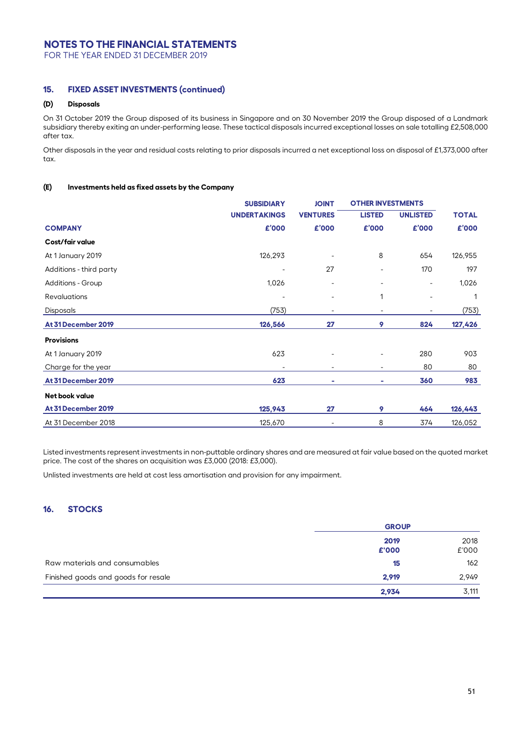# NOTES TO THE FINANCIAL STATEMENTS

FOR THE YEAR ENDED 31 DECEMBER 2019

## 15. FIXED ASSET INVESTMENTS (continued)

### (D) Disposals

On 31 October 2019 the Group disposed of its business in Singapore and on 30 November 2019 the Group disposed of a Landmark subsidiary thereby exiting an under-performing lease. These tactical disposals incurred exceptional losses on sale totalling £2,508,000 after tax.

Other disposals in the year and residual costs relating to prior disposals incurred a net exceptional loss on disposal of £1,373,000 after tax.

### (E) Investments held as fixed assets by the Company

| | SUBSIDIARY | JOINT | OTHER INVESTMENTS | | |
|---|---|---|---|---|---|
| | UNDERTAKINGS | VENTURES | LISTED | UNLISTED | TOTAL |
| COMPANY | £'000 | £'000 | £'000 | £'000 | £'000 |
| **Cost/fair value** | | | | | |
| At 1 January 2019 | 126,293 | - | 8 | 654 | 126,955 |
| Additions - third party | - | 27 | - | 170 | 197 |
| Additions - Group | 1,026 | - | - | - | 1,026 |
| Revaluations | - | - | 1 | - | 1 |
| Disposals | (753) | - | - | - | (753) |
| **At 31 December 2019** | **126,566** | **27** | **9** | **824** | **127,426** |
| **Provisions** | | | | | |
| At 1 January 2019 | 623 | - | - | 280 | 903 |
| Charge for the year | - | - | - | 80 | 80 |
| **At 31 December 2019** | **623** | **-** | **-** | **360** | **983** |
| **Net book value** | | | | | |
| **At 31 December 2019** | **125,943** | **27** | **9** | **464** | **126,443** |
| At 31 December 2018 | 125,670 | - | 8 | 374 | 126,052 |

Listed investments represent investments in non-puttable ordinary shares and are measured at fair value based on the quoted market price. The cost of the shares on acquisition was £3,000 (2018: £3,000).

Unlisted investments are held at cost less amortisation and provision for any impairment.

## 16. STOCKS

| | GROUP | |
|---|---|---|
| | 2019 £'000 | 2018 £'000 |
| Raw materials and consumables | **15** | 162 |
| Finished goods and goods for resale | **2,919** | 2,949 |
| | **2,934** | 3,111 |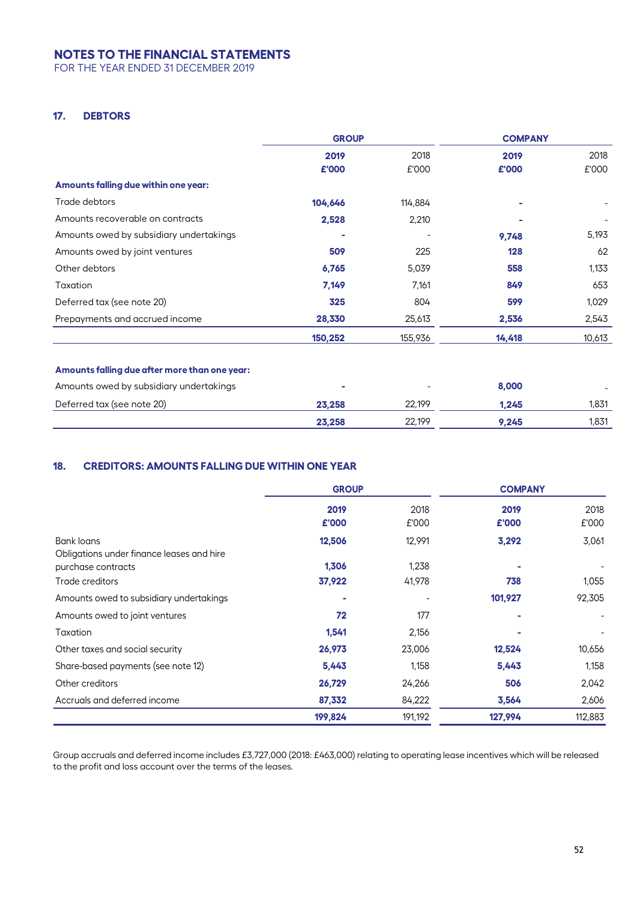## NOTES TO THE FINANCIAL STATEMENTS

FOR THE YEAR ENDED 31 DECEMBER 2019

### 17. DEBTORS

| | GROUP | | COMPANY | |
|---|---|---|---|---|
| | **2019** | 2018 | **2019** | 2018 |
| | **£'000** | £'000 | **£'000** | £'000 |
| **Amounts falling due within one year:** | | | | |
| Trade debtors | **104,646** | 114,884 | **-** | - |
| Amounts recoverable on contracts | **2,528** | 2,210 | **-** | - |
| Amounts owed by subsidiary undertakings | **-** | - | **9,748** | 5,193 |
| Amounts owed by joint ventures | **509** | 225 | **128** | 62 |
| Other debtors | **6,765** | 5,039 | **558** | 1,133 |
| Taxation | **7,149** | 7,161 | **849** | 653 |
| Deferred tax (see note 20) | **325** | 804 | **599** | 1,029 |
| Prepayments and accrued income | **28,330** | 25,613 | **2,536** | 2,543 |
| | **150,252** | 155,936 | **14,418** | 10,613 |
| **Amounts falling due after more than one year:** | | | | |
| Amounts owed by subsidiary undertakings | **-** | - | **8,000** | - |
| Deferred tax (see note 20) | **23,258** | 22,199 | **1,245** | 1,831 |
| | **23,258** | 22,199 | **9,245** | 1,831 |

### 18. CREDITORS: AMOUNTS FALLING DUE WITHIN ONE YEAR

| | GROUP | | COMPANY | |
|---|---|---|---|---|
| | **2019** | 2018 | **2019** | 2018 |
| | **£'000** | £'000 | **£'000** | £'000 |
| Bank loans | **12,506** | 12,991 | **3,292** | 3,061 |
| Obligations under finance leases and hire purchase contracts | **1,306** | 1,238 | **-** | - |
| Trade creditors | **37,922** | 41,978 | **738** | 1,055 |
| Amounts owed to subsidiary undertakings | **-** | - | **101,927** | 92,305 |
| Amounts owed to joint ventures | **72** | 177 | **-** | - |
| Taxation | **1,541** | 2,156 | **-** | - |
| Other taxes and social security | **26,973** | 23,006 | **12,524** | 10,656 |
| Share-based payments (see note 12) | **5,443** | 1,158 | **5,443** | 1,158 |
| Other creditors | **26,729** | 24,266 | **506** | 2,042 |
| Accruals and deferred income | **87,332** | 84,222 | **3,564** | 2,606 |
| | **199,824** | 191,192 | **127,994** | 112,883 |

Group accruals and deferred income includes £3,727,000 (2018: £463,000) relating to operating lease incentives which will be released to the profit and loss account over the terms of the leases.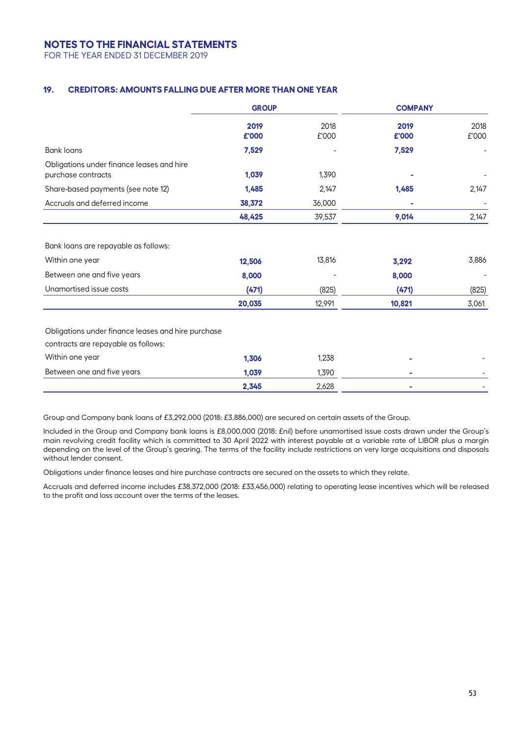# NOTES TO THE FINANCIAL STATEMENTS

FOR THE YEAR ENDED 31 DECEMBER 2019

## 19. CREDITORS: AMOUNTS FALLING DUE AFTER MORE THAN ONE YEAR

| | GROUP | | COMPANY | |
|---|---|---|---|---|
| | **2019 £'000** | 2018 £'000 | **2019 £'000** | 2018 £'000 |
| Bank loans | **7,529** | - | **7,529** | - |
| Obligations under finance leases and hire purchase contracts | **1,039** | 1,390 | **-** | - |
| Share-based payments (see note 12) | **1,485** | 2,147 | **1,485** | 2,147 |
| Accruals and deferred income | **38,372** | 36,000 | **-** | - |
| | **48,425** | 39,537 | **9,014** | 2,147 |
| | | | | |
| Bank loans are repayable as follows: | | | | |
| Within one year | **12,506** | 13,816 | **3,292** | 3,886 |
| Between one and five years | **8,000** | - | **8,000** | - |
| Unamortised issue costs | **(471)** | (825) | **(471)** | (825) |
| | **20,035** | 12,991 | **10,821** | 3,061 |
| | | | | |
| Obligations under finance leases and hire purchase contracts are repayable as follows: | | | | |
| Within one year | **1,306** | 1,238 | **-** | - |
| Between one and five years | **1,039** | 1,390 | **-** | - |
| | **2,345** | 2,628 | **-** | - |

Group and Company bank loans of £3,292,000 (2018: £3,886,000) are secured on certain assets of the Group.

Included in the Group and Company bank loans is £8,000,000 (2018: £nil) before unamortised issue costs drawn under the Group's main revolving credit facility which is committed to 30 April 2022 with interest payable at a variable rate of LIBOR plus a margin depending on the level of the Group's gearing. The terms of the facility include restrictions on very large acquisitions and disposals without lender consent.

Obligations under finance leases and hire purchase contracts are secured on the assets to which they relate.

Accruals and deferred income includes £38,372,000 (2018: £33,456,000) relating to operating lease incentives which will be released to the profit and loss account over the terms of the leases.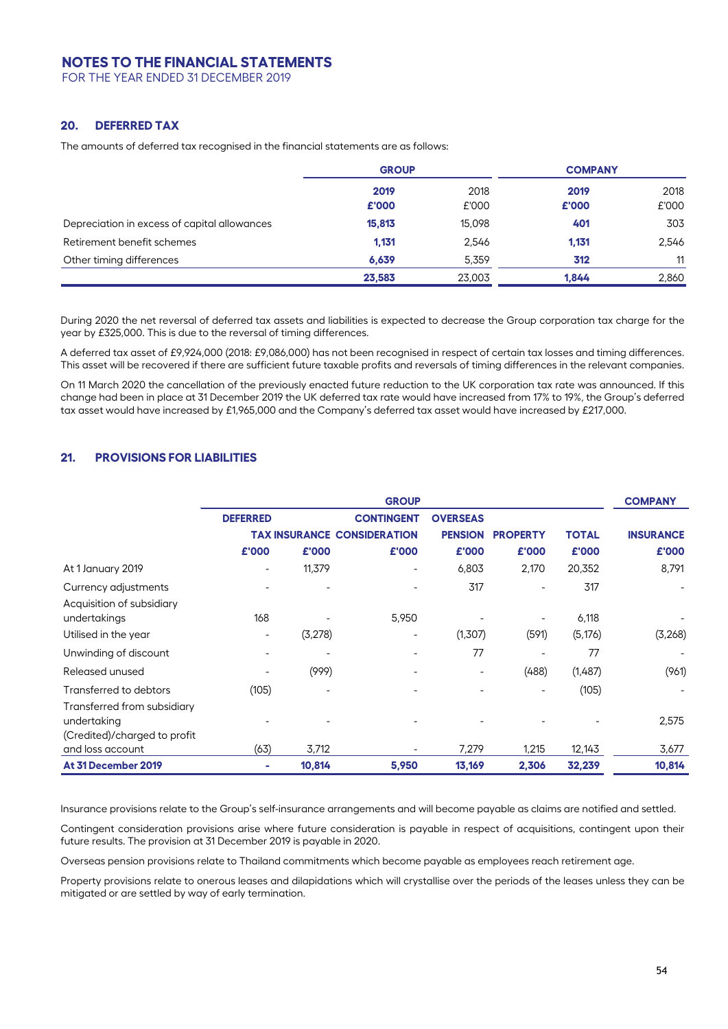## 20. DEFERRED TAX

The amounts of deferred tax recognised in the financial statements are as follows:

| | GROUP | | COMPANY | |
|---|---|---|---|---|
| | **2019** | 2018 | **2019** | 2018 |
| | **£'000** | £'000 | **£'000** | £'000 |
| Depreciation in excess of capital allowances | **15,813** | 15,098 | **401** | 303 |
| Retirement benefit schemes | **1,131** | 2,546 | **1,131** | 2,546 |
| Other timing differences | **6,639** | 5,359 | **312** | 11 |
| | **23,583** | 23,003 | **1,844** | 2,860 |

During 2020 the net reversal of deferred tax assets and liabilities is expected to decrease the Group corporation tax charge for the year by £325,000. This is due to the reversal of timing differences.

A deferred tax asset of £9,924,000 (2018: £9,086,000) has not been recognised in respect of certain tax losses and timing differences. This asset will be recovered if there are sufficient future taxable profits and reversals of timing differences in the relevant companies.

On 11 March 2020 the cancellation of the previously enacted future reduction to the UK corporation tax rate was announced. If this change had been in place at 31 December 2019 the UK deferred tax rate would have increased from 17% to 19%, the Group's deferred tax asset would have increased by £1,965,000 and the Company's deferred tax asset would have increased by £217,000.

## 21. PROVISIONS FOR LIABILITIES

| | GROUP | | | | | | COMPANY |
|---|---|---|---|---|---|---|---|
| | DEFERRED TAX | INSURANCE | CONTINGENT CONSIDERATION | OVERSEAS PENSION | PROPERTY | TOTAL | INSURANCE |
| | £'000 | £'000 | £'000 | £'000 | £'000 | £'000 | £'000 |
| At 1 January 2019 | - | 11,379 | - | 6,803 | 2,170 | 20,352 | 8,791 |
| Currency adjustments | - | - | - | 317 | - | 317 | - |
| Acquisition of subsidiary undertakings | 168 | - | 5,950 | - | - | 6,118 | - |
| Utilised in the year | - | (3,278) | - | (1,307) | (591) | (5,176) | (3,268) |
| Unwinding of discount | - | - | - | 77 | - | 77 | - |
| Released unused | - | (999) | - | - | (488) | (1,487) | (961) |
| Transferred to debtors | (105) | - | - | - | - | (105) | - |
| Transferred from subsidiary undertaking | - | - | - | - | - | - | 2,575 |
| (Credited)/charged to profit and loss account | (63) | 3,712 | - | 7,279 | 1,215 | 12,143 | 3,677 |
| **At 31 December 2019** | **-** | **10,814** | **5,950** | **13,169** | **2,306** | **32,239** | **10,814** |

Insurance provisions relate to the Group's self-insurance arrangements and will become payable as claims are notified and settled.

Contingent consideration provisions arise where future consideration is payable in respect of acquisitions, contingent upon their future results. The provision at 31 December 2019 is payable in 2020.

Overseas pension provisions relate to Thailand commitments which become payable as employees reach retirement age.

Property provisions relate to onerous leases and dilapidations which will crystallise over the periods of the leases unless they can be mitigated or are settled by way of early termination.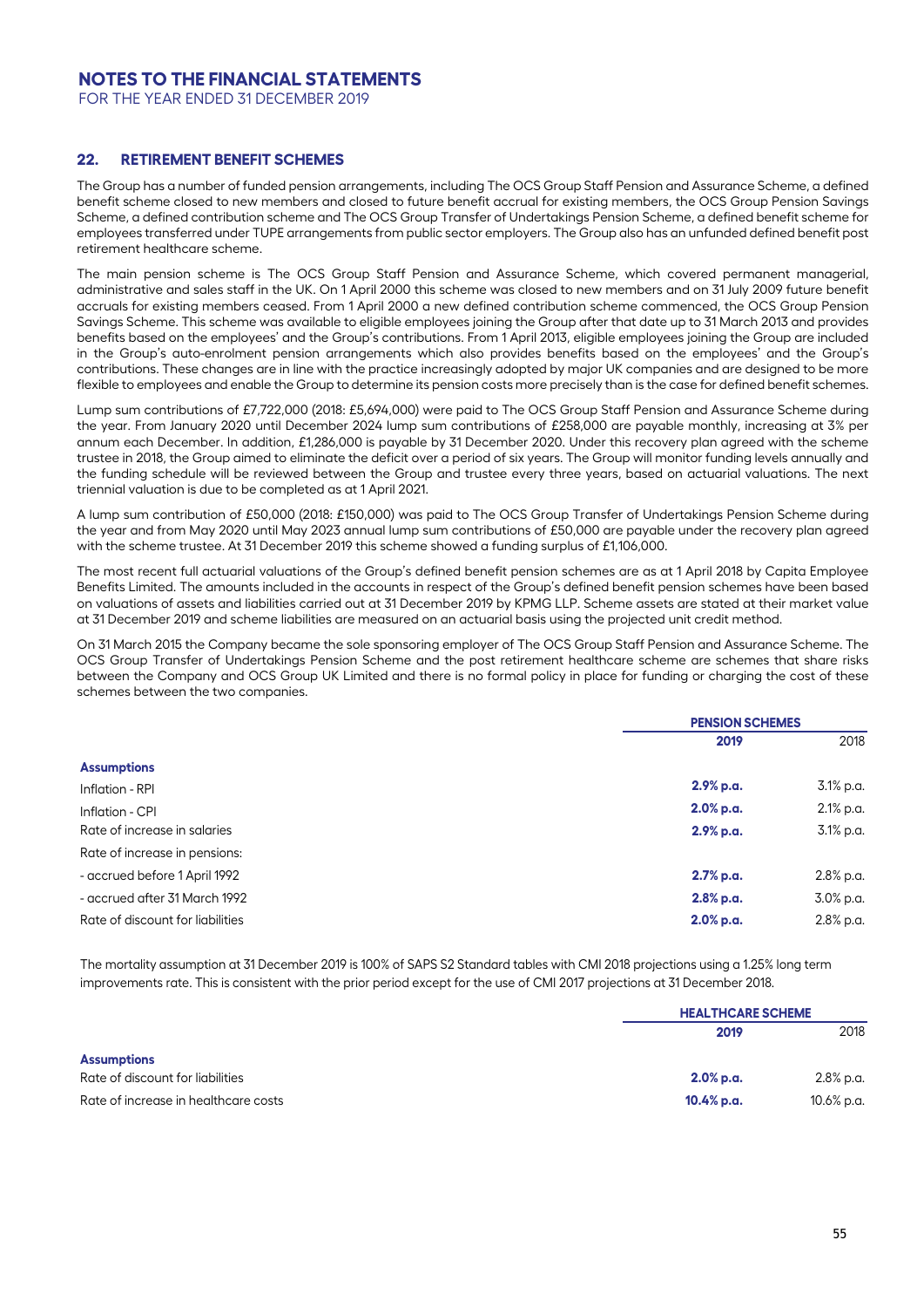# NOTES TO THE FINANCIAL STATEMENTS

FOR THE YEAR ENDED 31 DECEMBER 2019

## 22. RETIREMENT BENEFIT SCHEMES

The Group has a number of funded pension arrangements, including The OCS Group Staff Pension and Assurance Scheme, a defined benefit scheme closed to new members and closed to future benefit accrual for existing members, the OCS Group Pension Savings Scheme, a defined contribution scheme and The OCS Group Transfer of Undertakings Pension Scheme, a defined benefit scheme for employees transferred under TUPE arrangements from public sector employers. The Group also has an unfunded defined benefit post retirement healthcare scheme.

The main pension scheme is The OCS Group Staff Pension and Assurance Scheme, which covered permanent managerial, administrative and sales staff in the UK. On 1 April 2000 this scheme was closed to new members and on 31 July 2009 future benefit accruals for existing members ceased. From 1 April 2000 a new defined contribution scheme commenced, the OCS Group Pension Savings Scheme. This scheme was available to eligible employees joining the Group after that date up to 31 March 2013 and provides benefits based on the employees' and the Group's contributions. From 1 April 2013, eligible employees joining the Group are included in the Group's auto-enrolment pension arrangements which also provides benefits based on the employees' and the Group's contributions. These changes are in line with the practice increasingly adopted by major UK companies and are designed to be more flexible to employees and enable the Group to determine its pension costs more precisely than is the case for defined benefit schemes.

Lump sum contributions of £7,722,000 (2018: £5,694,000) were paid to The OCS Group Staff Pension and Assurance Scheme during the year. From January 2020 until December 2024 lump sum contributions of £258,000 are payable monthly, increasing at 3% per annum each December. In addition, £1,286,000 is payable by 31 December 2020. Under this recovery plan agreed with the scheme trustee in 2018, the Group aimed to eliminate the deficit over a period of six years. The Group will monitor funding levels annually and the funding schedule will be reviewed between the Group and trustee every three years, based on actuarial valuations. The next triennial valuation is due to be completed as at 1 April 2021.

A lump sum contribution of £50,000 (2018: £150,000) was paid to The OCS Group Transfer of Undertakings Pension Scheme during the year and from May 2020 until May 2023 annual lump sum contributions of £50,000 are payable under the recovery plan agreed with the scheme trustee. At 31 December 2019 this scheme showed a funding surplus of £1,106,000.

The most recent full actuarial valuations of the Group's defined benefit pension schemes are as at 1 April 2018 by Capita Employee Benefits Limited. The amounts included in the accounts in respect of the Group's defined benefit pension schemes have been based on valuations of assets and liabilities carried out at 31 December 2019 by KPMG LLP. Scheme assets are stated at their market value at 31 December 2019 and scheme liabilities are measured on an actuarial basis using the projected unit credit method.

On 31 March 2015 the Company became the sole sponsoring employer of The OCS Group Staff Pension and Assurance Scheme. The OCS Group Transfer of Undertakings Pension Scheme and the post retirement healthcare scheme are schemes that share risks between the Company and OCS Group UK Limited and there is no formal policy in place for funding or charging the cost of these schemes between the two companies.

| | PENSION SCHEMES | |
|---|---|---|
| | **2019** | 2018 |
| **Assumptions** | | |
| Inflation - RPI | **2.9% p.a.** | 3.1% p.a. |
| Inflation - CPI | **2.0% p.a.** | 2.1% p.a. |
| Rate of increase in salaries | **2.9% p.a.** | 3.1% p.a. |
| Rate of increase in pensions: | | |
| - accrued before 1 April 1992 | **2.7% p.a.** | 2.8% p.a. |
| - accrued after 31 March 1992 | **2.8% p.a.** | 3.0% p.a. |
| Rate of discount for liabilities | **2.0% p.a.** | 2.8% p.a. |

The mortality assumption at 31 December 2019 is 100% of SAPS S2 Standard tables with CMI 2018 projections using a 1.25% long term improvements rate. This is consistent with the prior period except for the use of CMI 2017 projections at 31 December 2018.

| | HEALTHCARE SCHEME | |
|---|---|---|
| | **2019** | 2018 |
| **Assumptions** | | |
| Rate of discount for liabilities | **2.0% p.a.** | 2.8% p.a. |
| Rate of increase in healthcare costs | **10.4% p.a.** | 10.6% p.a. |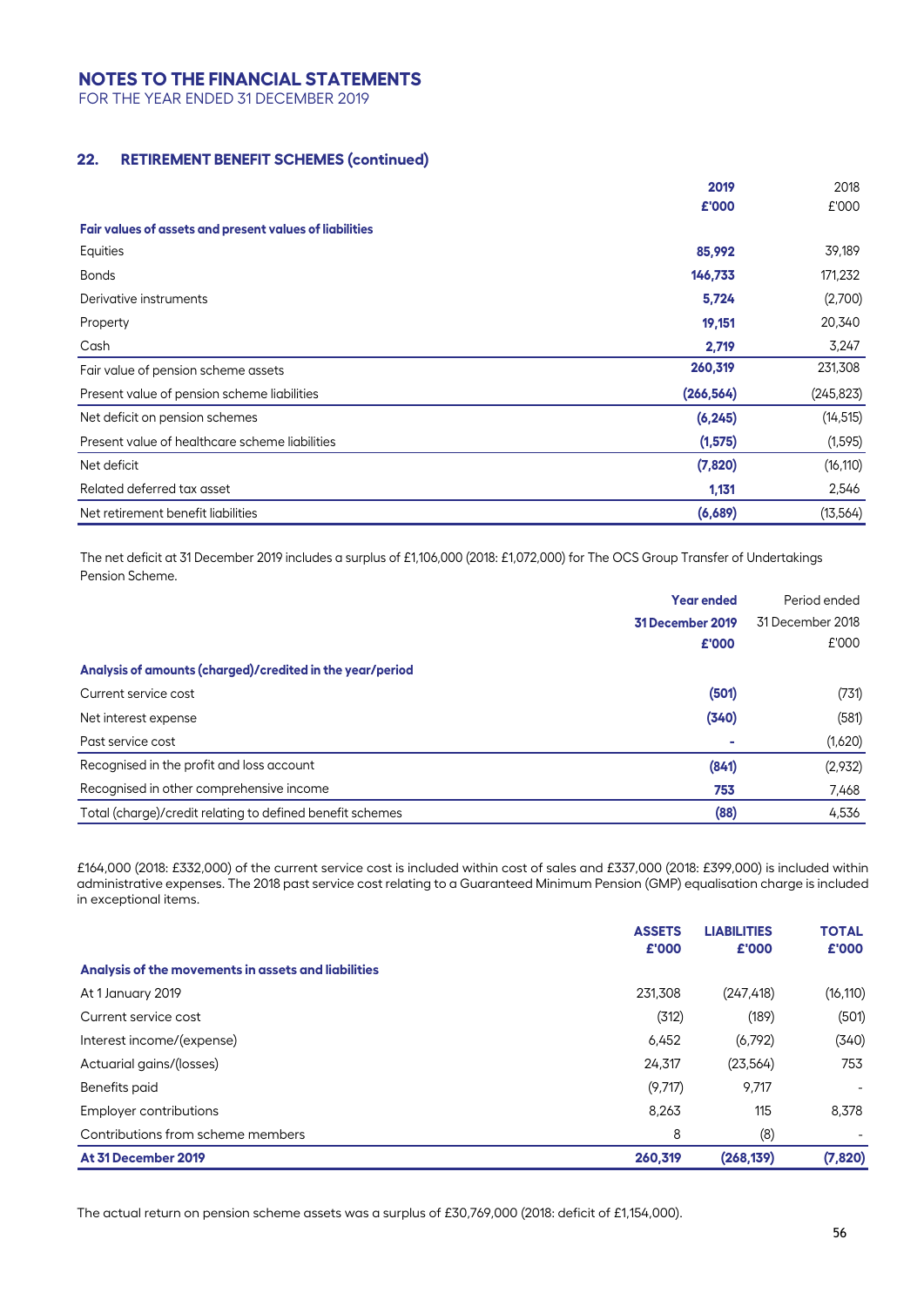# NOTES TO THE FINANCIAL STATEMENTS

FOR THE YEAR ENDED 31 DECEMBER 2019

## 22. RETIREMENT BENEFIT SCHEMES (continued)

| | **2019 £'000** | 2018 £'000 |
|---|---|---|
| **Fair values of assets and present values of liabilities** | | |
| Equities | **85,992** | 39,189 |
| Bonds | **146,733** | 171,232 |
| Derivative instruments | **5,724** | (2,700) |
| Property | **19,151** | 20,340 |
| Cash | **2,719** | 3,247 |
| Fair value of pension scheme assets | **260,319** | 231,308 |
| Present value of pension scheme liabilities | **(266,564)** | (245,823) |
| Net deficit on pension schemes | **(6,245)** | (14,515) |
| Present value of healthcare scheme liabilities | **(1,575)** | (1,595) |
| Net deficit | **(7,820)** | (16,110) |
| Related deferred tax asset | **1,131** | 2,546 |
| Net retirement benefit liabilities | **(6,689)** | (13,564) |

The net deficit at 31 December 2019 includes a surplus of £1,106,000 (2018: £1,072,000) for The OCS Group Transfer of Undertakings Pension Scheme.

| | **Year ended 31 December 2019 £'000** | Period ended 31 December 2018 £'000 |
|---|---|---|
| **Analysis of amounts (charged)/credited in the year/period** | | |
| Current service cost | **(501)** | (731) |
| Net interest expense | **(340)** | (581) |
| Past service cost | **-** | (1,620) |
| Recognised in the profit and loss account | **(841)** | (2,932) |
| Recognised in other comprehensive income | **753** | 7,468 |
| Total (charge)/credit relating to defined benefit schemes | **(88)** | 4,536 |

£164,000 (2018: £332,000) of the current service cost is included within cost of sales and £337,000 (2018: £399,000) is included within administrative expenses. The 2018 past service cost relating to a Guaranteed Minimum Pension (GMP) equalisation charge is included in exceptional items.

| | **ASSETS £'000** | **LIABILITIES £'000** | **TOTAL £'000** |
|---|---|---|---|
| **Analysis of the movements in assets and liabilities** | | | |
| At 1 January 2019 | 231,308 | (247,418) | (16,110) |
| Current service cost | (312) | (189) | (501) |
| Interest income/(expense) | 6,452 | (6,792) | (340) |
| Actuarial gains/(losses) | 24,317 | (23,564) | 753 |
| Benefits paid | (9,717) | 9,717 | - |
| Employer contributions | 8,263 | 115 | 8,378 |
| Contributions from scheme members | 8 | (8) | - |
| **At 31 December 2019** | **260,319** | **(268,139)** | **(7,820)** |

The actual return on pension scheme assets was a surplus of £30,769,000 (2018: deficit of £1,154,000).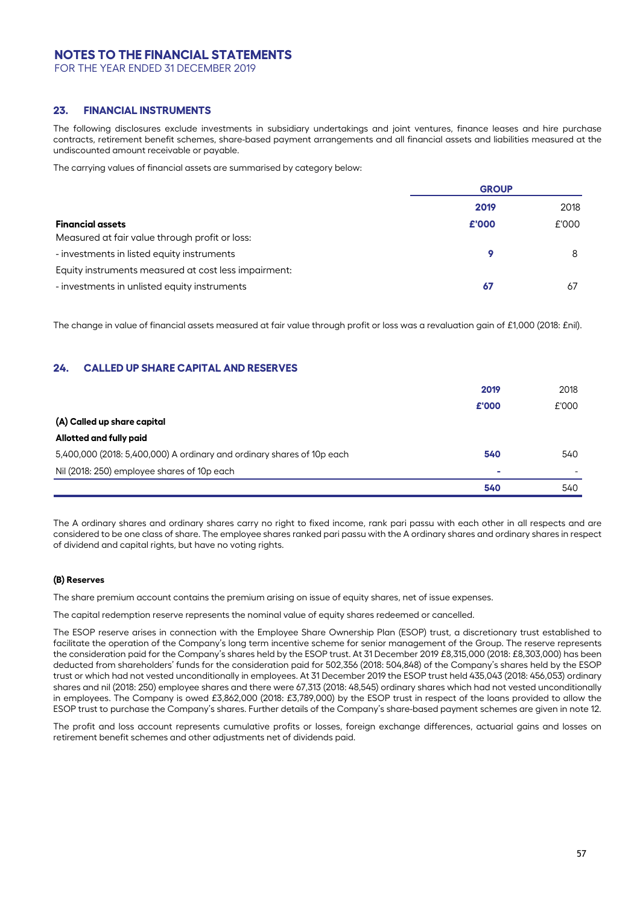## NOTES TO THE FINANCIAL STATEMENTS

FOR THE YEAR ENDED 31 DECEMBER 2019

### 23. FINANCIAL INSTRUMENTS

The following disclosures exclude investments in subsidiary undertakings and joint ventures, finance leases and hire purchase contracts, retirement benefit schemes, share-based payment arrangements and all financial assets and liabilities measured at the undiscounted amount receivable or payable.

The carrying values of financial assets are summarised by category below:

| | GROUP | |
|---|---|---|
| | **2019** | 2018 |
| **Financial assets** | **£'000** | £'000 |
| Measured at fair value through profit or loss: | | |
| - investments in listed equity instruments | **9** | 8 |
| Equity instruments measured at cost less impairment: | | |
| - investments in unlisted equity instruments | **67** | 67 |

The change in value of financial assets measured at fair value through profit or loss was a revaluation gain of £1,000 (2018: £nil).

### 24. CALLED UP SHARE CAPITAL AND RESERVES

| | **2019** | 2018 |
|---|---|---|
| | **£'000** | £'000 |
| **(A) Called up share capital** | | |
| **Allotted and fully paid** | | |
| 5,400,000 (2018: 5,400,000) A ordinary and ordinary shares of 10p each | **540** | 540 |
| Nil (2018: 250) employee shares of 10p each | **-** | - |
| | **540** | 540 |

The A ordinary shares and ordinary shares carry no right to fixed income, rank pari passu with each other in all respects and are considered to be one class of share. The employee shares ranked pari passu with the A ordinary shares and ordinary shares in respect of dividend and capital rights, but have no voting rights.

**(B) Reserves**

The share premium account contains the premium arising on issue of equity shares, net of issue expenses.

The capital redemption reserve represents the nominal value of equity shares redeemed or cancelled.

The ESOP reserve arises in connection with the Employee Share Ownership Plan (ESOP) trust, a discretionary trust established to facilitate the operation of the Company's long term incentive scheme for senior management of the Group. The reserve represents the consideration paid for the Company's shares held by the ESOP trust. At 31 December 2019 £8,315,000 (2018: £8,303,000) has been deducted from shareholders' funds for the consideration paid for 502,356 (2018: 504,848) of the Company's shares held by the ESOP trust or which had not vested unconditionally in employees. At 31 December 2019 the ESOP trust held 435,043 (2018: 456,053) ordinary shares and nil (2018: 250) employee shares and there were 67,313 (2018: 48,545) ordinary shares which had not vested unconditionally in employees. The Company is owed £3,862,000 (2018: £3,789,000) by the ESOP trust in respect of the loans provided to allow the ESOP trust to purchase the Company's shares. Further details of the Company's share-based payment schemes are given in note 12.

The profit and loss account represents cumulative profits or losses, foreign exchange differences, actuarial gains and losses on retirement benefit schemes and other adjustments net of dividends paid.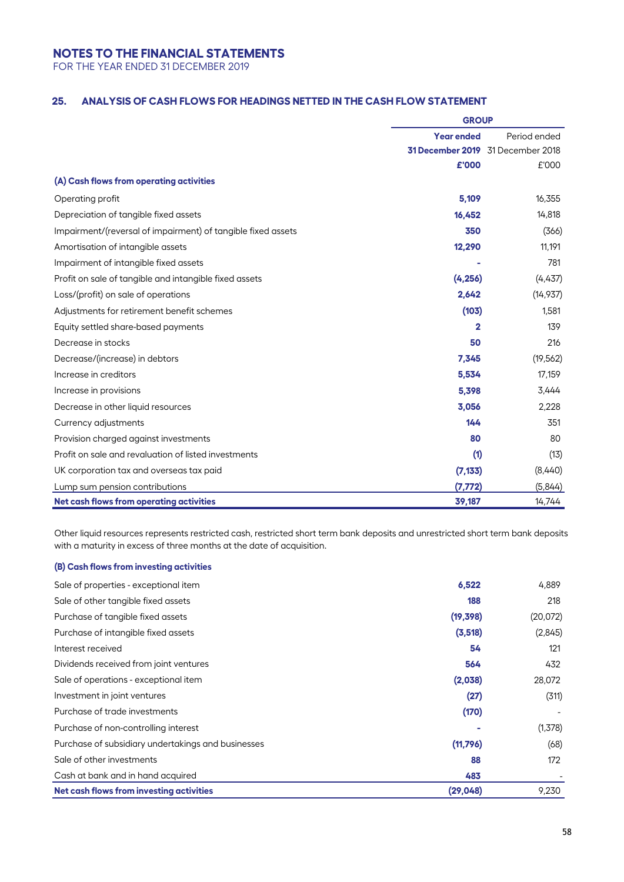# NOTES TO THE FINANCIAL STATEMENTS

FOR THE YEAR ENDED 31 DECEMBER 2019

## 25. ANALYSIS OF CASH FLOWS FOR HEADINGS NETTED IN THE CASH FLOW STATEMENT

| | GROUP | |
|---|---|---|
| | **Year ended 31 December 2019** | Period ended 31 December 2018 |
| | **£'000** | £'000 |
| **(A) Cash flows from operating activities** | | |
| Operating profit | **5,109** | 16,355 |
| Depreciation of tangible fixed assets | **16,452** | 14,818 |
| Impairment/(reversal of impairment) of tangible fixed assets | **350** | (366) |
| Amortisation of intangible assets | **12,290** | 11,191 |
| Impairment of intangible fixed assets | **-** | 781 |
| Profit on sale of tangible and intangible fixed assets | **(4,256)** | (4,437) |
| Loss/(profit) on sale of operations | **2,642** | (14,937) |
| Adjustments for retirement benefit schemes | **(103)** | 1,581 |
| Equity settled share-based payments | **2** | 139 |
| Decrease in stocks | **50** | 216 |
| Decrease/(increase) in debtors | **7,345** | (19,562) |
| Increase in creditors | **5,534** | 17,159 |
| Increase in provisions | **5,398** | 3,444 |
| Decrease in other liquid resources | **3,056** | 2,228 |
| Currency adjustments | **144** | 351 |
| Provision charged against investments | **80** | 80 |
| Profit on sale and revaluation of listed investments | **(1)** | (13) |
| UK corporation tax and overseas tax paid | **(7,133)** | (8,440) |
| Lump sum pension contributions | **(7,772)** | (5,844) |
| **Net cash flows from operating activities** | **39,187** | 14,744 |

Other liquid resources represents restricted cash, restricted short term bank deposits and unrestricted short term bank deposits with a maturity in excess of three months at the date of acquisition.

| | | |
|---|---|---|
| **(B) Cash flows from investing activities** | | |
| Sale of properties - exceptional item | **6,522** | 4,889 |
| Sale of other tangible fixed assets | **188** | 218 |
| Purchase of tangible fixed assets | **(19,398)** | (20,072) |
| Purchase of intangible fixed assets | **(3,518)** | (2,845) |
| Interest received | **54** | 121 |
| Dividends received from joint ventures | **564** | 432 |
| Sale of operations - exceptional item | **(2,038)** | 28,072 |
| Investment in joint ventures | **(27)** | (311) |
| Purchase of trade investments | **(170)** | - |
| Purchase of non-controlling interest | **-** | (1,378) |
| Purchase of subsidiary undertakings and businesses | **(11,796)** | (68) |
| Sale of other investments | **88** | 172 |
| Cash at bank and in hand acquired | **483** | - |
| **Net cash flows from investing activities** | **(29,048)** | 9,230 |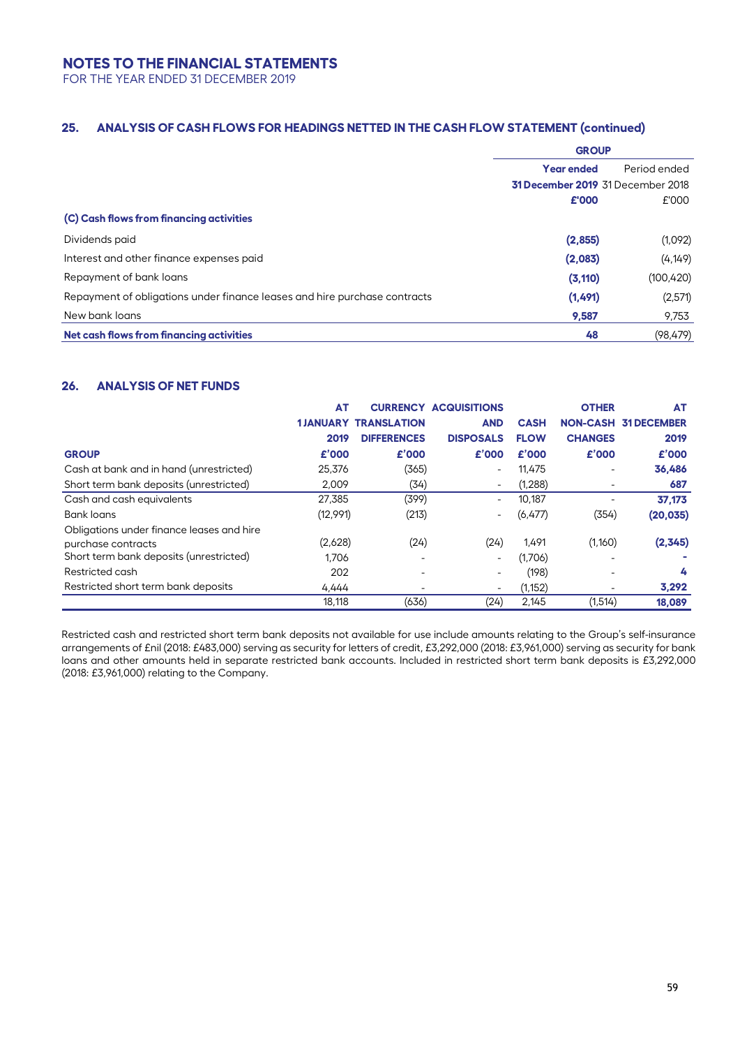# NOTES TO THE FINANCIAL STATEMENTS

FOR THE YEAR ENDED 31 DECEMBER 2019

## 25. ANALYSIS OF CASH FLOWS FOR HEADINGS NETTED IN THE CASH FLOW STATEMENT (continued)

| | GROUP | |
|---|---|---|
| | **Year ended 31 December 2019** | Period ended 31 December 2018 |
| | **£'000** | £'000 |
| **(C) Cash flows from financing activities** | | |
| Dividends paid | **(2,855)** | (1,092) |
| Interest and other finance expenses paid | **(2,083)** | (4,149) |
| Repayment of bank loans | **(3,110)** | (100,420) |
| Repayment of obligations under finance leases and hire purchase contracts | **(1,491)** | (2,571) |
| New bank loans | **9,587** | 9,753 |
| **Net cash flows from financing activities** | **48** | (98,479) |

## 26. ANALYSIS OF NET FUNDS

| GROUP | AT 1 JANUARY 2019 £'000 | CURRENCY TRANSLATION DIFFERENCES £'000 | ACQUISITIONS AND DISPOSALS £'000 | CASH FLOW £'000 | OTHER NON-CASH CHANGES £'000 | AT 31 DECEMBER 2019 £'000 |
|---|---|---|---|---|---|---|
| Cash at bank and in hand (unrestricted) | 25,376 | (365) | - | 11,475 | - | **36,486** |
| Short term bank deposits (unrestricted) | 2,009 | (34) | - | (1,288) | - | **687** |
| Cash and cash equivalents | 27,385 | (399) | - | 10,187 | - | **37,173** |
| Bank loans | (12,991) | (213) | - | (6,477) | (354) | **(20,035)** |
| Obligations under finance leases and hire purchase contracts | (2,628) | (24) | (24) | 1,491 | (1,160) | **(2,345)** |
| Short term bank deposits (unrestricted) | 1,706 | - | - | (1,706) | - | **-** |
| Restricted cash | 202 | - | - | (198) | - | **4** |
| Restricted short term bank deposits | 4,444 | - | - | (1,152) | - | **3,292** |
| | 18,118 | (636) | (24) | 2,145 | (1,514) | **18,089** |

Restricted cash and restricted short term bank deposits not available for use include amounts relating to the Group's self-insurance arrangements of £nil (2018: £483,000) serving as security for letters of credit, £3,292,000 (2018: £3,961,000) serving as security for bank loans and other amounts held in separate restricted bank accounts. Included in restricted short term bank deposits is £3,292,000 (2018: £3,961,000) relating to the Company.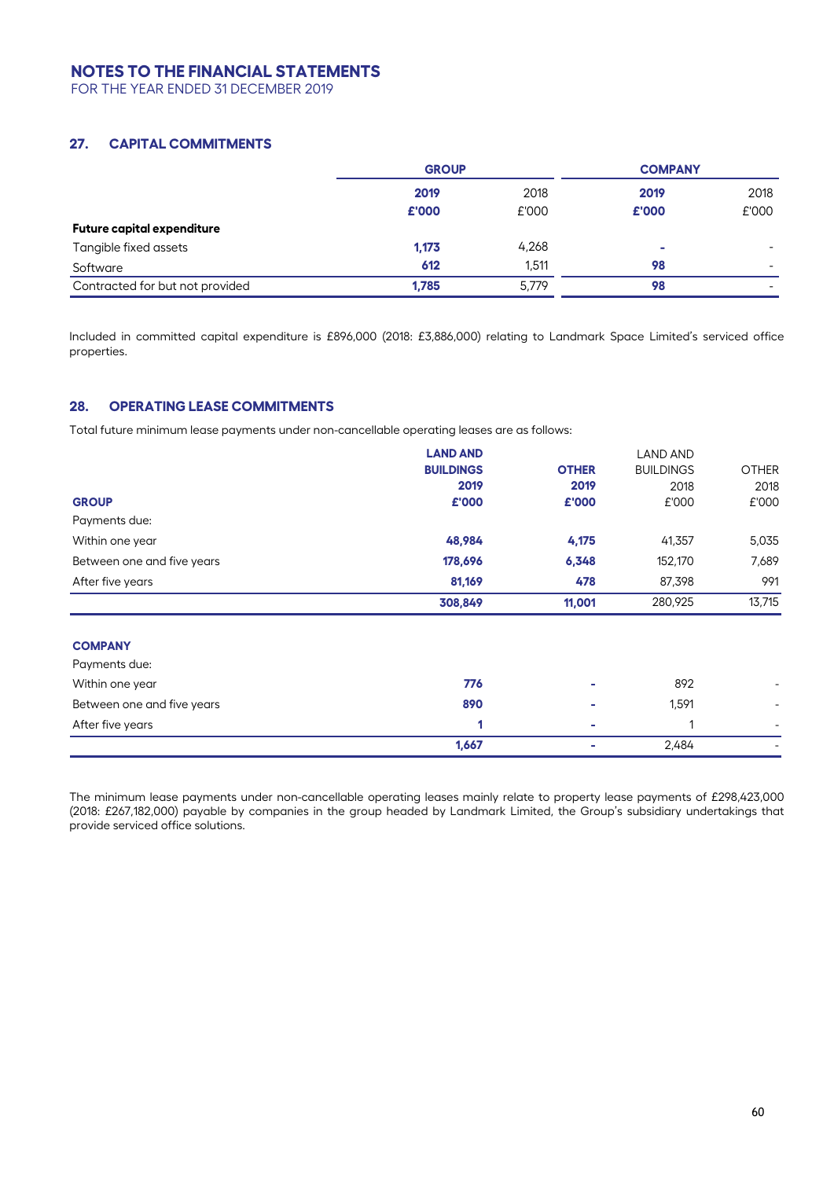# NOTES TO THE FINANCIAL STATEMENTS

FOR THE YEAR ENDED 31 DECEMBER 2019

## 27. CAPITAL COMMITMENTS

| | GROUP | | COMPANY | |
|---|---|---|---|---|
| | **2019** | 2018 | **2019** | 2018 |
| | **£'000** | £'000 | **£'000** | £'000 |
| **Future capital expenditure** | | | | |
| Tangible fixed assets | **1,173** | 4,268 | **-** | - |
| Software | **612** | 1,511 | **98** | - |
| Contracted for but not provided | **1,785** | 5,779 | **98** | - |

Included in committed capital expenditure is £896,000 (2018: £3,886,000) relating to Landmark Space Limited's serviced office properties.

## 28. OPERATING LEASE COMMITMENTS

Total future minimum lease payments under non-cancellable operating leases are as follows:

| | **LAND AND BUILDINGS 2019** | **OTHER 2019** | LAND AND BUILDINGS 2018 | OTHER 2018 |
|---|---|---|---|---|
| **GROUP** | **£'000** | **£'000** | £'000 | £'000 |
| Payments due: | | | | |
| Within one year | **48,984** | **4,175** | 41,357 | 5,035 |
| Between one and five years | **178,696** | **6,348** | 152,170 | 7,689 |
| After five years | **81,169** | **478** | 87,398 | 991 |
| | **308,849** | **11,001** | 280,925 | 13,715 |
| **COMPANY** | | | | |
| Payments due: | | | | |
| Within one year | **776** | **-** | 892 | - |
| Between one and five years | **890** | **-** | 1,591 | - |
| After five years | **1** | **-** | 1 | - |
| | **1,667** | **-** | 2,484 | - |

The minimum lease payments under non-cancellable operating leases mainly relate to property lease payments of £298,423,000 (2018: £267,182,000) payable by companies in the group headed by Landmark Limited, the Group's subsidiary undertakings that provide serviced office solutions.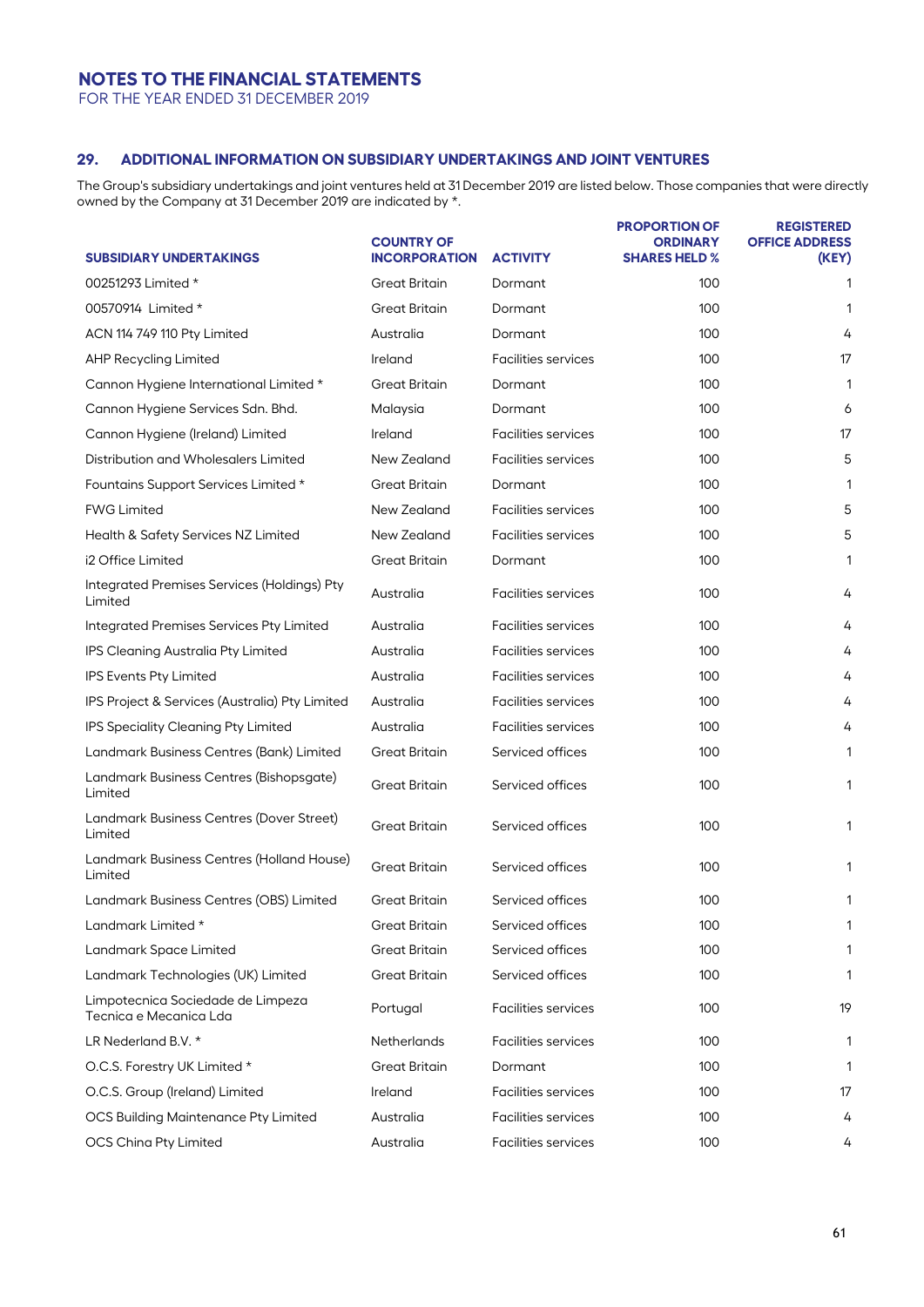## 29. ADDITIONAL INFORMATION ON SUBSIDIARY UNDERTAKINGS AND JOINT VENTURES

The Group's subsidiary undertakings and joint ventures held at 31 December 2019 are listed below. Those companies that were directly owned by the Company at 31 December 2019 are indicated by *.

| SUBSIDIARY UNDERTAKINGS | COUNTRY OF INCORPORATION | ACTIVITY | PROPORTION OF ORDINARY SHARES HELD % | REGISTERED OFFICE ADDRESS (KEY) |
|---|---|---|---|---|
| 00251293 Limited * | Great Britain | Dormant | 100 | 1 |
| 00570914 Limited * | Great Britain | Dormant | 100 | 1 |
| ACN 114 749 110 Pty Limited | Australia | Dormant | 100 | 4 |
| AHP Recycling Limited | Ireland | Facilities services | 100 | 17 |
| Cannon Hygiene International Limited * | Great Britain | Dormant | 100 | 1 |
| Cannon Hygiene Services Sdn. Bhd. | Malaysia | Dormant | 100 | 6 |
| Cannon Hygiene (Ireland) Limited | Ireland | Facilities services | 100 | 17 |
| Distribution and Wholesalers Limited | New Zealand | Facilities services | 100 | 5 |
| Fountains Support Services Limited * | Great Britain | Dormant | 100 | 1 |
| FWG Limited | New Zealand | Facilities services | 100 | 5 |
| Health & Safety Services NZ Limited | New Zealand | Facilities services | 100 | 5 |
| i2 Office Limited | Great Britain | Dormant | 100 | 1 |
| Integrated Premises Services (Holdings) Pty Limited | Australia | Facilities services | 100 | 4 |
| Integrated Premises Services Pty Limited | Australia | Facilities services | 100 | 4 |
| IPS Cleaning Australia Pty Limited | Australia | Facilities services | 100 | 4 |
| IPS Events Pty Limited | Australia | Facilities services | 100 | 4 |
| IPS Project & Services (Australia) Pty Limited | Australia | Facilities services | 100 | 4 |
| IPS Speciality Cleaning Pty Limited | Australia | Facilities services | 100 | 4 |
| Landmark Business Centres (Bank) Limited | Great Britain | Serviced offices | 100 | 1 |
| Landmark Business Centres (Bishopsgate) Limited | Great Britain | Serviced offices | 100 | 1 |
| Landmark Business Centres (Dover Street) Limited | Great Britain | Serviced offices | 100 | 1 |
| Landmark Business Centres (Holland House) Limited | Great Britain | Serviced offices | 100 | 1 |
| Landmark Business Centres (OBS) Limited | Great Britain | Serviced offices | 100 | 1 |
| Landmark Limited * | Great Britain | Serviced offices | 100 | 1 |
| Landmark Space Limited | Great Britain | Serviced offices | 100 | 1 |
| Landmark Technologies (UK) Limited | Great Britain | Serviced offices | 100 | 1 |
| Limpotecnica Sociedade de Limpeza Tecnica e Mecanica Lda | Portugal | Facilities services | 100 | 19 |
| LR Nederland B.V. * | Netherlands | Facilities services | 100 | 1 |
| O.C.S. Forestry UK Limited * | Great Britain | Dormant | 100 | 1 |
| O.C.S. Group (Ireland) Limited | Ireland | Facilities services | 100 | 17 |
| OCS Building Maintenance Pty Limited | Australia | Facilities services | 100 | 4 |
| OCS China Pty Limited | Australia | Facilities services | 100 | 4 |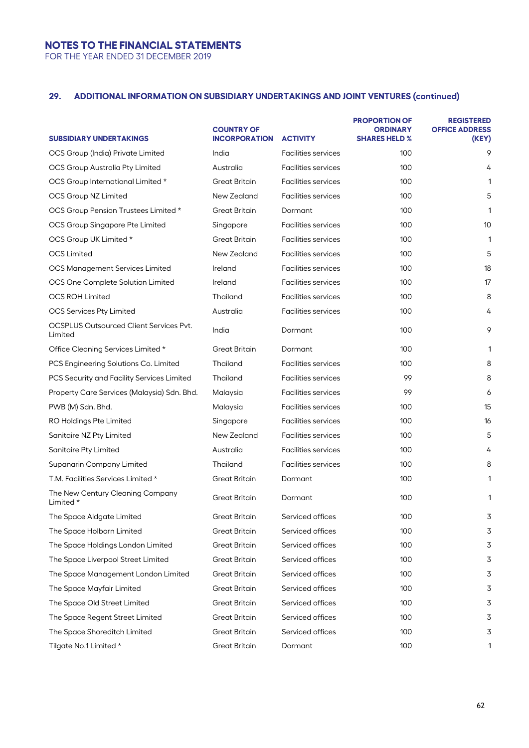# NOTES TO THE FINANCIAL STATEMENTS
FOR THE YEAR ENDED 31 DECEMBER 2019

## 29. ADDITIONAL INFORMATION ON SUBSIDIARY UNDERTAKINGS AND JOINT VENTURES (continued)

| SUBSIDIARY UNDERTAKINGS | COUNTRY OF INCORPORATION | ACTIVITY | PROPORTION OF ORDINARY SHARES HELD % | REGISTERED OFFICE ADDRESS (KEY) |
|---|---|---|---|---|
| OCS Group (India) Private Limited | India | Facilities services | 100 | 9 |
| OCS Group Australia Pty Limited | Australia | Facilities services | 100 | 4 |
| OCS Group International Limited * | Great Britain | Facilities services | 100 | 1 |
| OCS Group NZ Limited | New Zealand | Facilities services | 100 | 5 |
| OCS Group Pension Trustees Limited * | Great Britain | Dormant | 100 | 1 |
| OCS Group Singapore Pte Limited | Singapore | Facilities services | 100 | 10 |
| OCS Group UK Limited * | Great Britain | Facilities services | 100 | 1 |
| OCS Limited | New Zealand | Facilities services | 100 | 5 |
| OCS Management Services Limited | Ireland | Facilities services | 100 | 18 |
| OCS One Complete Solution Limited | Ireland | Facilities services | 100 | 17 |
| OCS ROH Limited | Thailand | Facilities services | 100 | 8 |
| OCS Services Pty Limited | Australia | Facilities services | 100 | 4 |
| OCSPLUS Outsourced Client Services Pvt. Limited | India | Dormant | 100 | 9 |
| Office Cleaning Services Limited * | Great Britain | Dormant | 100 | 1 |
| PCS Engineering Solutions Co. Limited | Thailand | Facilities services | 100 | 8 |
| PCS Security and Facility Services Limited | Thailand | Facilities services | 99 | 8 |
| Property Care Services (Malaysia) Sdn. Bhd. | Malaysia | Facilities services | 99 | 6 |
| PWB (M) Sdn. Bhd. | Malaysia | Facilities services | 100 | 15 |
| RO Holdings Pte Limited | Singapore | Facilities services | 100 | 16 |
| Sanitaire NZ Pty Limited | New Zealand | Facilities services | 100 | 5 |
| Sanitaire Pty Limited | Australia | Facilities services | 100 | 4 |
| Supanarin Company Limited | Thailand | Facilities services | 100 | 8 |
| T.M. Facilities Services Limited * | Great Britain | Dormant | 100 | 1 |
| The New Century Cleaning Company Limited * | Great Britain | Dormant | 100 | 1 |
| The Space Aldgate Limited | Great Britain | Serviced offices | 100 | 3 |
| The Space Holborn Limited | Great Britain | Serviced offices | 100 | 3 |
| The Space Holdings London Limited | Great Britain | Serviced offices | 100 | 3 |
| The Space Liverpool Street Limited | Great Britain | Serviced offices | 100 | 3 |
| The Space Management London Limited | Great Britain | Serviced offices | 100 | 3 |
| The Space Mayfair Limited | Great Britain | Serviced offices | 100 | 3 |
| The Space Old Street Limited | Great Britain | Serviced offices | 100 | 3 |
| The Space Regent Street Limited | Great Britain | Serviced offices | 100 | 3 |
| The Space Shoreditch Limited | Great Britain | Serviced offices | 100 | 3 |
| Tilgate No.1 Limited * | Great Britain | Dormant | 100 | 1 |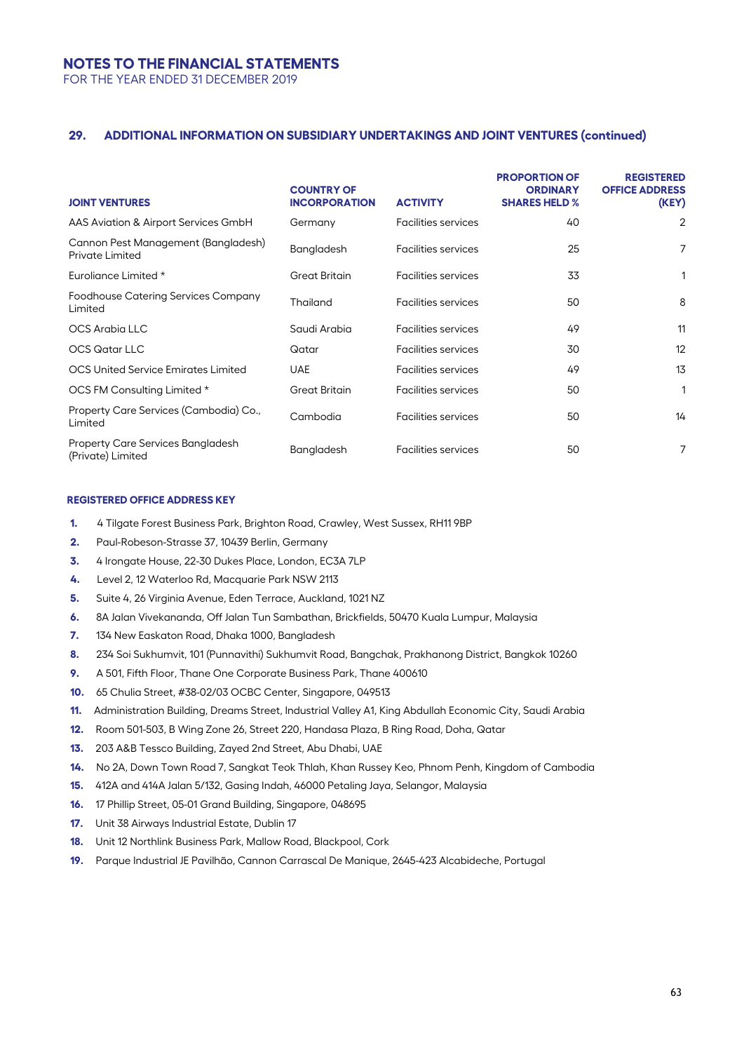# NOTES TO THE FINANCIAL STATEMENTS
FOR THE YEAR ENDED 31 DECEMBER 2019

## 29. ADDITIONAL INFORMATION ON SUBSIDIARY UNDERTAKINGS AND JOINT VENTURES (continued)

| JOINT VENTURES | COUNTRY OF INCORPORATION | ACTIVITY | PROPORTION OF ORDINARY SHARES HELD % | REGISTERED OFFICE ADDRESS (KEY) |
|---|---|---|---|---|
| AAS Aviation & Airport Services GmbH | Germany | Facilities services | 40 | 2 |
| Cannon Pest Management (Bangladesh) Private Limited | Bangladesh | Facilities services | 25 | 7 |
| Euroliance Limited * | Great Britain | Facilities services | 33 | 1 |
| Foodhouse Catering Services Company Limited | Thailand | Facilities services | 50 | 8 |
| OCS Arabia LLC | Saudi Arabia | Facilities services | 49 | 11 |
| OCS Qatar LLC | Qatar | Facilities services | 30 | 12 |
| OCS United Service Emirates Limited | UAE | Facilities services | 49 | 13 |
| OCS FM Consulting Limited * | Great Britain | Facilities services | 50 | 1 |
| Property Care Services (Cambodia) Co., Limited | Cambodia | Facilities services | 50 | 14 |
| Property Care Services Bangladesh (Private) Limited | Bangladesh | Facilities services | 50 | 7 |

### REGISTERED OFFICE ADDRESS KEY

1. 4 Tilgate Forest Business Park, Brighton Road, Crawley, West Sussex, RH11 9BP
2. Paul-Robeson-Strasse 37, 10439 Berlin, Germany
3. 4 Irongate House, 22-30 Dukes Place, London, EC3A 7LP
4. Level 2, 12 Waterloo Rd, Macquarie Park NSW 2113
5. Suite 4, 26 Virginia Avenue, Eden Terrace, Auckland, 1021 NZ
6. 8A Jalan Vivekananda, Off Jalan Tun Sambathan, Brickfields, 50470 Kuala Lumpur, Malaysia
7. 134 New Easkaton Road, Dhaka 1000, Bangladesh
8. 234 Soi Sukhumvit, 101 (Punnavithi) Sukhumvit Road, Bangchak, Prakhanong District, Bangkok 10260
9. A 501, Fifth Floor, Thane One Corporate Business Park, Thane 400610
10. 65 Chulia Street, #38-02/03 OCBC Center, Singapore, 049513
11. Administration Building, Dreams Street, Industrial Valley A1, King Abdullah Economic City, Saudi Arabia
12. Room 501-503, B Wing Zone 26, Street 220, Handasa Plaza, B Ring Road, Doha, Qatar
13. 203 A&B Tessco Building, Zayed 2nd Street, Abu Dhabi, UAE
14. No 2A, Down Town Road 7, Sangkat Teok Thlah, Khan Russey Keo, Phnom Penh, Kingdom of Cambodia
15. 412A and 414A Jalan 5/132, Gasing Indah, 46000 Petaling Jaya, Selangor, Malaysia
16. 17 Phillip Street, 05-01 Grand Building, Singapore, 048695
17. Unit 38 Airways Industrial Estate, Dublin 17
18. Unit 12 Northlink Business Park, Mallow Road, Blackpool, Cork
19. Parque Industrial JE Pavilhão, Cannon Carrascal De Manique, 2645-423 Alcabideche, Portugal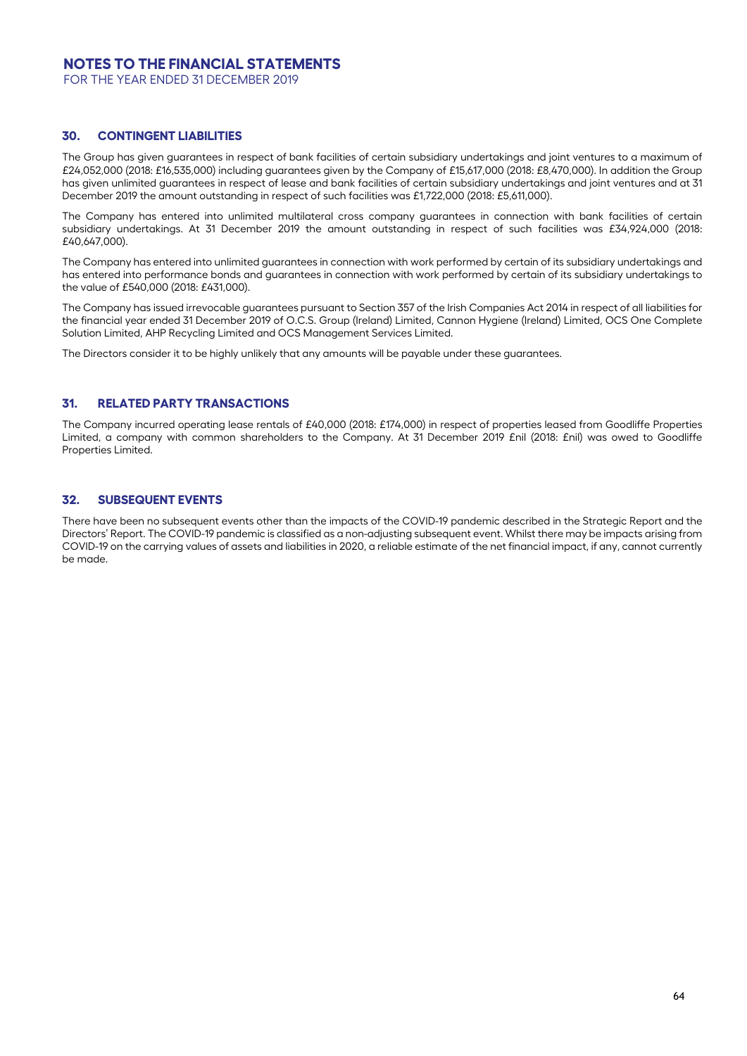# NOTES TO THE FINANCIAL STATEMENTS

FOR THE YEAR ENDED 31 DECEMBER 2019

## 30. CONTINGENT LIABILITIES

The Group has given guarantees in respect of bank facilities of certain subsidiary undertakings and joint ventures to a maximum of £24,052,000 (2018: £16,535,000) including guarantees given by the Company of £15,617,000 (2018: £8,470,000). In addition the Group has given unlimited guarantees in respect of lease and bank facilities of certain subsidiary undertakings and joint ventures and at 31 December 2019 the amount outstanding in respect of such facilities was £1,722,000 (2018: £5,611,000).

The Company has entered into unlimited multilateral cross company guarantees in connection with bank facilities of certain subsidiary undertakings. At 31 December 2019 the amount outstanding in respect of such facilities was £34,924,000 (2018: £40,647,000).

The Company has entered into unlimited guarantees in connection with work performed by certain of its subsidiary undertakings and has entered into performance bonds and guarantees in connection with work performed by certain of its subsidiary undertakings to the value of £540,000 (2018: £431,000).

The Company has issued irrevocable guarantees pursuant to Section 357 of the Irish Companies Act 2014 in respect of all liabilities for the financial year ended 31 December 2019 of O.C.S. Group (Ireland) Limited, Cannon Hygiene (Ireland) Limited, OCS One Complete Solution Limited, AHP Recycling Limited and OCS Management Services Limited.

The Directors consider it to be highly unlikely that any amounts will be payable under these guarantees.

## 31. RELATED PARTY TRANSACTIONS

The Company incurred operating lease rentals of £40,000 (2018: £174,000) in respect of properties leased from Goodliffe Properties Limited, a company with common shareholders to the Company. At 31 December 2019 £nil (2018: £nil) was owed to Goodliffe Properties Limited.

## 32. SUBSEQUENT EVENTS

There have been no subsequent events other than the impacts of the COVID-19 pandemic described in the Strategic Report and the Directors' Report. The COVID-19 pandemic is classified as a non-adjusting subsequent event. Whilst there may be impacts arising from COVID-19 on the carrying values of assets and liabilities in 2020, a reliable estimate of the net financial impact, if any, cannot currently be made.